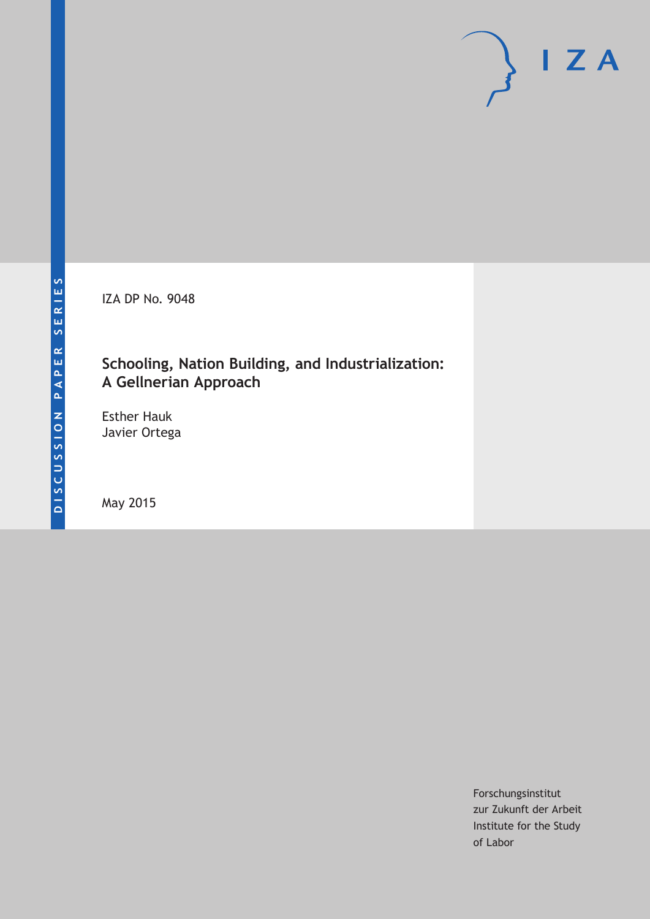DISCUSSION PAPER SERIES

IZA DP No. 9048

# Schooling, Nation Building, and Industrialization: A Gellnerian Approach

Esther Hauk
Javier Ortega

May 2015

Forschungsinstitut
zur Zukunft der Arbeit
Institute for the Study
of Labor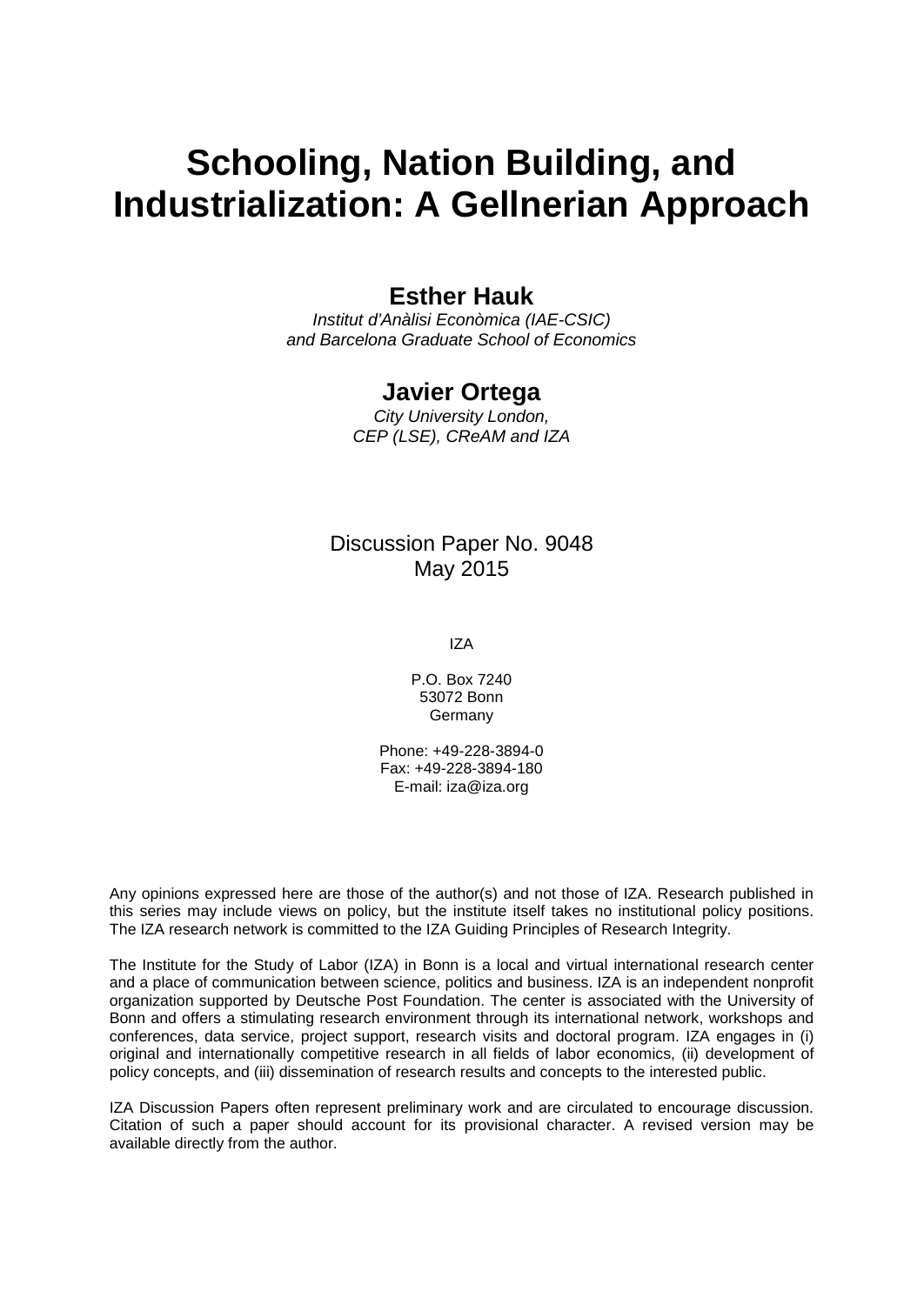# Schooling, Nation Building, and Industrialization: A Gellnerian Approach

## Esther Hauk

*Institut d'Anàlisi Econòmica (IAE-CSIC) and Barcelona Graduate School of Economics*

## Javier Ortega

*City University London, CEP (LSE), CReAM and IZA*

Discussion Paper No. 9048
May 2015

IZA

P.O. Box 7240
53072 Bonn
Germany

Phone: +49-228-3894-0
Fax: +49-228-3894-180
E-mail: iza@iza.org

Any opinions expressed here are those of the author(s) and not those of IZA. Research published in this series may include views on policy, but the institute itself takes no institutional policy positions. The IZA research network is committed to the IZA Guiding Principles of Research Integrity.

The Institute for the Study of Labor (IZA) in Bonn is a local and virtual international research center and a place of communication between science, politics and business. IZA is an independent nonprofit organization supported by Deutsche Post Foundation. The center is associated with the University of Bonn and offers a stimulating research environment through its international network, workshops and conferences, data service, project support, research visits and doctoral program. IZA engages in (i) original and internationally competitive research in all fields of labor economics, (ii) development of policy concepts, and (iii) dissemination of research results and concepts to the interested public.

IZA Discussion Papers often represent preliminary work and are circulated to encourage discussion. Citation of such a paper should account for its provisional character. A revised version may be available directly from the author.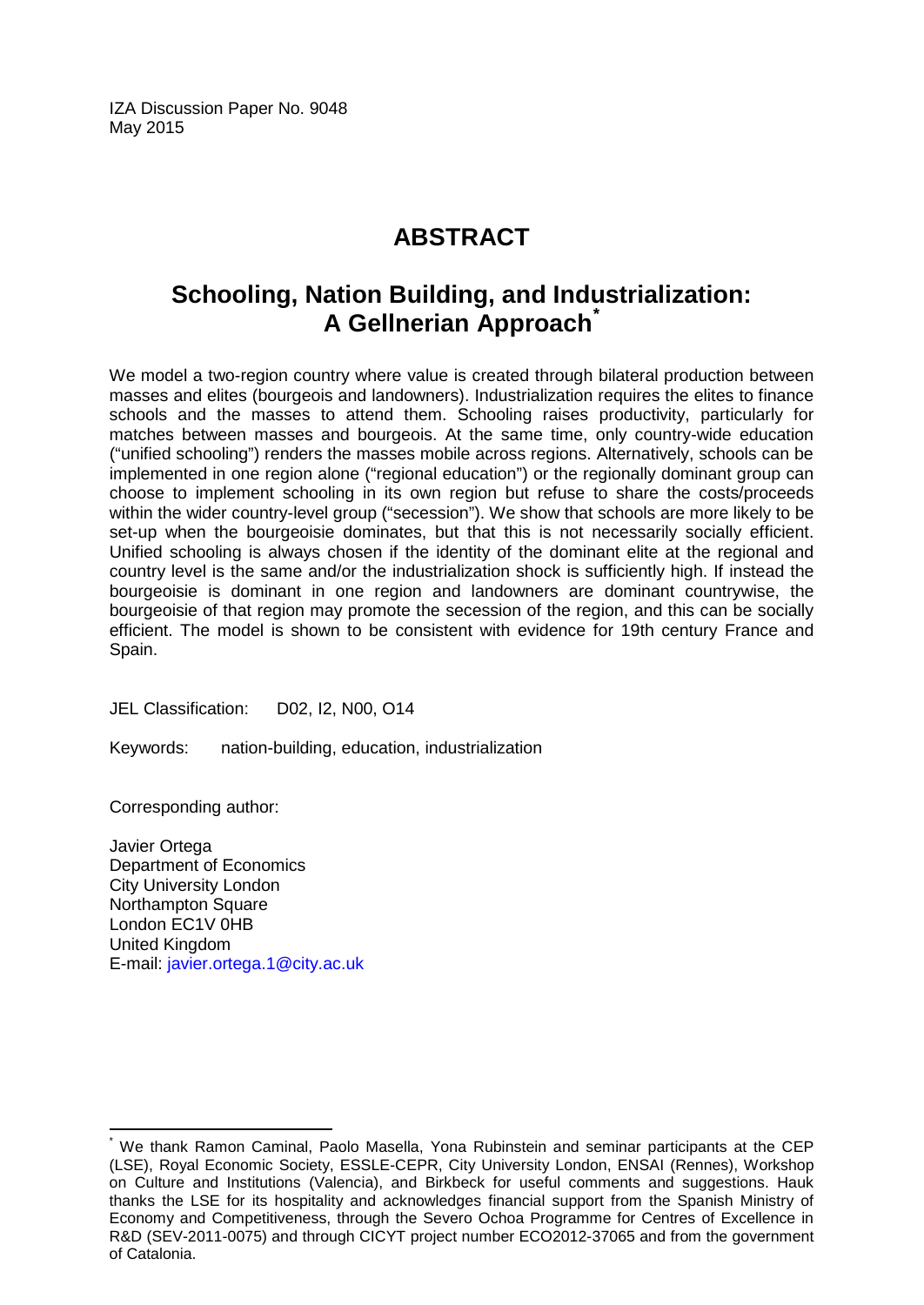IZA Discussion Paper No. 9048
May 2015

# ABSTRACT

## Schooling, Nation Building, and Industrialization: A Gellnerian Approach[*]

We model a two-region country where value is created through bilateral production between masses and elites (bourgeois and landowners). Industrialization requires the elites to finance schools and the masses to attend them. Schooling raises productivity, particularly for matches between masses and bourgeois. At the same time, only country-wide education ("unified schooling") renders the masses mobile across regions. Alternatively, schools can be implemented in one region alone ("regional education") or the regionally dominant group can choose to implement schooling in its own region but refuse to share the costs/proceeds within the wider country-level group ("secession"). We show that schools are more likely to be set-up when the bourgeoisie dominates, but that this is not necessarily socially efficient. Unified schooling is always chosen if the identity of the dominant elite at the regional and country level is the same and/or the industrialization shock is sufficiently high. If instead the bourgeoisie is dominant in one region and landowners are dominant countrywise, the bourgeoisie of that region may promote the secession of the region, and this can be socially efficient. The model is shown to be consistent with evidence for 19th century France and Spain.

JEL Classification: D02, I2, N00, O14

Keywords: nation-building, education, industrialization

Corresponding author:

Javier Ortega
Department of Economics
City University London
Northampton Square
London EC1V 0HB
United Kingdom
E-mail: javier.ortega.1@city.ac.uk

---

[*] We thank Ramon Caminal, Paolo Masella, Yona Rubinstein and seminar participants at the CEP (LSE), Royal Economic Society, ESSLE-CEPR, City University London, ENSAI (Rennes), Workshop on Culture and Institutions (Valencia), and Birkbeck for useful comments and suggestions. Hauk thanks the LSE for its hospitality and acknowledges financial support from the Spanish Ministry of Economy and Competitiveness, through the Severo Ochoa Programme for Centres of Excellence in R&D (SEV-2011-0075) and through CICYT project number ECO2012-37065 and from the government of Catalonia.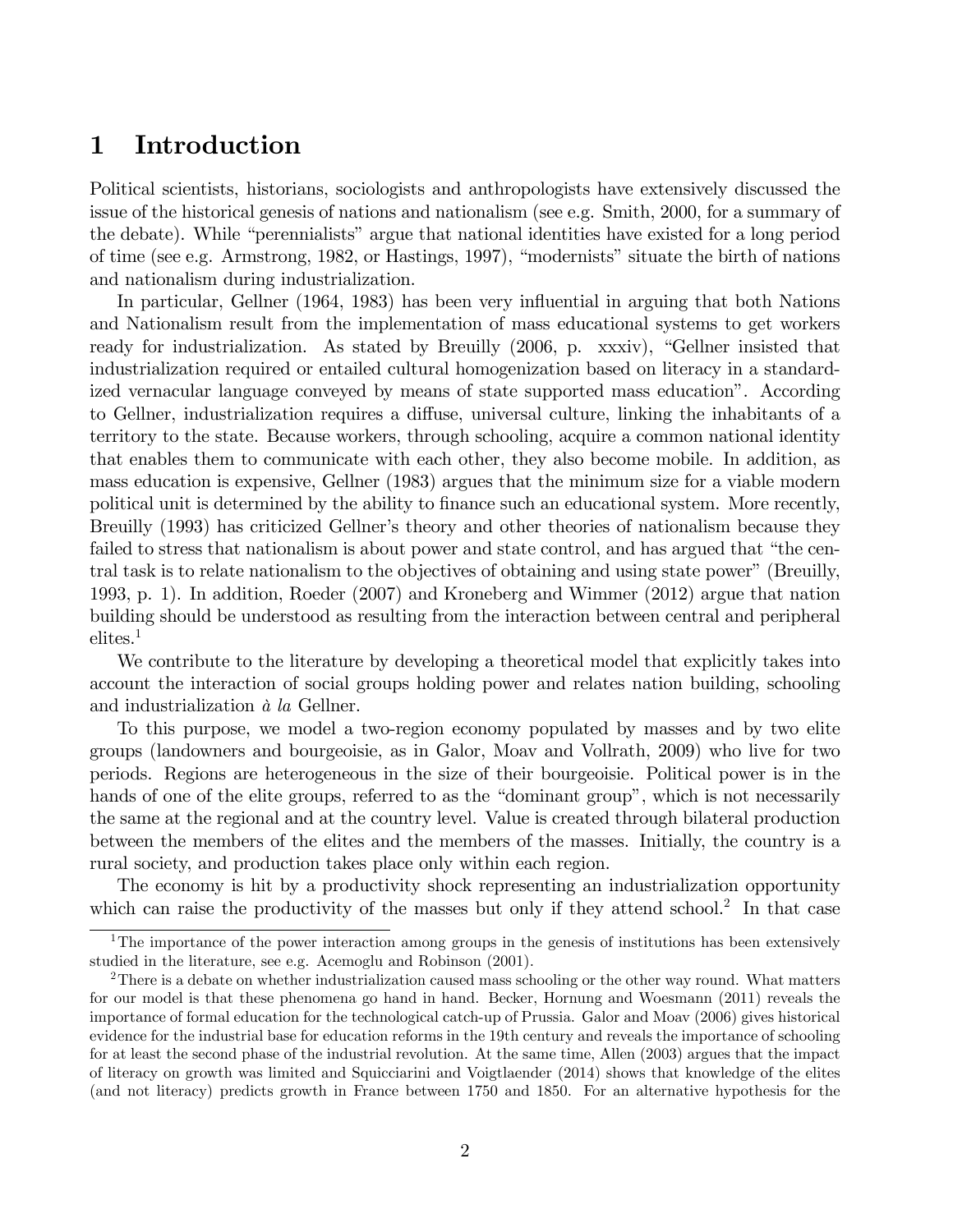# 1 Introduction

Political scientists, historians, sociologists and anthropologists have extensively discussed the issue of the historical genesis of nations and nationalism (see e.g. Smith, 2000, for a summary of the debate). While "perennialists" argue that national identities have existed for a long period of time (see e.g. Armstrong, 1982, or Hastings, 1997), "modernists" situate the birth of nations and nationalism during industrialization.

In particular, Gellner (1964, 1983) has been very influential in arguing that both Nations and Nationalism result from the implementation of mass educational systems to get workers ready for industrialization. As stated by Breuilly (2006, p. xxxiv), "Gellner insisted that industrialization required or entailed cultural homogenization based on literacy in a standardized vernacular language conveyed by means of state supported mass education". According to Gellner, industrialization requires a diffuse, universal culture, linking the inhabitants of a territory to the state. Because workers, through schooling, acquire a common national identity that enables them to communicate with each other, they also become mobile. In addition, as mass education is expensive, Gellner (1983) argues that the minimum size for a viable modern political unit is determined by the ability to finance such an educational system. More recently, Breuilly (1993) has criticized Gellner's theory and other theories of nationalism because they failed to stress that nationalism is about power and state control, and has argued that "the central task is to relate nationalism to the objectives of obtaining and using state power" (Breuilly, 1993, p. 1). In addition, Roeder (2007) and Kroneberg and Wimmer (2012) argue that nation building should be understood as resulting from the interaction between central and peripheral elites.[1]

We contribute to the literature by developing a theoretical model that explicitly takes into account the interaction of social groups holding power and relates nation building, schooling and industrialization *à la* Gellner.

To this purpose, we model a two-region economy populated by masses and by two elite groups (landowners and bourgeoisie, as in Galor, Moav and Vollrath, 2009) who live for two periods. Regions are heterogeneous in the size of their bourgeoisie. Political power is in the hands of one of the elite groups, referred to as the "dominant group", which is not necessarily the same at the regional and at the country level. Value is created through bilateral production between the members of the elites and the members of the masses. Initially, the country is a rural society, and production takes place only within each region.

The economy is hit by a productivity shock representing an industrialization opportunity which can raise the productivity of the masses but only if they attend school.[2] In that case

[1] The importance of the power interaction among groups in the genesis of institutions has been extensively studied in the literature, see e.g. Acemoglu and Robinson (2001).

[2] There is a debate on whether industrialization caused mass schooling or the other way round. What matters for our model is that these phenomena go hand in hand. Becker, Hornung and Woesmann (2011) reveals the importance of formal education for the technological catch-up of Prussia. Galor and Moav (2006) gives historical evidence for the industrial base for education reforms in the 19th century and reveals the importance of schooling for at least the second phase of the industrial revolution. At the same time, Allen (2003) argues that the impact of literacy on growth was limited and Squicciarini and Voigtlaender (2014) shows that knowledge of the elites (and not literacy) predicts growth in France between 1750 and 1850. For an alternative hypothesis for the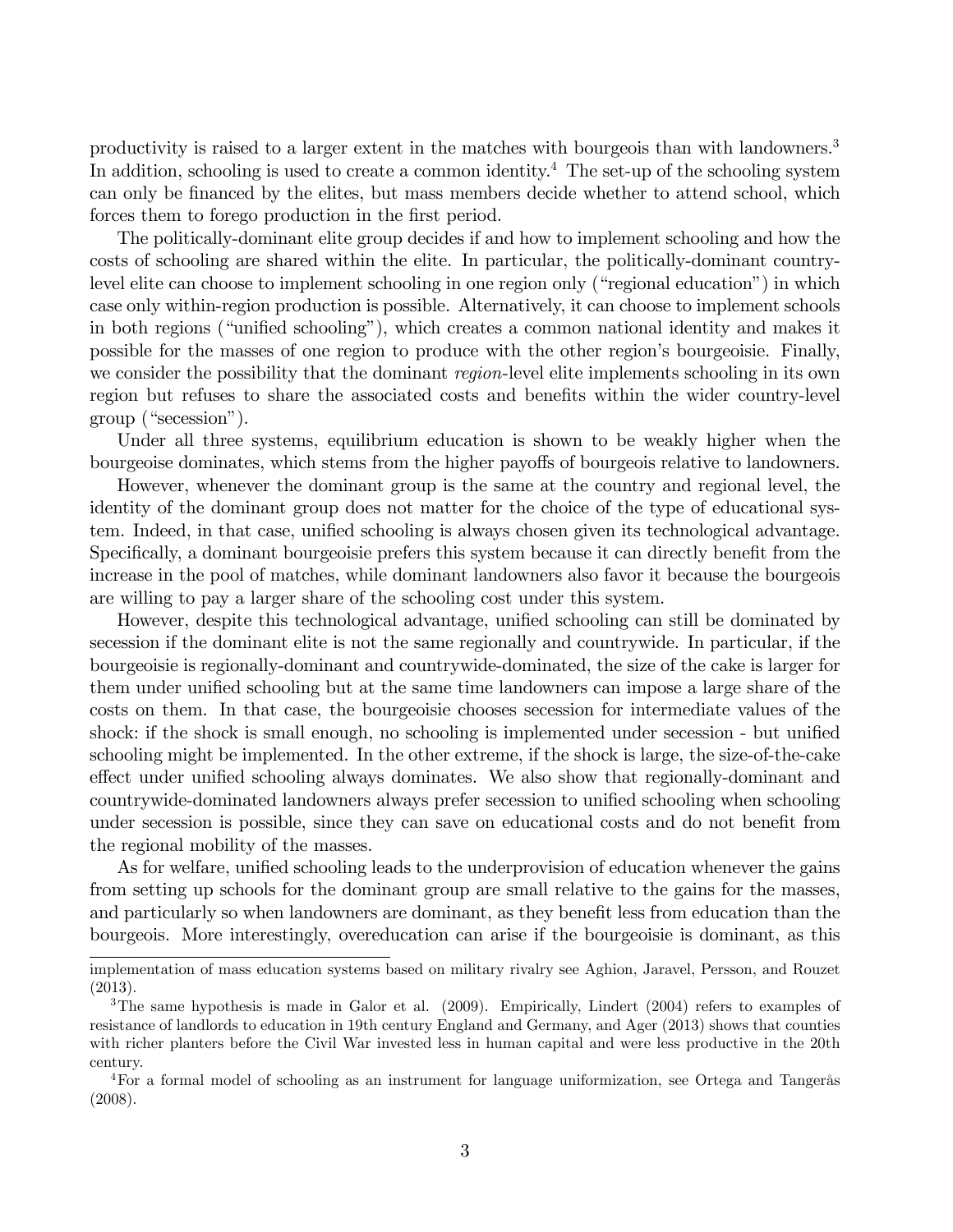productivity is raised to a larger extent in the matches with bourgeois than with landowners.[3] In addition, schooling is used to create a common identity.[4] The set-up of the schooling system can only be financed by the elites, but mass members decide whether to attend school, which forces them to forego production in the first period.

The politically-dominant elite group decides if and how to implement schooling and how the costs of schooling are shared within the elite. In particular, the politically-dominant country-level elite can choose to implement schooling in one region only ("regional education") in which case only within-region production is possible. Alternatively, it can choose to implement schools in both regions ("unified schooling"), which creates a common national identity and makes it possible for the masses of one region to produce with the other region's bourgeoisie. Finally, we consider the possibility that the dominant *region*-level elite implements schooling in its own region but refuses to share the associated costs and benefits within the wider country-level group ("secession").

Under all three systems, equilibrium education is shown to be weakly higher when the bourgeoise dominates, which stems from the higher payoffs of bourgeois relative to landowners.

However, whenever the dominant group is the same at the country and regional level, the identity of the dominant group does not matter for the choice of the type of educational system. Indeed, in that case, unified schooling is always chosen given its technological advantage. Specifically, a dominant bourgeoisie prefers this system because it can directly benefit from the increase in the pool of matches, while dominant landowners also favor it because the bourgeois are willing to pay a larger share of the schooling cost under this system.

However, despite this technological advantage, unified schooling can still be dominated by secession if the dominant elite is not the same regionally and countrywide. In particular, if the bourgeoisie is regionally-dominant and countrywide-dominated, the size of the cake is larger for them under unified schooling but at the same time landowners can impose a large share of the costs on them. In that case, the bourgeoisie chooses secession for intermediate values of the shock: if the shock is small enough, no schooling is implemented under secession - but unified schooling might be implemented. In the other extreme, if the shock is large, the size-of-the-cake effect under unified schooling always dominates. We also show that regionally-dominant and countrywide-dominated landowners always prefer secession to unified schooling when schooling under secession is possible, since they can save on educational costs and do not benefit from the regional mobility of the masses.

As for welfare, unified schooling leads to the underprovision of education whenever the gains from setting up schools for the dominant group are small relative to the gains for the masses, and particularly so when landowners are dominant, as they benefit less from education than the bourgeois. More interestingly, overeducation can arise if the bourgeoisie is dominant, as this

---

implementation of mass education systems based on military rivalry see Aghion, Jaravel, Persson, and Rouzet (2013).

[3] The same hypothesis is made in Galor et al. (2009). Empirically, Lindert (2004) refers to examples of resistance of landlords to education in 19th century England and Germany, and Ager (2013) shows that counties with richer planters before the Civil War invested less in human capital and were less productive in the 20th century.

[4] For a formal model of schooling as an instrument for language uniformization, see Ortega and Tangerås (2008).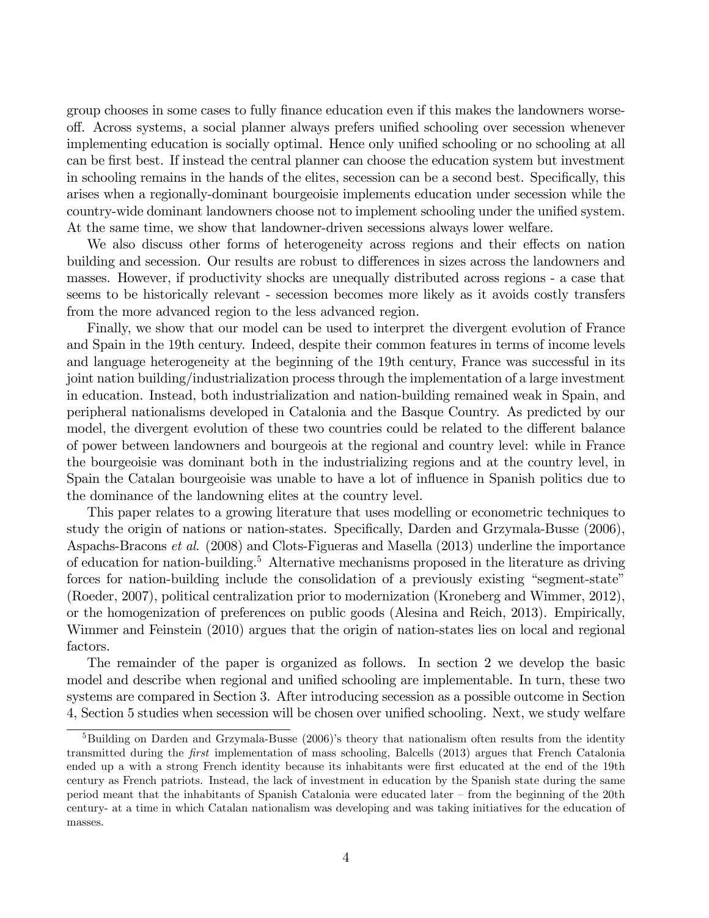group chooses in some cases to fully finance education even if this makes the landowners worse-off. Across systems, a social planner always prefers unified schooling over secession whenever implementing education is socially optimal. Hence only unified schooling or no schooling at all can be first best. If instead the central planner can choose the education system but investment in schooling remains in the hands of the elites, secession can be a second best. Specifically, this arises when a regionally-dominant bourgeoisie implements education under secession while the country-wide dominant landowners choose not to implement schooling under the unified system. At the same time, we show that landowner-driven secessions always lower welfare.

We also discuss other forms of heterogeneity across regions and their effects on nation building and secession. Our results are robust to differences in sizes across the landowners and masses. However, if productivity shocks are unequally distributed across regions - a case that seems to be historically relevant - secession becomes more likely as it avoids costly transfers from the more advanced region to the less advanced region.

Finally, we show that our model can be used to interpret the divergent evolution of France and Spain in the 19th century. Indeed, despite their common features in terms of income levels and language heterogeneity at the beginning of the 19th century, France was successful in its joint nation building/industrialization process through the implementation of a large investment in education. Instead, both industrialization and nation-building remained weak in Spain, and peripheral nationalisms developed in Catalonia and the Basque Country. As predicted by our model, the divergent evolution of these two countries could be related to the different balance of power between landowners and bourgeois at the regional and country level: while in France the bourgeoisie was dominant both in the industrializing regions and at the country level, in Spain the Catalan bourgeoisie was unable to have a lot of influence in Spanish politics due to the dominance of the landowning elites at the country level.

This paper relates to a growing literature that uses modelling or econometric techniques to study the origin of nations or nation-states. Specifically, Darden and Grzymala-Busse (2006), Aspachs-Bracons *et al.* (2008) and Clots-Figueras and Masella (2013) underline the importance of education for nation-building.[5] Alternative mechanisms proposed in the literature as driving forces for nation-building include the consolidation of a previously existing "segment-state" (Roeder, 2007), political centralization prior to modernization (Kroneberg and Wimmer, 2012), or the homogenization of preferences on public goods (Alesina and Reich, 2013). Empirically, Wimmer and Feinstein (2010) argues that the origin of nation-states lies on local and regional factors.

The remainder of the paper is organized as follows. In section 2 we develop the basic model and describe when regional and unified schooling are implementable. In turn, these two systems are compared in Section 3. After introducing secession as a possible outcome in Section 4, Section 5 studies when secession will be chosen over unified schooling. Next, we study welfare

[5] Building on Darden and Grzymala-Busse (2006)'s theory that nationalism often results from the identity transmitted during the *first* implementation of mass schooling, Balcells (2013) argues that French Catalonia ended up a with a strong French identity because its inhabitants were first educated at the end of the 19th century as French patriots. Instead, the lack of investment in education by the Spanish state during the same period meant that the inhabitants of Spanish Catalonia were educated later – from the beginning of the 20th century- at a time in which Catalan nationalism was developing and was taking initiatives for the education of masses.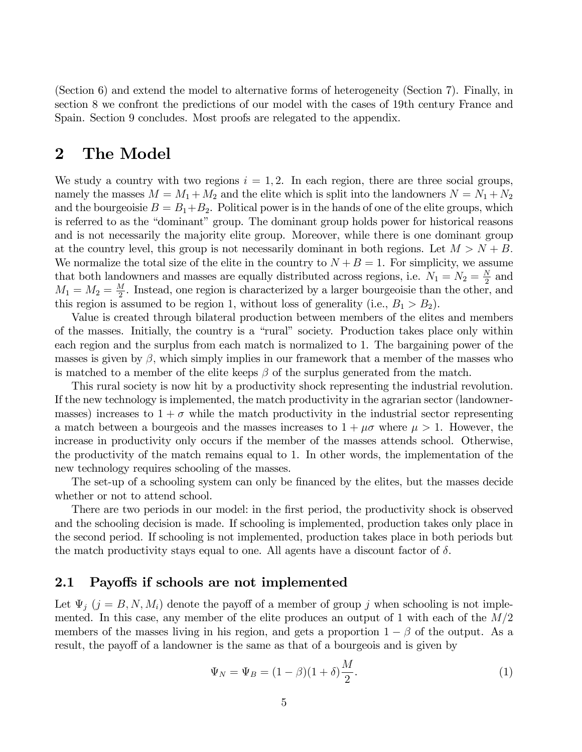(Section 6) and extend the model to alternative forms of heterogeneity (Section 7). Finally, in section 8 we confront the predictions of our model with the cases of 19th century France and Spain. Section 9 concludes. Most proofs are relegated to the appendix.

# 2 The Model

We study a country with two regions $i = 1, 2$. In each region, there are three social groups, namely the masses $M = M_1 + M_2$ and the elite which is split into the landowners $N = N_1 + N_2$ and the bourgeoisie $B = B_1 + B_2$. Political power is in the hands of one of the elite groups, which is referred to as the "dominant" group. The dominant group holds power for historical reasons and is not necessarily the majority elite group. Moreover, while there is one dominant group at the country level, this group is not necessarily dominant in both regions. Let $M > N + B$. We normalize the total size of the elite in the country to $N + B = 1$. For simplicity, we assume that both landowners and masses are equally distributed across regions, i.e. $N_1 = N_2 = \frac{N}{2}$ and $M_1 = M_2 = \frac{M}{2}$. Instead, one region is characterized by a larger bourgeoisie than the other, and this region is assumed to be region 1, without loss of generality (i.e., $B_1 > B_2$).

Value is created through bilateral production between members of the elites and members of the masses. Initially, the country is a "rural" society. Production takes place only within each region and the surplus from each match is normalized to 1. The bargaining power of the masses is given by $\beta$, which simply implies in our framework that a member of the masses who is matched to a member of the elite keeps $\beta$ of the surplus generated from the match.

This rural society is now hit by a productivity shock representing the industrial revolution. If the new technology is implemented, the match productivity in the agrarian sector (landowner-masses) increases to $1 + \sigma$ while the match productivity in the industrial sector representing a match between a bourgeois and the masses increases to $1 + \mu\sigma$ where $\mu > 1$. However, the increase in productivity only occurs if the member of the masses attends school. Otherwise, the productivity of the match remains equal to 1. In other words, the implementation of the new technology requires schooling of the masses.

The set-up of a schooling system can only be financed by the elites, but the masses decide whether or not to attend school.

There are two periods in our model: in the first period, the productivity shock is observed and the schooling decision is made. If schooling is implemented, production takes only place in the second period. If schooling is not implemented, production takes place in both periods but the match productivity stays equal to one. All agents have a discount factor of $\delta$.

## 2.1 Payoffs if schools are not implemented

Let $\Psi_j$ ($j = B, N, M_i$) denote the payoff of a member of group $j$ when schooling is not implemented. In this case, any member of the elite produces an output of 1 with each of the $M/2$ members of the masses living in his region, and gets a proportion $1 - \beta$ of the output. As a result, the payoff of a landowner is the same as that of a bourgeois and is given by

$$\Psi_N = \Psi_B = (1 - \beta)(1 + \delta)\frac{M}{2}. \tag{1}$$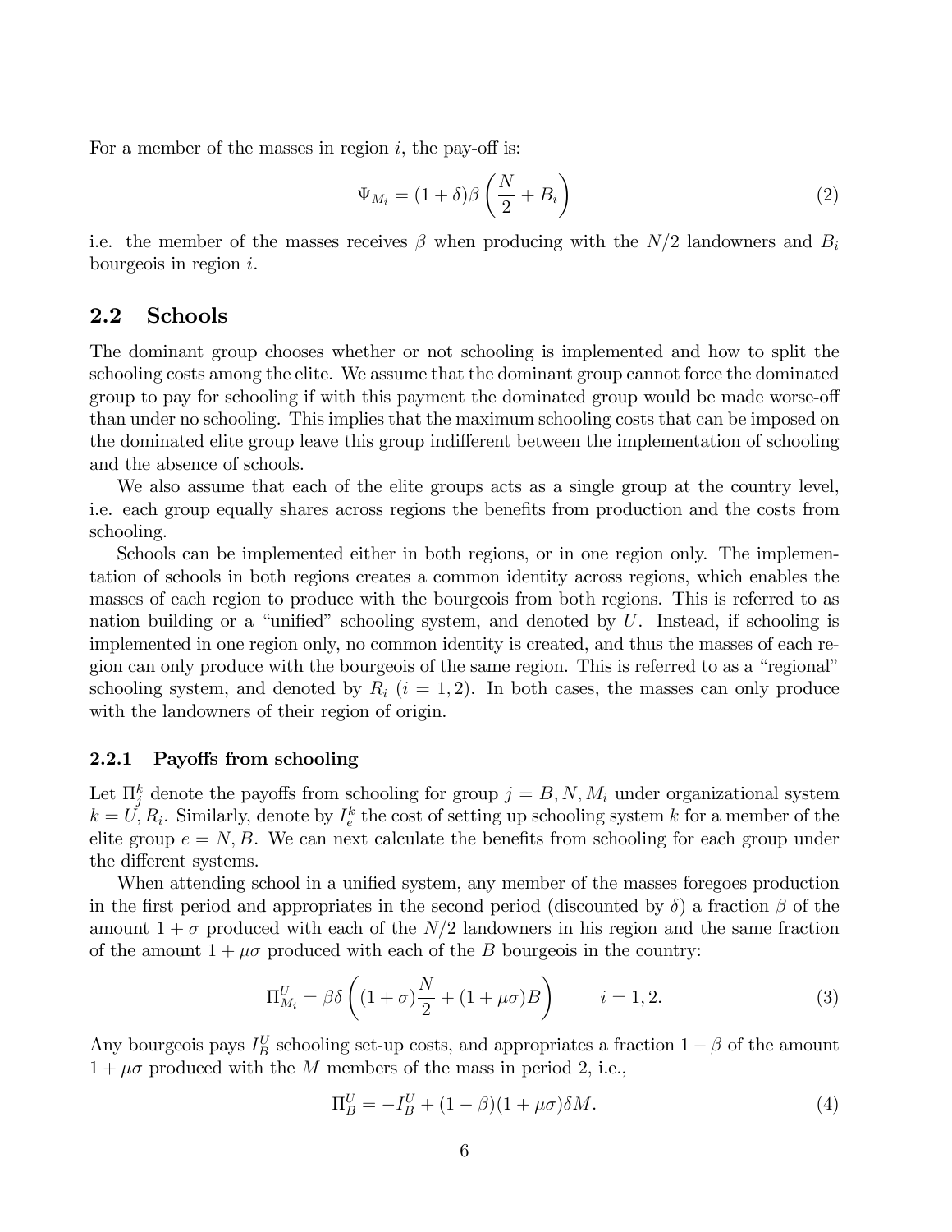For a member of the masses in region $i$, the pay-off is:

$$\Psi_{M_i} = (1+\delta)\beta\left(\frac{N}{2} + B_i\right) \tag{2}$$

i.e. the member of the masses receives $\beta$ when producing with the $N/2$ landowners and $B_i$ bourgeois in region $i$.

## 2.2 Schools

The dominant group chooses whether or not schooling is implemented and how to split the schooling costs among the elite. We assume that the dominant group cannot force the dominated group to pay for schooling if with this payment the dominated group would be made worse-off than under no schooling. This implies that the maximum schooling costs that can be imposed on the dominated elite group leave this group indifferent between the implementation of schooling and the absence of schools.

We also assume that each of the elite groups acts as a single group at the country level, i.e. each group equally shares across regions the benefits from production and the costs from schooling.

Schools can be implemented either in both regions, or in one region only. The implementation of schools in both regions creates a common identity across regions, which enables the masses of each region to produce with the bourgeois from both regions. This is referred to as nation building or a "unified" schooling system, and denoted by $U$. Instead, if schooling is implemented in one region only, no common identity is created, and thus the masses of each region can only produce with the bourgeois of the same region. This is referred to as a "regional" schooling system, and denoted by $R_i$ ($i = 1, 2$). In both cases, the masses can only produce with the landowners of their region of origin.

### 2.2.1 Payoffs from schooling

Let $\Pi_j^k$ denote the payoffs from schooling for group $j = B, N, M_i$ under organizational system $k = U, R_i$. Similarly, denote by $I_e^k$ the cost of setting up schooling system $k$ for a member of the elite group $e = N, B$. We can next calculate the benefits from schooling for each group under the different systems.

When attending school in a unified system, any member of the masses foregoes production in the first period and appropriates in the second period (discounted by $\delta$) a fraction $\beta$ of the amount $1 + \sigma$ produced with each of the $N/2$ landowners in his region and the same fraction of the amount $1 + \mu\sigma$ produced with each of the $B$ bourgeois in the country:

$$\Pi_{M_i}^U = \beta\delta\left((1+\sigma)\frac{N}{2} + (1+\mu\sigma)B\right) \qquad i = 1, 2. \tag{3}$$

Any bourgeois pays $I_B^U$ schooling set-up costs, and appropriates a fraction $1 - \beta$ of the amount $1 + \mu\sigma$ produced with the $M$ members of the mass in period 2, i.e.,

$$\Pi_B^U = -I_B^U + (1-\beta)(1+\mu\sigma)\delta M. \tag{4}$$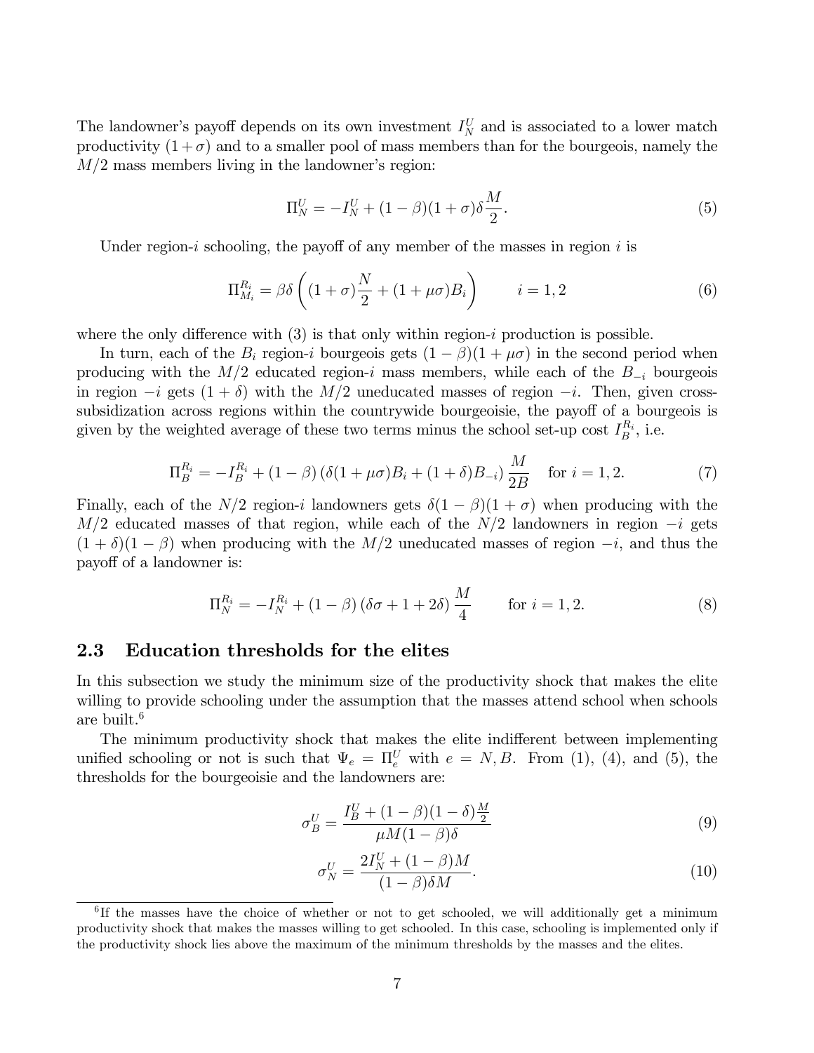The landowner's payoff depends on its own investment $I_N^U$ and is associated to a lower match productivity $(1+\sigma)$ and to a smaller pool of mass members than for the bourgeois, namely the $M/2$ mass members living in the landowner's region:

$$\Pi_N^U = -I_N^U + (1-\beta)(1+\sigma)\delta\frac{M}{2}. \tag{5}$$

Under region-$i$ schooling, the payoff of any member of the masses in region $i$ is

$$\Pi_{M_i}^{R_i} = \beta\delta\left((1+\sigma)\frac{N}{2} + (1+\mu\sigma)B_i\right) \qquad i = 1,2 \tag{6}$$

where the only difference with (3) is that only within region-$i$ production is possible.

In turn, each of the $B_i$ region-$i$ bourgeois gets $(1-\beta)(1+\mu\sigma)$ in the second period when producing with the $M/2$ educated region-$i$ mass members, while each of the $B_{-i}$ bourgeois in region $-i$ gets $(1+\delta)$ with the $M/2$ uneducated masses of region $-i$. Then, given cross-subsidization across regions within the countrywide bourgeoisie, the payoff of a bourgeois is given by the weighted average of these two terms minus the school set-up cost $I_B^{R_i}$, i.e.

$$\Pi_B^{R_i} = -I_B^{R_i} + (1-\beta)\left(\delta(1+\mu\sigma)B_i + (1+\delta)B_{-i}\right)\frac{M}{2B} \quad \text{for } i = 1,2. \tag{7}$$

Finally, each of the $N/2$ region-$i$ landowners gets $\delta(1-\beta)(1+\sigma)$ when producing with the $M/2$ educated masses of that region, while each of the $N/2$ landowners in region $-i$ gets $(1+\delta)(1-\beta)$ when producing with the $M/2$ uneducated masses of region $-i$, and thus the payoff of a landowner is:

$$\Pi_N^{R_i} = -I_N^{R_i} + (1-\beta)\left(\delta\sigma + 1 + 2\delta\right)\frac{M}{4} \qquad \text{for } i = 1,2. \tag{8}$$

## 2.3 Education thresholds for the elites

In this subsection we study the minimum size of the productivity shock that makes the elite willing to provide schooling under the assumption that the masses attend school when schools are built.[6]

The minimum productivity shock that makes the elite indifferent between implementing unified schooling or not is such that $\Psi_e = \Pi_e^U$ with $e = N, B$. From (1), (4), and (5), the thresholds for the bourgeoisie and the landowners are:

$$\sigma_B^U = \frac{I_B^U + (1-\beta)(1-\delta)\frac{M}{2}}{\mu M(1-\beta)\delta} \tag{9}$$

$$\sigma_N^U = \frac{2I_N^U + (1-\beta)M}{(1-\beta)\delta M}. \tag{10}$$

[6] If the masses have the choice of whether or not to get schooled, we will additionally get a minimum productivity shock that makes the masses willing to get schooled. In this case, schooling is implemented only if the productivity shock lies above the maximum of the minimum thresholds by the masses and the elites.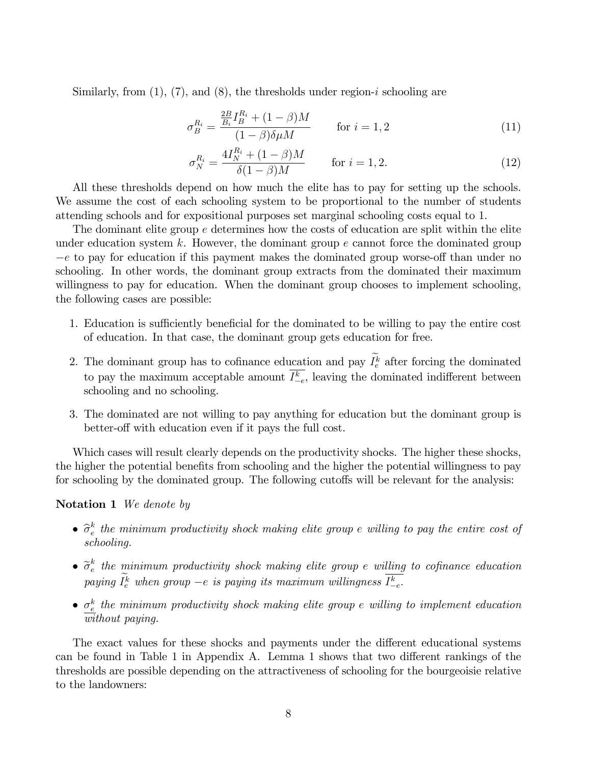Similarly, from (1), (7), and (8), the thresholds under region-$i$ schooling are

$$\sigma_B^{R_i} = \frac{\frac{2B}{B_i} I_B^{R_i} + (1-\beta)M}{(1-\beta)\delta\mu M} \qquad \text{for } i = 1, 2 \tag{11}$$

$$\sigma_N^{R_i} = \frac{4 I_N^{R_i} + (1-\beta)M}{\delta(1-\beta)M} \qquad \text{for } i = 1, 2. \tag{12}$$

All these thresholds depend on how much the elite has to pay for setting up the schools. We assume the cost of each schooling system to be proportional to the number of students attending schools and for expositional purposes set marginal schooling costs equal to 1.

The dominant elite group $e$ determines how the costs of education are split within the elite under education system $k$. However, the dominant group $e$ cannot force the dominated group $-e$ to pay for education if this payment makes the dominated group worse-off than under no schooling. In other words, the dominant group extracts from the dominated their maximum willingness to pay for education. When the dominant group chooses to implement schooling, the following cases are possible:

1. Education is sufficiently beneficial for the dominated to be willing to pay the entire cost of education. In that case, the dominant group gets education for free.
2. The dominant group has to cofinance education and pay $\widetilde{I_e^k}$ after forcing the dominated to pay the maximum acceptable amount $\overline{I_{-e}^k}$, leaving the dominated indifferent between schooling and no schooling.
3. The dominated are not willing to pay anything for education but the dominant group is better-off with education even if it pays the full cost.

Which cases will result clearly depends on the productivity shocks. The higher these shocks, the higher the potential benefits from schooling and the higher the potential willingness to pay for schooling by the dominated group. The following cutoffs will be relevant for the analysis:

**Notation 1** *We denote by*

- $\widehat{\sigma}_e^k$ *the minimum productivity shock making elite group $e$ willing to pay the entire cost of schooling.*
- $\widetilde{\sigma}_e^k$ *the minimum productivity shock making elite group $e$ willing to cofinance education paying $\widetilde{I_e^k}$ when group $-e$ is paying its maximum willingness $\overline{I_{-e}^k}$.*
- $\underline{\sigma}_e^k$ *the minimum productivity shock making elite group $e$ willing to implement education without paying.*

The exact values for these shocks and payments under the different educational systems can be found in Table 1 in Appendix A. Lemma 1 shows that two different rankings of the thresholds are possible depending on the attractiveness of schooling for the bourgeoisie relative to the landowners: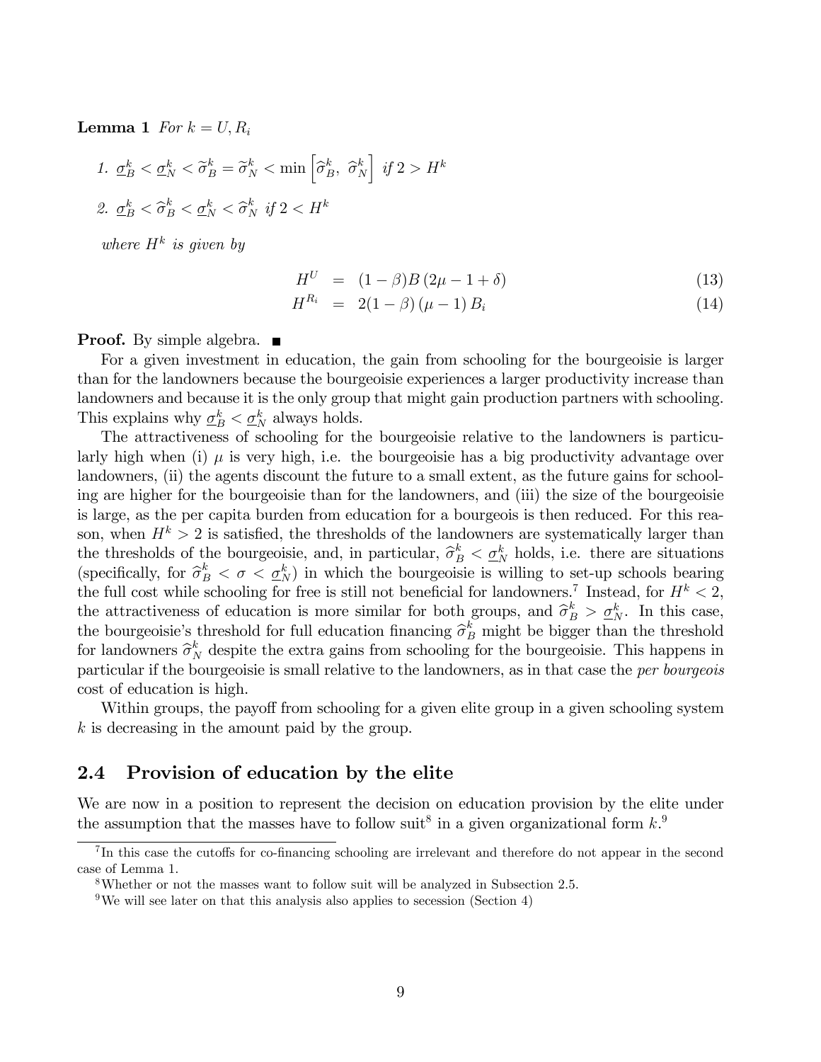**Lemma 1** *For $k = U, R_i$*

1. $\underline{\sigma}_B^k < \underline{\sigma}_N^k < \widetilde{\sigma}_B^k = \widetilde{\sigma}_N^k < \min\left[\widehat{\sigma}_B^k,\ \widehat{\sigma}_N^k\right]$ *if* $2 > H^k$
2. $\underline{\sigma}_B^k < \widehat{\sigma}_B^k < \underline{\sigma}_N^k < \widehat{\sigma}_N^k$ *if* $2 < H^k$

*where* $H^k$ *is given by*

$$H^U = (1-\beta)B\,(2\mu - 1 + \delta) \tag{13}$$

$$H^{R_i} = 2(1-\beta)\,(\mu - 1)\,B_i \tag{14}$$

**Proof.** By simple algebra. ■

For a given investment in education, the gain from schooling for the bourgeoisie is larger than for the landowners because the bourgeoisie experiences a larger productivity increase than landowners and because it is the only group that might gain production partners with schooling. This explains why $\underline{\sigma}_B^k < \underline{\sigma}_N^k$ always holds.

The attractiveness of schooling for the bourgeoisie relative to the landowners is particularly high when (i) $\mu$ is very high, i.e. the bourgeoisie has a big productivity advantage over landowners, (ii) the agents discount the future to a small extent, as the future gains for schooling are higher for the bourgeoisie than for the landowners, and (iii) the size of the bourgeoisie is large, as the per capita burden from education for a bourgeois is then reduced. For this reason, when $H^k > 2$ is satisfied, the thresholds of the landowners are systematically larger than the thresholds of the bourgeoisie, and, in particular, $\widehat{\sigma}_B^k < \underline{\sigma}_N^k$ holds, i.e. there are situations (specifically, for $\widehat{\sigma}_B^k < \sigma < \underline{\sigma}_N^k$) in which the bourgeoisie is willing to set-up schools bearing the full cost while schooling for free is still not beneficial for landowners.[7] Instead, for $H^k < 2$, the attractiveness of education is more similar for both groups, and $\widehat{\sigma}_B^k > \underline{\sigma}_N^k$. In this case, the bourgeoisie's threshold for full education financing $\widehat{\sigma}_B^k$ might be bigger than the threshold for landowners $\widehat{\sigma}_N^k$ despite the extra gains from schooling for the bourgeoisie. This happens in particular if the bourgeoisie is small relative to the landowners, as in that case the *per bourgeois* cost of education is high.

Within groups, the payoff from schooling for a given elite group in a given schooling system $k$ is decreasing in the amount paid by the group.

## 2.4 Provision of education by the elite

We are now in a position to represent the decision on education provision by the elite under the assumption that the masses have to follow suit[8] in a given organizational form $k$.[9]

[7] In this case the cutoffs for co-financing schooling are irrelevant and therefore do not appear in the second case of Lemma 1.

[8] Whether or not the masses want to follow suit will be analyzed in Subsection 2.5.

[9] We will see later on that this analysis also applies to secession (Section 4)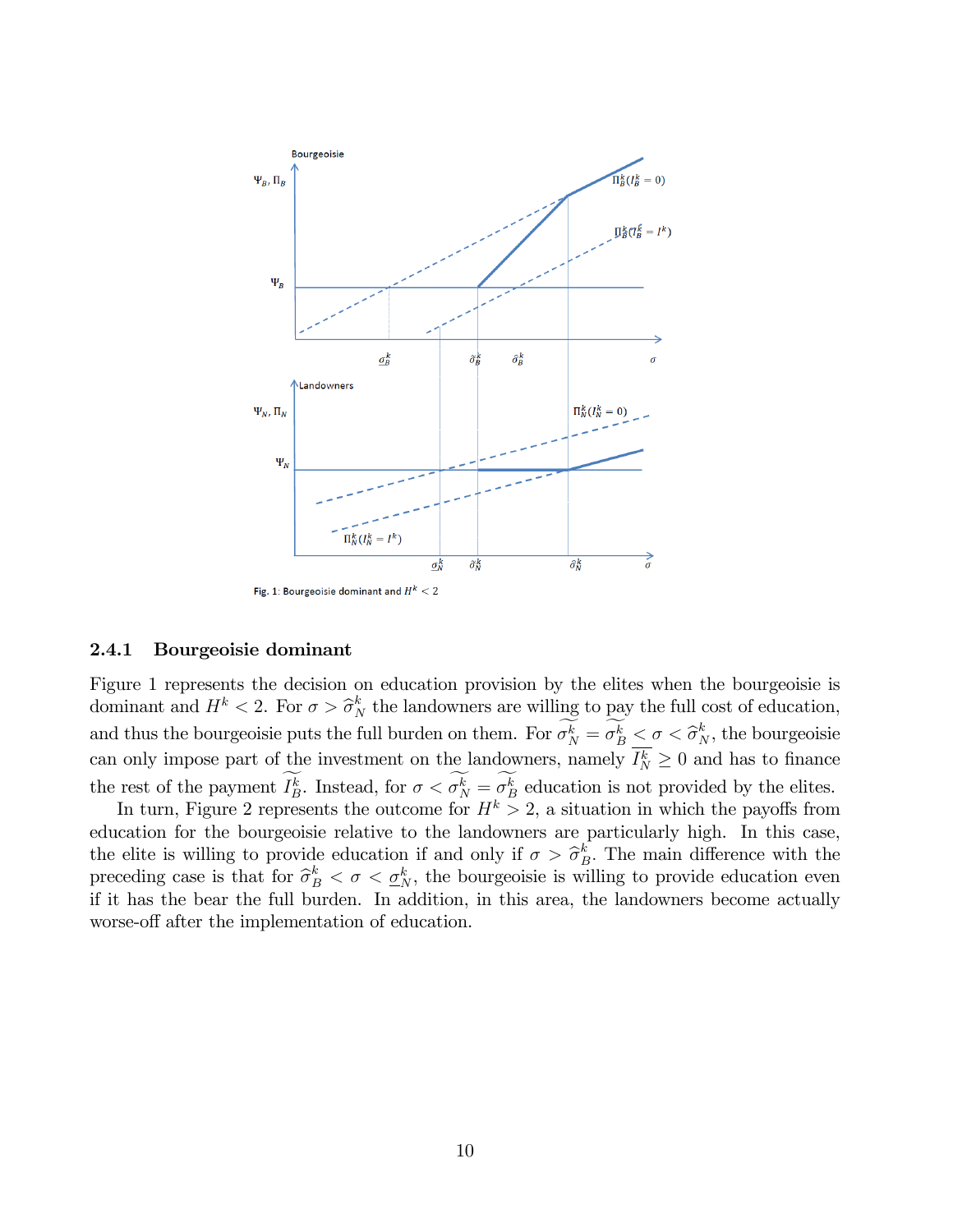Fig. 1: Bourgeoisie dominant and $H^k < 2$

### 2.4.1 Bourgeoisie dominant

Figure 1 represents the decision on education provision by the elites when the bourgeoisie is dominant and $H^k < 2$. For $\sigma > \widehat{\sigma}_N^k$ the landowners are willing to pay the full cost of education, and thus the bourgeoisie puts the full burden on them. For $\widetilde{\sigma_N^k} = \widetilde{\sigma_B^k} < \sigma < \widehat{\sigma}_N^k$, the bourgeoisie can only impose part of the investment on the landowners, namely $\widetilde{I_N^k} \geq 0$ and has to finance the rest of the payment $\widetilde{I_B^k}$. Instead, for $\sigma < \widetilde{\sigma_N^k} = \widetilde{\sigma_B^k}$ education is not provided by the elites.

In turn, Figure 2 represents the outcome for $H^k > 2$, a situation in which the payoffs from education for the bourgeoisie relative to the landowners are particularly high. In this case, the elite is willing to provide education if and only if $\sigma > \widehat{\sigma}_B^k$. The main difference with the preceding case is that for $\widehat{\sigma}_B^k < \sigma < \underline{\sigma}_N^k$, the bourgeoisie is willing to provide education even if it has the bear the full burden. In addition, in this area, the landowners become actually worse-off after the implementation of education.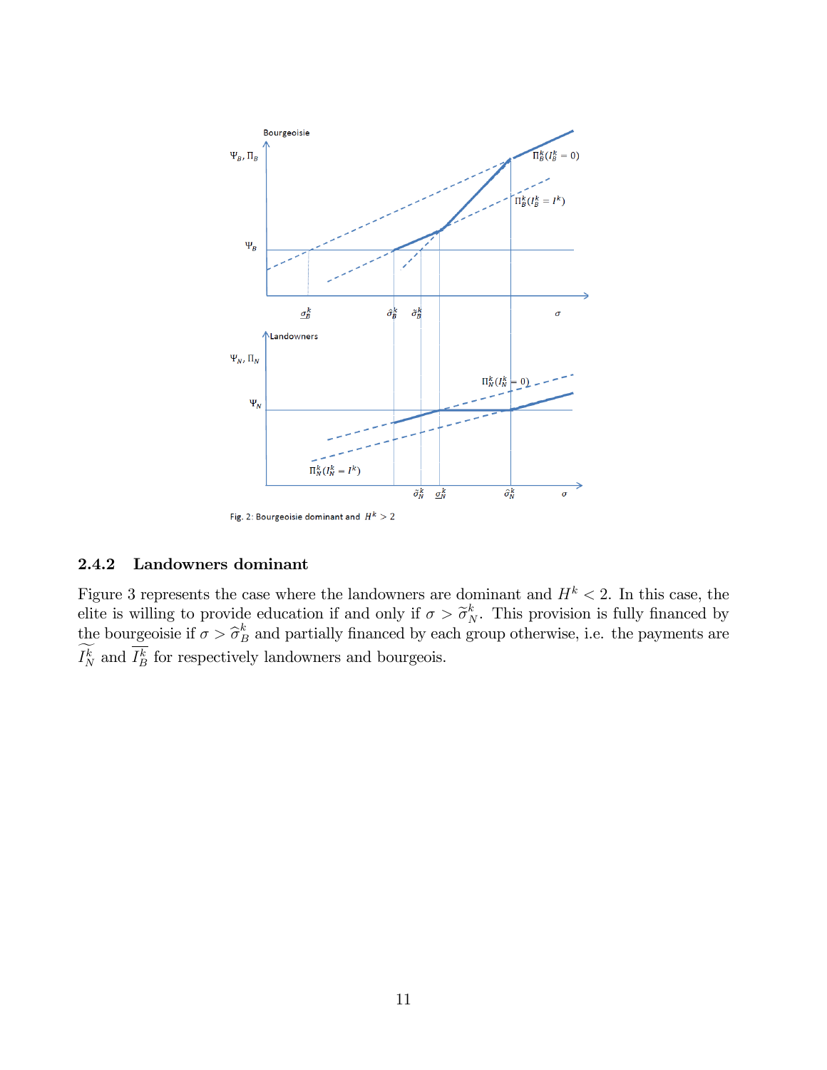Fig. 2: Bourgeoisie dominant and $H^k > 2$

### 2.4.2 Landowners dominant

Figure 3 represents the case where the landowners are dominant and $H^k < 2$. In this case, the elite is willing to provide education if and only if $\sigma > \widetilde{\sigma}_N^k$. This provision is fully financed by the bourgeoisie if $\sigma > \widehat{\sigma}_B^k$ and partially financed by each group otherwise, i.e. the payments are $\widetilde{I_N^k}$ and $\overline{I_B^k}$ for respectively landowners and bourgeois.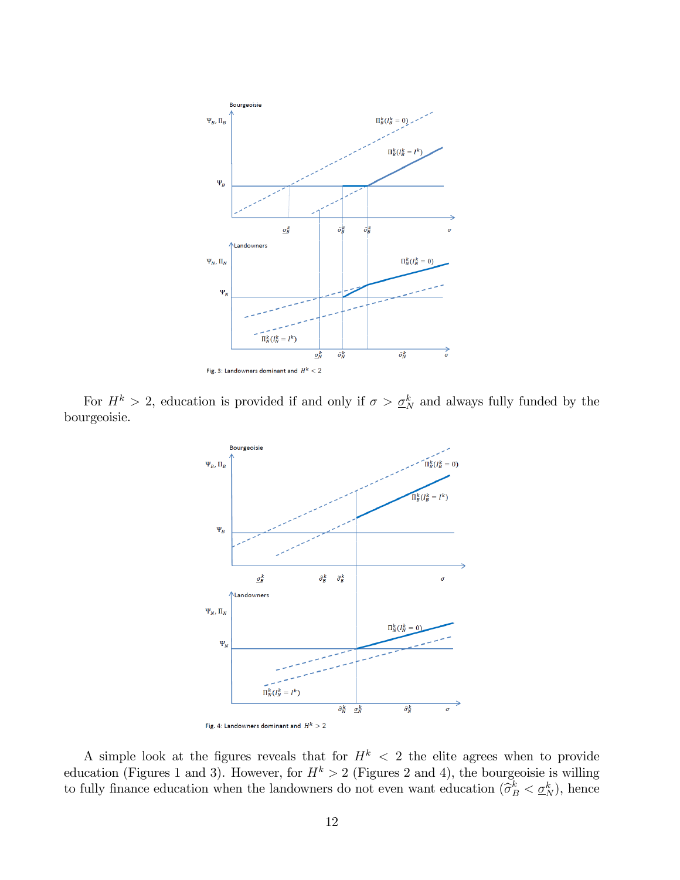Fig. 3: Landowners dominant and $H^k < 2$

For $H^k > 2$, education is provided if and only if $\sigma > \underline{\sigma}_N^k$ and always fully funded by the bourgeoisie.

Fig. 4: Landowners dominant and $H^k > 2$

A simple look at the figures reveals that for $H^k < 2$ the elite agrees when to provide education (Figures 1 and 3). However, for $H^k > 2$ (Figures 2 and 4), the bourgeoisie is willing to fully finance education when the landowners do not even want education ($\widehat{\sigma}_B^k < \underline{\sigma}_N^k$), hence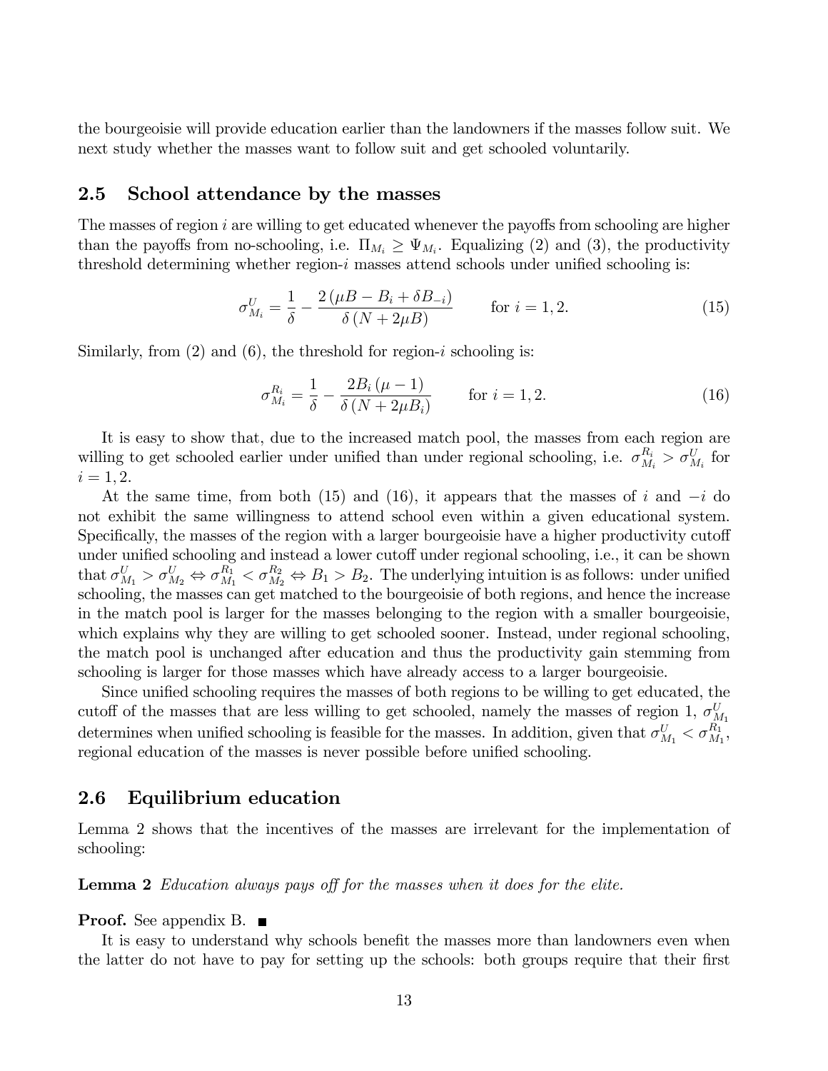the bourgeoisie will provide education earlier than the landowners if the masses follow suit. We next study whether the masses want to follow suit and get schooled voluntarily.

## 2.5 School attendance by the masses

The masses of region $i$ are willing to get educated whenever the payoffs from schooling are higher than the payoffs from no-schooling, i.e. $\Pi_{M_i} \geq \Psi_{M_i}$. Equalizing (2) and (3), the productivity threshold determining whether region-$i$ masses attend schools under unified schooling is:

$$\sigma_{M_i}^U = \frac{1}{\delta} - \frac{2\left(\mu B - B_i + \delta B_{-i}\right)}{\delta\left(N + 2\mu B\right)} \qquad \text{for } i = 1, 2. \tag{15}$$

Similarly, from (2) and (6), the threshold for region-$i$ schooling is:

$$\sigma_{M_i}^{R_i} = \frac{1}{\delta} - \frac{2B_i\left(\mu - 1\right)}{\delta\left(N + 2\mu B_i\right)} \qquad \text{for } i = 1, 2. \tag{16}$$

It is easy to show that, due to the increased match pool, the masses from each region are willing to get schooled earlier under unified than under regional schooling, i.e. $\sigma_{M_i}^{R_i} > \sigma_{M_i}^U$ for $i = 1, 2$.

At the same time, from both (15) and (16), it appears that the masses of $i$ and $-i$ do not exhibit the same willingness to attend school even within a given educational system. Specifically, the masses of the region with a larger bourgeoisie have a higher productivity cutoff under unified schooling and instead a lower cutoff under regional schooling, i.e., it can be shown that $\sigma_{M_1}^U > \sigma_{M_2}^U \Leftrightarrow \sigma_{M_1}^{R_1} < \sigma_{M_2}^{R_2} \Leftrightarrow B_1 > B_2$. The underlying intuition is as follows: under unified schooling, the masses can get matched to the bourgeoisie of both regions, and hence the increase in the match pool is larger for the masses belonging to the region with a smaller bourgeoisie, which explains why they are willing to get schooled sooner. Instead, under regional schooling, the match pool is unchanged after education and thus the productivity gain stemming from schooling is larger for those masses which have already access to a larger bourgeoisie.

Since unified schooling requires the masses of both regions to be willing to get educated, the cutoff of the masses that are less willing to get schooled, namely the masses of region 1, $\sigma_{M_1}^U$ determines when unified schooling is feasible for the masses. In addition, given that $\sigma_{M_1}^U < \sigma_{M_1}^{R_1}$, regional education of the masses is never possible before unified schooling.

## 2.6 Equilibrium education

Lemma 2 shows that the incentives of the masses are irrelevant for the implementation of schooling:

**Lemma 2** *Education always pays off for the masses when it does for the elite.*

**Proof.** See appendix B. ∎

It is easy to understand why schools benefit the masses more than landowners even when the latter do not have to pay for setting up the schools: both groups require that their first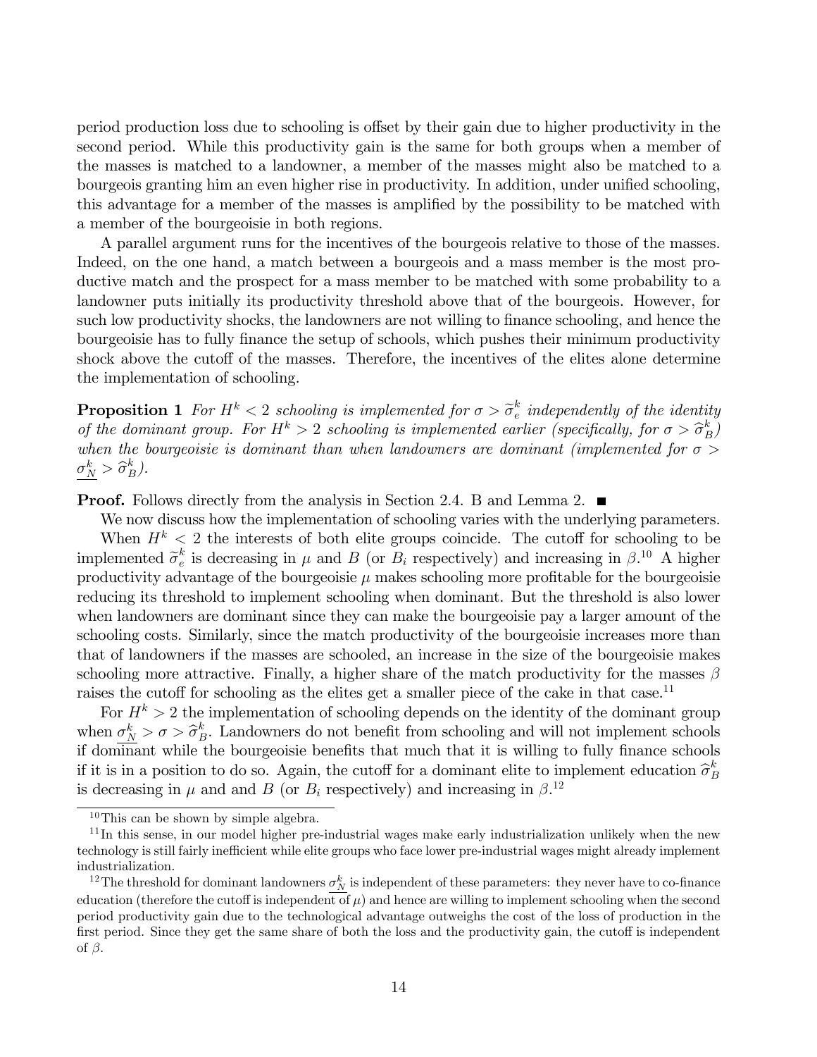period production loss due to schooling is offset by their gain due to higher productivity in the second period. While this productivity gain is the same for both groups when a member of the masses is matched to a landowner, a member of the masses might also be matched to a bourgeois granting him an even higher rise in productivity. In addition, under unified schooling, this advantage for a member of the masses is amplified by the possibility to be matched with a member of the bourgeoisie in both regions.

A parallel argument runs for the incentives of the bourgeois relative to those of the masses. Indeed, on the one hand, a match between a bourgeois and a mass member is the most productive match and the prospect for a mass member to be matched with some probability to a landowner puts initially its productivity threshold above that of the bourgeois. However, for such low productivity shocks, the landowners are not willing to finance schooling, and hence the bourgeoisie has to fully finance the setup of schools, which pushes their minimum productivity shock above the cutoff of the masses. Therefore, the incentives of the elites alone determine the implementation of schooling.

**Proposition 1** *For $H^k < 2$ schooling is implemented for $\sigma > \widetilde{\sigma}_e^k$ independently of the identity of the dominant group. For $H^k > 2$ schooling is implemented earlier (specifically, for $\sigma > \widehat{\sigma}_B^k$) when the bourgeoisie is dominant than when landowners are dominant (implemented for $\sigma > \underline{\sigma_N^k} > \widehat{\sigma}_B^k$).*

**Proof.** Follows directly from the analysis in Section 2.4. B and Lemma 2. ■

We now discuss how the implementation of schooling varies with the underlying parameters.

When $H^k < 2$ the interests of both elite groups coincide. The cutoff for schooling to be implemented $\widetilde{\sigma}_e^k$ is decreasing in $\mu$ and $B$ (or $B_i$ respectively) and increasing in $\beta$.[10] A higher productivity advantage of the bourgeoisie $\mu$ makes schooling more profitable for the bourgeoisie reducing its threshold to implement schooling when dominant. But the threshold is also lower when landowners are dominant since they can make the bourgeoisie pay a larger amount of the schooling costs. Similarly, since the match productivity of the bourgeoisie increases more than that of landowners if the masses are schooled, an increase in the size of the bourgeoisie makes schooling more attractive. Finally, a higher share of the match productivity for the masses $\beta$ raises the cutoff for schooling as the elites get a smaller piece of the cake in that case.[11]

For $H^k > 2$ the implementation of schooling depends on the identity of the dominant group when $\underline{\sigma_N^k} > \sigma > \widehat{\sigma}_B^k$. Landowners do not benefit from schooling and will not implement schools if dominant while the bourgeoisie benefits that much that it is willing to fully finance schools if it is in a position to do so. Again, the cutoff for a dominant elite to implement education $\widehat{\sigma}_B^k$ is decreasing in $\mu$ and and $B$ (or $B_i$ respectively) and increasing in $\beta$.[12]

[10] This can be shown by simple algebra.

[11] In this sense, in our model higher pre-industrial wages make early industrialization unlikely when the new technology is still fairly inefficient while elite groups who face lower pre-industrial wages might already implement industrialization.

[12] The threshold for dominant landowners $\underline{\sigma_N^k}$ is independent of these parameters: they never have to co-finance education (therefore the cutoff is independent of $\mu$) and hence are willing to implement schooling when the second period productivity gain due to the technological advantage outweighs the cost of the loss of production in the first period. Since they get the same share of both the loss and the productivity gain, the cutoff is independent of $\beta$.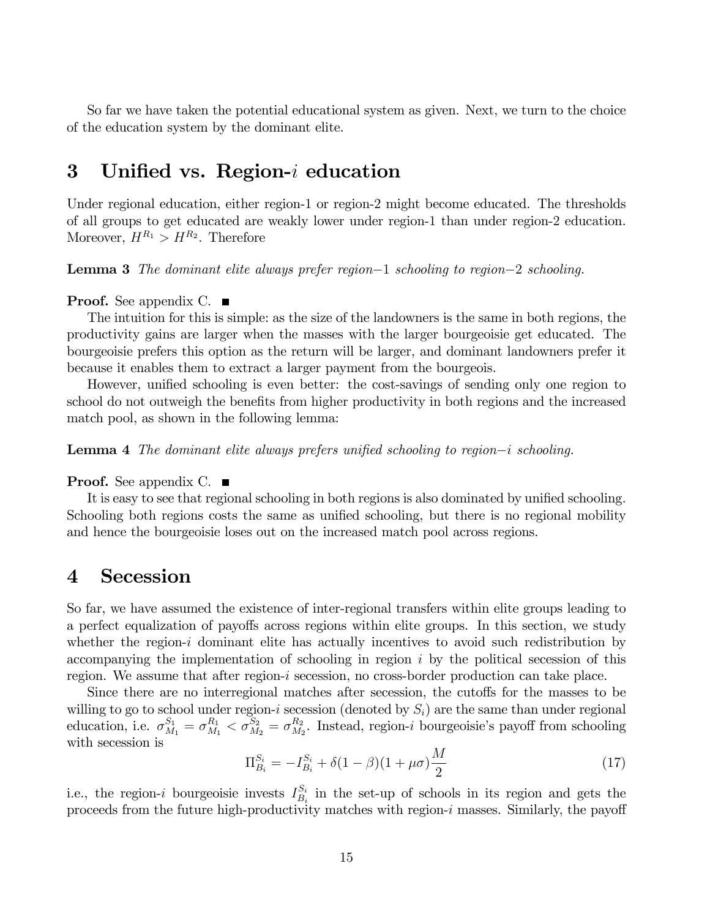So far we have taken the potential educational system as given. Next, we turn to the choice of the education system by the dominant elite.

# 3 Unified vs. Region-$i$ education

Under regional education, either region-1 or region-2 might become educated. The thresholds of all groups to get educated are weakly lower under region-1 than under region-2 education. Moreover, $H^{R_1} > H^{R_2}$. Therefore

**Lemma 3** *The dominant elite always prefer region−1 schooling to region−2 schooling.*

**Proof.** See appendix C. ■

The intuition for this is simple: as the size of the landowners is the same in both regions, the productivity gains are larger when the masses with the larger bourgeoisie get educated. The bourgeoisie prefers this option as the return will be larger, and dominant landowners prefer it because it enables them to extract a larger payment from the bourgeois.

However, unified schooling is even better: the cost-savings of sending only one region to school do not outweigh the benefits from higher productivity in both regions and the increased match pool, as shown in the following lemma:

**Lemma 4** *The dominant elite always prefers unified schooling to region−i schooling.*

**Proof.** See appendix C. ■

It is easy to see that regional schooling in both regions is also dominated by unified schooling. Schooling both regions costs the same as unified schooling, but there is no regional mobility and hence the bourgeoisie loses out on the increased match pool across regions.

# 4 Secession

So far, we have assumed the existence of inter-regional transfers within elite groups leading to a perfect equalization of payoffs across regions within elite groups. In this section, we study whether the region-$i$ dominant elite has actually incentives to avoid such redistribution by accompanying the implementation of schooling in region $i$ by the political secession of this region. We assume that after region-$i$ secession, no cross-border production can take place.

Since there are no interregional matches after secession, the cutoffs for the masses to be willing to go to school under region-$i$ secession (denoted by $S_i$) are the same than under regional education, i.e. $\sigma_{M_1}^{S_1} = \sigma_{M_1}^{R_1} < \sigma_{M_2}^{S_2} = \sigma_{M_2}^{R_2}$. Instead, region-$i$ bourgeoisie's payoff from schooling with secession is

$$\Pi_{B_i}^{S_i} = -I_{B_i}^{S_i} + \delta(1-\beta)(1+\mu\sigma)\frac{M}{2} \tag{17}$$

i.e., the region-$i$ bourgeoisie invests $I_{B_i}^{S_i}$ in the set-up of schools in its region and gets the proceeds from the future high-productivity matches with region-$i$ masses. Similarly, the payoff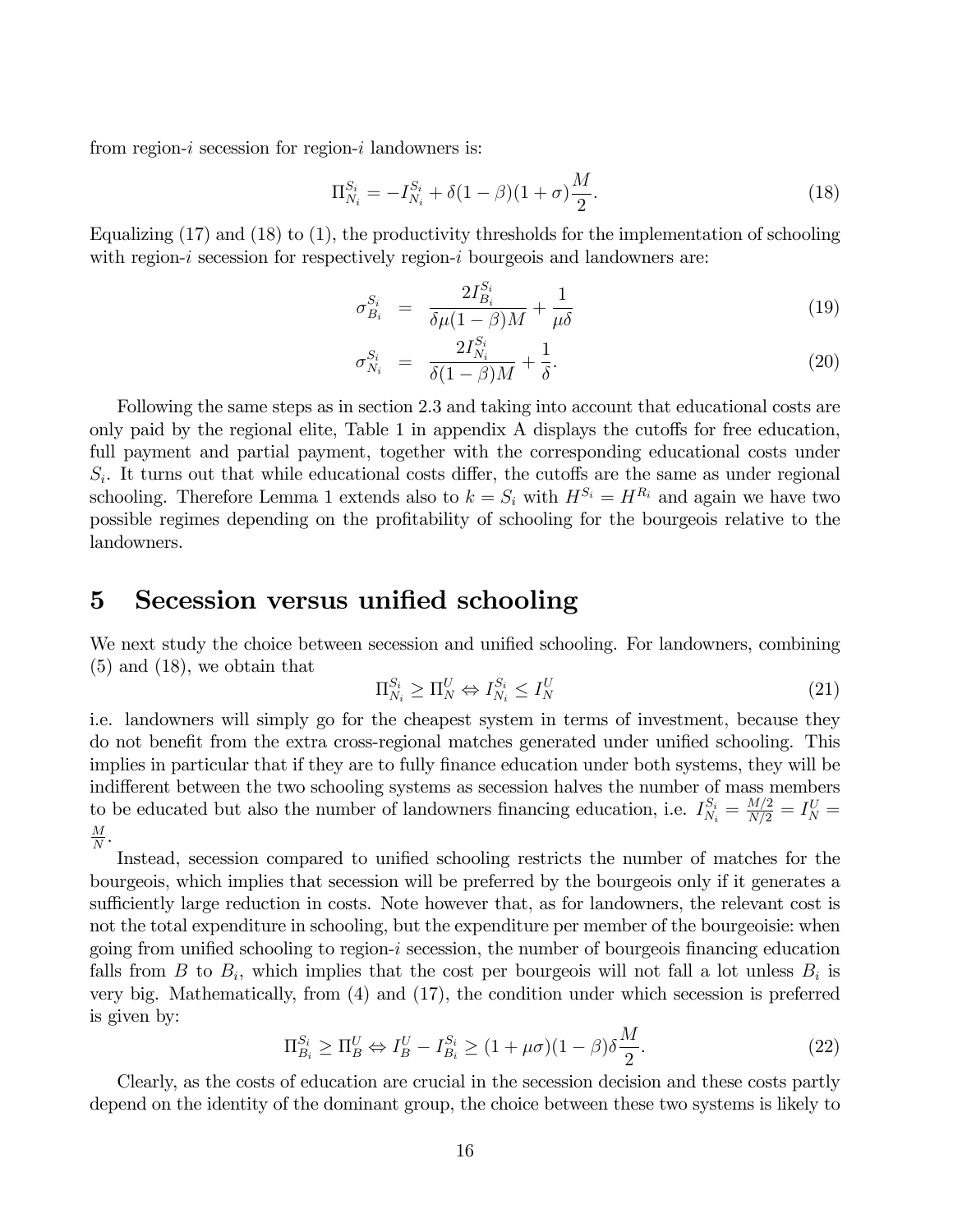from region-$i$ secession for region-$i$ landowners is:

$$\Pi_{N_i}^{S_i} = -I_{N_i}^{S_i} + \delta(1-\beta)(1+\sigma)\frac{M}{2}. \tag{18}$$

Equalizing (17) and (18) to (1), the productivity thresholds for the implementation of schooling with region-$i$ secession for respectively region-$i$ bourgeois and landowners are:

$$\sigma_{B_i}^{S_i} = \frac{2I_{B_i}^{S_i}}{\delta\mu(1-\beta)M} + \frac{1}{\mu\delta} \tag{19}$$

$$\sigma_{N_i}^{S_i} = \frac{2I_{N_i}^{S_i}}{\delta(1-\beta)M} + \frac{1}{\delta}. \tag{20}$$

Following the same steps as in section 2.3 and taking into account that educational costs are only paid by the regional elite, Table 1 in appendix A displays the cutoffs for free education, full payment and partial payment, together with the corresponding educational costs under $S_i$. It turns out that while educational costs differ, the cutoffs are the same as under regional schooling. Therefore Lemma 1 extends also to $k = S_i$ with $H^{S_i} = H^{R_i}$ and again we have two possible regimes depending on the profitability of schooling for the bourgeois relative to the landowners.

# 5 Secession versus unified schooling

We next study the choice between secession and unified schooling. For landowners, combining (5) and (18), we obtain that

$$\Pi_{N_i}^{S_i} \geq \Pi_N^U \Leftrightarrow I_{N_i}^{S_i} \leq I_N^U \tag{21}$$

i.e. landowners will simply go for the cheapest system in terms of investment, because they do not benefit from the extra cross-regional matches generated under unified schooling. This implies in particular that if they are to fully finance education under both systems, they will be indifferent between the two schooling systems as secession halves the number of mass members to be educated but also the number of landowners financing education, i.e. $I_{N_i}^{S_i} = \frac{M/2}{N/2} = I_N^U = \frac{M}{N}$.

Instead, secession compared to unified schooling restricts the number of matches for the bourgeois, which implies that secession will be preferred by the bourgeois only if it generates a sufficiently large reduction in costs. Note however that, as for landowners, the relevant cost is not the total expenditure in schooling, but the expenditure per member of the bourgeoisie: when going from unified schooling to region-$i$ secession, the number of bourgeois financing education falls from $B$ to $B_i$, which implies that the cost per bourgeois will not fall a lot unless $B_i$ is very big. Mathematically, from (4) and (17), the condition under which secession is preferred is given by:

$$\Pi_{B_i}^{S_i} \geq \Pi_B^U \Leftrightarrow I_B^U - I_{B_i}^{S_i} \geq (1+\mu\sigma)(1-\beta)\delta\frac{M}{2}. \tag{22}$$

Clearly, as the costs of education are crucial in the secession decision and these costs partly depend on the identity of the dominant group, the choice between these two systems is likely to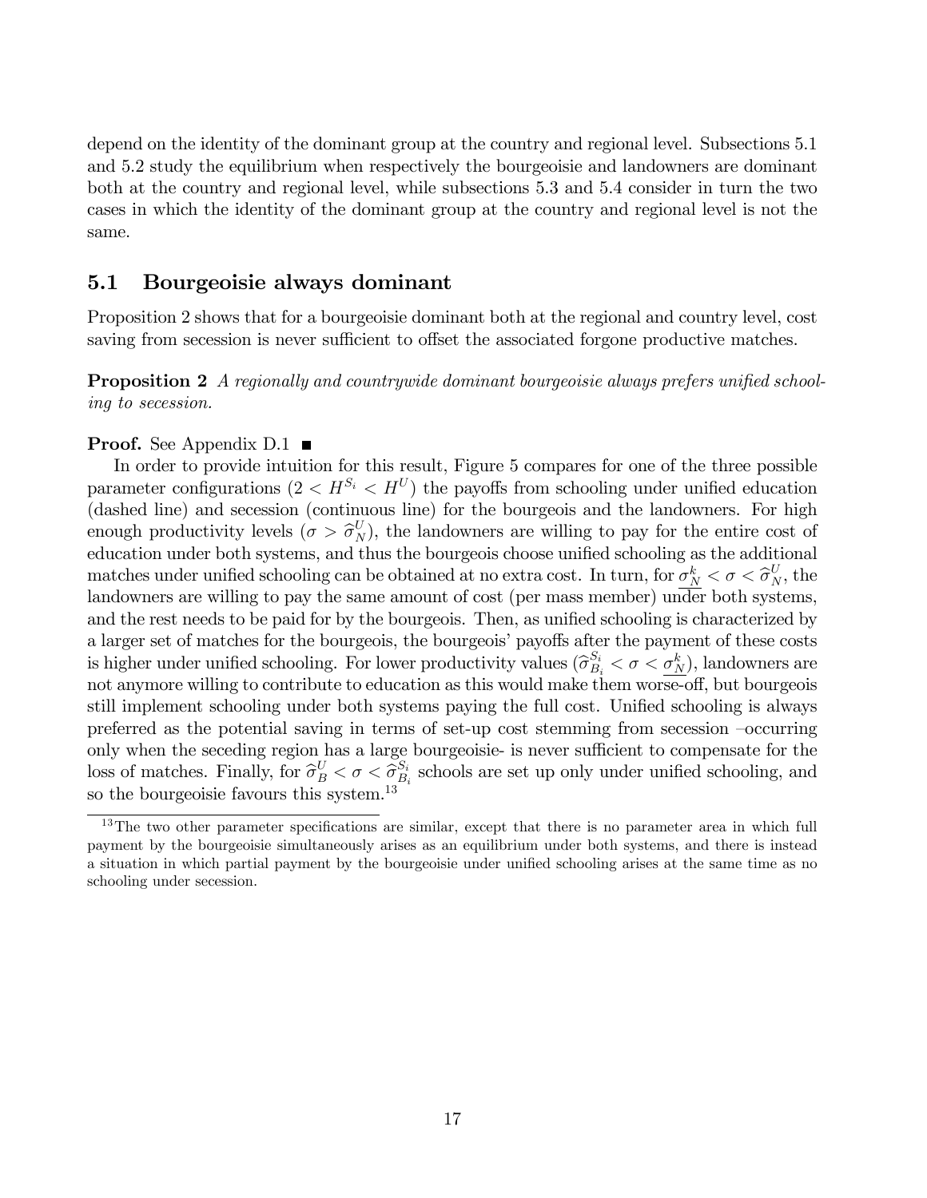depend on the identity of the dominant group at the country and regional level. Subsections 5.1 and 5.2 study the equilibrium when respectively the bourgeoisie and landowners are dominant both at the country and regional level, while subsections 5.3 and 5.4 consider in turn the two cases in which the identity of the dominant group at the country and regional level is not the same.

## 5.1 Bourgeoisie always dominant

Proposition 2 shows that for a bourgeoisie dominant both at the regional and country level, cost saving from secession is never sufficient to offset the associated forgone productive matches.

**Proposition 2** *A regionally and countrywide dominant bourgeoisie always prefers unified schooling to secession.*

**Proof.** See Appendix D.1 ■

In order to provide intuition for this result, Figure 5 compares for one of the three possible parameter configurations ($2 < H^{S_i} < H^U$) the payoffs from schooling under unified education (dashed line) and secession (continuous line) for the bourgeois and the landowners. For high enough productivity levels ($\sigma > \widehat{\sigma}_N^U$), the landowners are willing to pay for the entire cost of education under both systems, and thus the bourgeois choose unified schooling as the additional matches under unified schooling can be obtained at no extra cost. In turn, for $\underline{\sigma_N^k} < \sigma < \widehat{\sigma}_N^U$, the landowners are willing to pay the same amount of cost (per mass member) under both systems, and the rest needs to be paid for by the bourgeois. Then, as unified schooling is characterized by a larger set of matches for the bourgeois, the bourgeois' payoffs after the payment of these costs is higher under unified schooling. For lower productivity values ($\widehat{\sigma}_{B_i}^{S_i} < \sigma < \underline{\sigma_N^k}$), landowners are not anymore willing to contribute to education as this would make them worse-off, but bourgeois still implement schooling under both systems paying the full cost. Unified schooling is always preferred as the potential saving in terms of set-up cost stemming from secession –occurring only when the seceding region has a large bourgeoisie- is never sufficient to compensate for the loss of matches. Finally, for $\widehat{\sigma}_B^U < \sigma < \widehat{\sigma}_{B_i}^{S_i}$ schools are set up only under unified schooling, and so the bourgeoisie favours this system.[13]

[13] The two other parameter specifications are similar, except that there is no parameter area in which full payment by the bourgeoisie simultaneously arises as an equilibrium under both systems, and there is instead a situation in which partial payment by the bourgeoisie under unified schooling arises at the same time as no schooling under secession.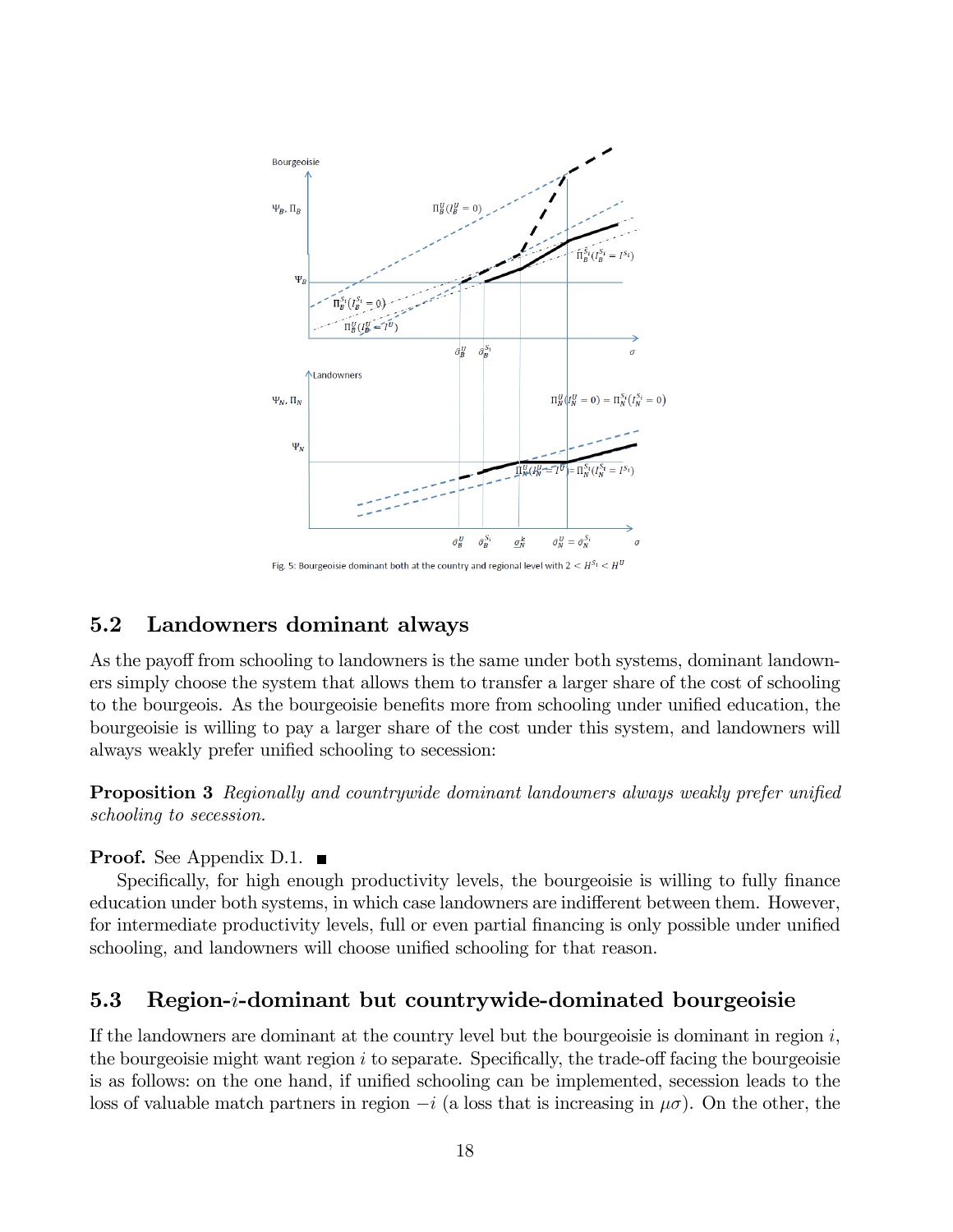Fig. 5: Bourgeoisie dominant both at the country and regional level with $2 < H^{S_i} < H^U$

## 5.2 Landowners dominant always

As the payoff from schooling to landowners is the same under both systems, dominant landowners simply choose the system that allows them to transfer a larger share of the cost of schooling to the bourgeois. As the bourgeoisie benefits more from schooling under unified education, the bourgeoisie is willing to pay a larger share of the cost under this system, and landowners will always weakly prefer unified schooling to secession:

**Proposition 3** *Regionally and countrywide dominant landowners always weakly prefer unified schooling to secession.*

**Proof.** See Appendix D.1. ■

Specifically, for high enough productivity levels, the bourgeoisie is willing to fully finance education under both systems, in which case landowners are indifferent between them. However, for intermediate productivity levels, full or even partial financing is only possible under unified schooling, and landowners will choose unified schooling for that reason.

## 5.3 Region-$i$-dominant but countrywide-dominated bourgeoisie

If the landowners are dominant at the country level but the bourgeoisie is dominant in region $i$, the bourgeoisie might want region $i$ to separate. Specifically, the trade-off facing the bourgeoisie is as follows: on the one hand, if unified schooling can be implemented, secession leads to the loss of valuable match partners in region $-i$ (a loss that is increasing in $\mu\sigma$). On the other, the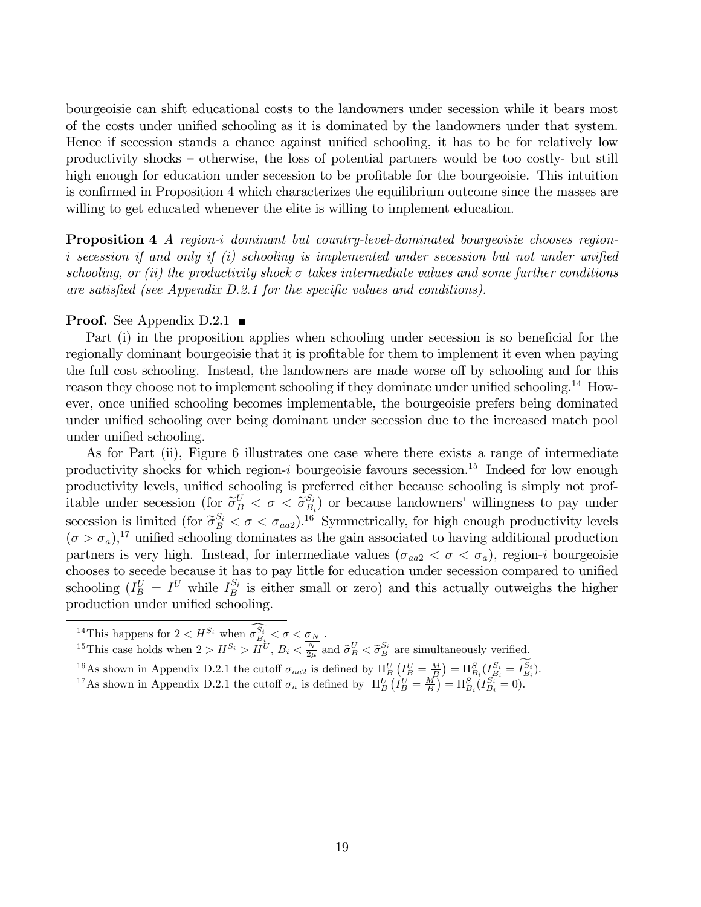bourgeoisie can shift educational costs to the landowners under secession while it bears most of the costs under unified schooling as it is dominated by the landowners under that system. Hence if secession stands a chance against unified schooling, it has to be for relatively low productivity shocks – otherwise, the loss of potential partners would be too costly- but still high enough for education under secession to be profitable for the bourgeoisie. This intuition is confirmed in Proposition 4 which characterizes the equilibrium outcome since the masses are willing to get educated whenever the elite is willing to implement education.

**Proposition 4** *A region-i dominant but country-level-dominated bourgeoisie chooses region-i secession if and only if (i) schooling is implemented under secession but not under unified schooling, or (ii) the productivity shock $\sigma$ takes intermediate values and some further conditions are satisfied (see Appendix D.2.1 for the specific values and conditions).*

**Proof.** See Appendix D.2.1 ■

Part (i) in the proposition applies when schooling under secession is so beneficial for the regionally dominant bourgeoisie that it is profitable for them to implement it even when paying the full cost schooling. Instead, the landowners are made worse off by schooling and for this reason they choose not to implement schooling if they dominate under unified schooling.[14] However, once unified schooling becomes implementable, the bourgeoisie prefers being dominated under unified schooling over being dominant under secession due to the increased match pool under unified schooling.

As for Part (ii), Figure 6 illustrates one case where there exists a range of intermediate productivity shocks for which region-$i$ bourgeoisie favours secession.[15] Indeed for low enough productivity levels, unified schooling is preferred either because schooling is simply not profitable under secession (for $\widetilde{\sigma}_B^U < \sigma < \widetilde{\sigma}_{B_i}^{S_i}$) or because landowners' willingness to pay under secession is limited (for $\widetilde{\sigma}_B^{S_i} < \sigma < \sigma_{aa2}$).[16] Symmetrically, for high enough productivity levels ($\sigma > \sigma_a$),[17] unified schooling dominates as the gain associated to having additional production partners is very high. Instead, for intermediate values ($\sigma_{aa2} < \sigma < \sigma_a$), region-$i$ bourgeoisie chooses to secede because it has to pay little for education under secession compared to unified schooling ($I_B^U = I^U$ while $I_B^{S_i}$ is either small or zero) and this actually outweighs the higher production under unified schooling.

[14] This happens for $2 < H^{S_i}$ when $\widehat{\sigma_{B_i}^{S_i}} < \sigma < \underline{\sigma_N}$ .

[15] This case holds when $2 > H^{S_i} > H^U$, $B_i < \frac{N}{2\mu}$ and $\widehat{\sigma}_B^U < \widetilde{\sigma}_B^{S_i}$ are simultaneously verified.

[16] As shown in Appendix D.2.1 the cutoff $\sigma_{aa2}$ is defined by $\Pi_B^U\left(I_B^U = \frac{M}{B}\right) = \Pi_{B_i}^S(I_{B_i}^{S_i} = \widetilde{I_{B_i}^{S_i}})$.

[17] As shown in Appendix D.2.1 the cutoff $\sigma_a$ is defined by $\Pi_B^U\left(I_B^U = \frac{M}{B}\right) = \Pi_{B_i}^S(I_{B_i}^{S_i} = 0)$.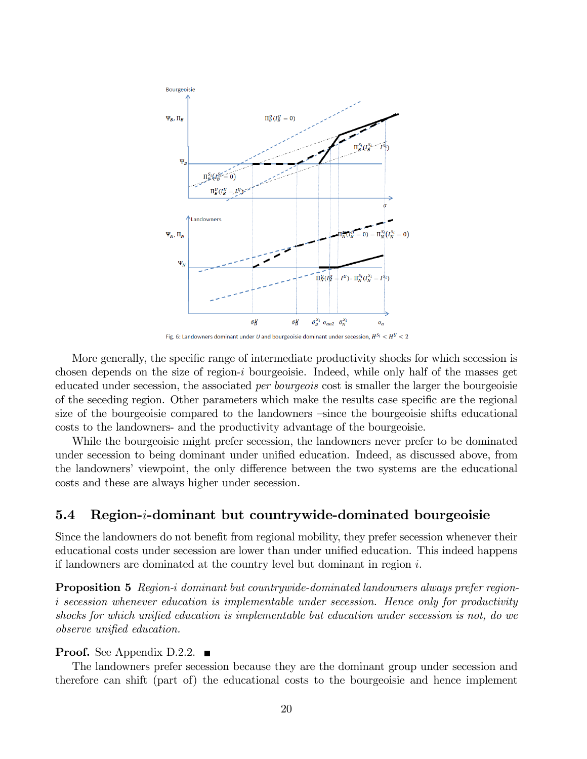Fig. 6: Landowners dominant under $U$ and bourgeoisie dominant under secession, $H^{S_i} < H^U < 2$

More generally, the specific range of intermediate productivity shocks for which secession is chosen depends on the size of region-$i$ bourgeoisie. Indeed, while only half of the masses get educated under secession, the associated *per bourgeois* cost is smaller the larger the bourgeoisie of the seceding region. Other parameters which make the results case specific are the regional size of the bourgeoisie compared to the landowners –since the bourgeoisie shifts educational costs to the landowners- and the productivity advantage of the bourgeoisie.

While the bourgeoisie might prefer secession, the landowners never prefer to be dominated under secession to being dominant under unified education. Indeed, as discussed above, from the landowners' viewpoint, the only difference between the two systems are the educational costs and these are always higher under secession.

## 5.4 Region-$i$-dominant but countrywide-dominated bourgeoisie

Since the landowners do not benefit from regional mobility, they prefer secession whenever their educational costs under secession are lower than under unified education. This indeed happens if landowners are dominated at the country level but dominant in region $i$.

**Proposition 5** *Region-$i$ dominant but countrywide-dominated landowners always prefer region-$i$ secession whenever education is implementable under secession. Hence only for productivity shocks for which unified education is implementable but education under secession is not, do we observe unified education.*

**Proof.** See Appendix D.2.2. ■

The landowners prefer secession because they are the dominant group under secession and therefore can shift (part of) the educational costs to the bourgeoisie and hence implement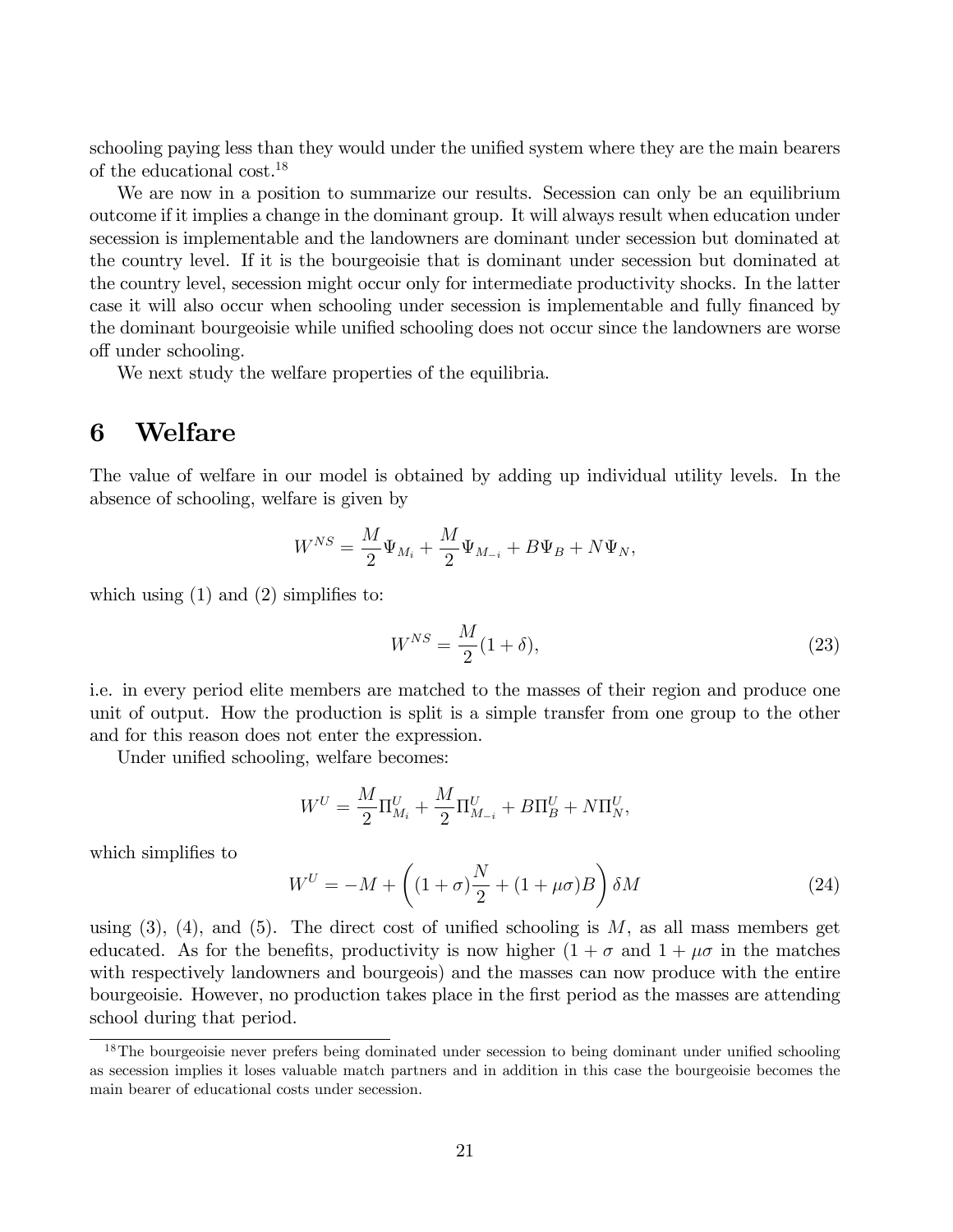schooling paying less than they would under the unified system where they are the main bearers of the educational cost.[18]

We are now in a position to summarize our results. Secession can only be an equilibrium outcome if it implies a change in the dominant group. It will always result when education under secession is implementable and the landowners are dominant under secession but dominated at the country level. If it is the bourgeoisie that is dominant under secession but dominated at the country level, secession might occur only for intermediate productivity shocks. In the latter case it will also occur when schooling under secession is implementable and fully financed by the dominant bourgeoisie while unified schooling does not occur since the landowners are worse off under schooling.

We next study the welfare properties of the equilibria.

# 6 Welfare

The value of welfare in our model is obtained by adding up individual utility levels. In the absence of schooling, welfare is given by

$$W^{NS} = \frac{M}{2}\Psi_{M_i} + \frac{M}{2}\Psi_{M_{-i}} + B\Psi_B + N\Psi_N,$$

which using (1) and (2) simplifies to:

$$W^{NS} = \frac{M}{2}(1+\delta), \tag{23}$$

i.e. in every period elite members are matched to the masses of their region and produce one unit of output. How the production is split is a simple transfer from one group to the other and for this reason does not enter the expression.

Under unified schooling, welfare becomes:

$$W^U = \frac{M}{2}\Pi^U_{M_i} + \frac{M}{2}\Pi^U_{M_{-i}} + B\Pi^U_B + N\Pi^U_N,$$

which simplifies to

$$W^U = -M + \left((1+\sigma)\frac{N}{2} + (1+\mu\sigma)B\right)\delta M \tag{24}$$

using (3), (4), and (5). The direct cost of unified schooling is $M$, as all mass members get educated. As for the benefits, productivity is now higher ($1+\sigma$ and $1+\mu\sigma$ in the matches with respectively landowners and bourgeois) and the masses can now produce with the entire bourgeoisie. However, no production takes place in the first period as the masses are attending school during that period.

[18] The bourgeoisie never prefers being dominated under secession to being dominant under unified schooling as secession implies it loses valuable match partners and in addition in this case the bourgeoisie becomes the main bearer of educational costs under secession.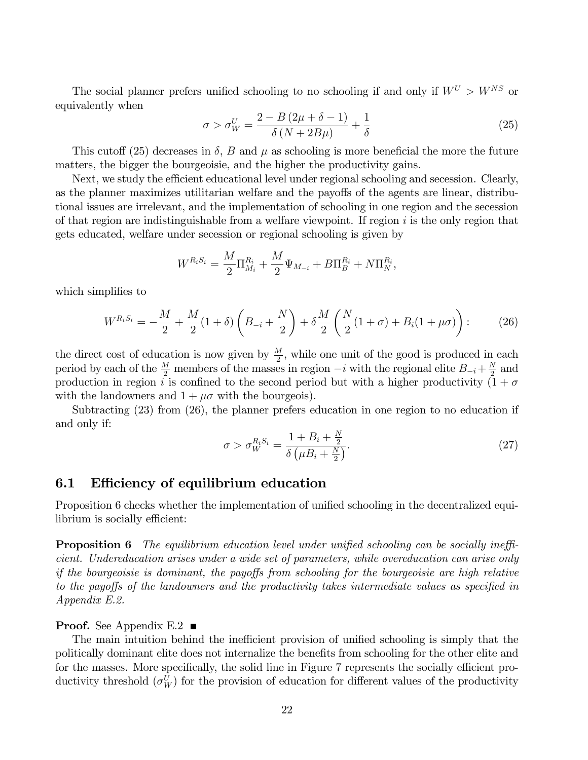The social planner prefers unified schooling to no schooling if and only if $W^U > W^{NS}$ or equivalently when

$$\sigma > \sigma_W^U = \frac{2 - B\left(2\mu + \delta - 1\right)}{\delta\left(N + 2B\mu\right)} + \frac{1}{\delta} \tag{25}$$

This cutoff (25) decreases in $\delta$, $B$ and $\mu$ as schooling is more beneficial the more the future matters, the bigger the bourgeoisie, and the higher the productivity gains.

Next, we study the efficient educational level under regional schooling and secession. Clearly, as the planner maximizes utilitarian welfare and the payoffs of the agents are linear, distributional issues are irrelevant, and the implementation of schooling in one region and the secession of that region are indistinguishable from a welfare viewpoint. If region $i$ is the only region that gets educated, welfare under secession or regional schooling is given by

$$W^{R_iS_i} = \frac{M}{2}\Pi_{M_i}^{R_i} + \frac{M}{2}\Psi_{M_{-i}} + B\Pi_B^{R_i} + N\Pi_N^{R_i},$$

which simplifies to

$$W^{R_iS_i} = -\frac{M}{2} + \frac{M}{2}(1+\delta)\left(B_{-i} + \frac{N}{2}\right) + \delta\frac{M}{2}\left(\frac{N}{2}(1+\sigma) + B_i(1+\mu\sigma)\right): \tag{26}$$

the direct cost of education is now given by $\frac{M}{2}$, while one unit of the good is produced in each period by each of the $\frac{M}{2}$ members of the masses in region $-i$ with the regional elite $B_{-i} + \frac{N}{2}$ and production in region $i$ is confined to the second period but with a higher productivity ($1 + \sigma$ with the landowners and $1 + \mu\sigma$ with the bourgeois).

Subtracting (23) from (26), the planner prefers education in one region to no education if and only if:

$$\sigma > \sigma_W^{R_iS_i} = \frac{1 + B_i + \frac{N}{2}}{\delta\left(\mu B_i + \frac{N}{2}\right)}. \tag{27}$$

## 6.1 Efficiency of equilibrium education

Proposition 6 checks whether the implementation of unified schooling in the decentralized equilibrium is socially efficient:

**Proposition 6** *The equilibrium education level under unified schooling can be socially inefficient. Undereducation arises under a wide set of parameters, while overeducation can arise only if the bourgeoisie is dominant, the payoffs from schooling for the bourgeoisie are high relative to the payoffs of the landowners and the productivity takes intermediate values as specified in Appendix E.2.*

**Proof.** See Appendix E.2 ■

The main intuition behind the inefficient provision of unified schooling is simply that the politically dominant elite does not internalize the benefits from schooling for the other elite and for the masses. More specifically, the solid line in Figure 7 represents the socially efficient productivity threshold ($\sigma_W^U$) for the provision of education for different values of the productivity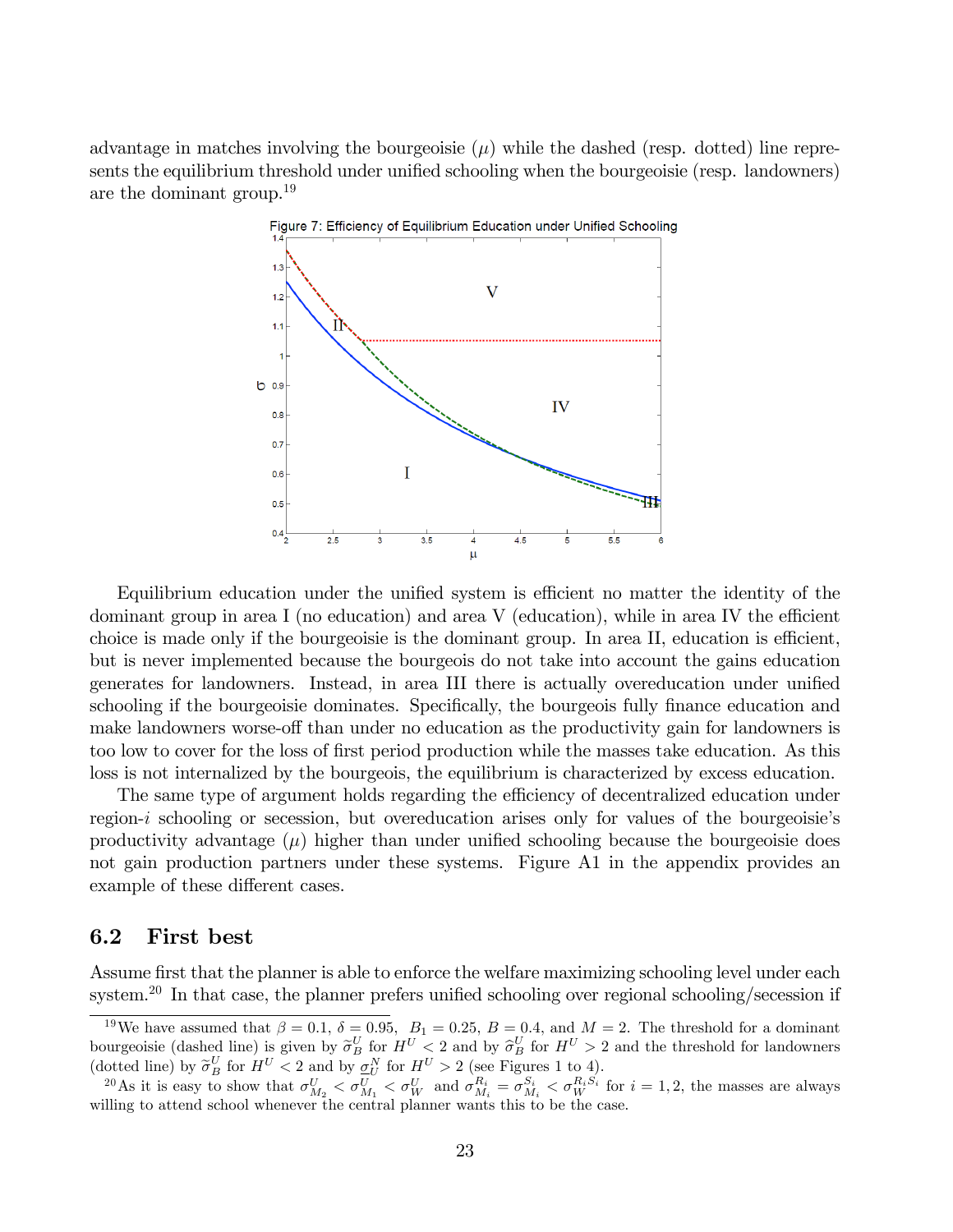advantage in matches involving the bourgeoisie ($\mu$) while the dashed (resp. dotted) line represents the equilibrium threshold under unified schooling when the bourgeoisie (resp. landowners) are the dominant group.[19]

Figure 7: Efficiency of Equilibrium Education under Unified Schooling

Equilibrium education under the unified system is efficient no matter the identity of the dominant group in area I (no education) and area V (education), while in area IV the efficient choice is made only if the bourgeoisie is the dominant group. In area II, education is efficient, but is never implemented because the bourgeois do not take into account the gains education generates for landowners. Instead, in area III there is actually overeducation under unified schooling if the bourgeoisie dominates. Specifically, the bourgeois fully finance education and make landowners worse-off than under no education as the productivity gain for landowners is too low to cover for the loss of first period production while the masses take education. As this loss is not internalized by the bourgeois, the equilibrium is characterized by excess education.

The same type of argument holds regarding the efficiency of decentralized education under region-$i$ schooling or secession, but overeducation arises only for values of the bourgeoisie's productivity advantage ($\mu$) higher than under unified schooling because the bourgeoisie does not gain production partners under these systems. Figure A1 in the appendix provides an example of these different cases.

## 6.2 First best

Assume first that the planner is able to enforce the welfare maximizing schooling level under each system.[20] In that case, the planner prefers unified schooling over regional schooling/secession if

[19] We have assumed that $\beta = 0.1$, $\delta = 0.95$, $B_1 = 0.25$, $B = 0.4$, and $M = 2$. The threshold for a dominant bourgeoisie (dashed line) is given by $\widetilde{\sigma}_B^U$ for $H^U < 2$ and by $\widehat{\sigma}_B^U$ for $H^U > 2$ and the threshold for landowners (dotted line) by $\widetilde{\sigma}_B^U$ for $H^U < 2$ and by $\underline{\sigma}_U^N$ for $H^U > 2$ (see Figures 1 to 4).

[20] As it is easy to show that $\sigma_{M_2}^U < \sigma_{M_1}^U < \sigma_W^U$ and $\sigma_{M_i}^{R_i} = \sigma_{M_i}^{S_i} < \sigma_W^{R_i S_i}$ for $i = 1, 2$, the masses are always willing to attend school whenever the central planner wants this to be the case.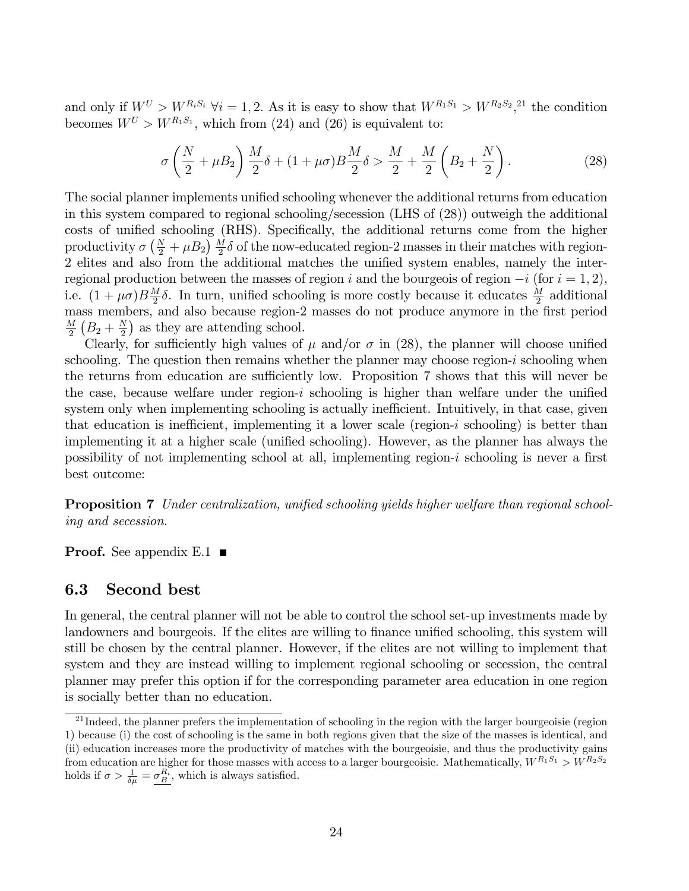and only if $W^U > W^{R_iS_i}$ $\forall i = 1, 2$. As it is easy to show that $W^{R_1S_1} > W^{R_2S_2}$,[21] the condition becomes $W^U > W^{R_1S_1}$, which from (24) and (26) is equivalent to:

$$\sigma \left( \frac{N}{2} + \mu B_2 \right) \frac{M}{2} \delta + (1 + \mu\sigma) B \frac{M}{2} \delta > \frac{M}{2} + \frac{M}{2} \left( B_2 + \frac{N}{2} \right). \tag{28}$$

The social planner implements unified schooling whenever the additional returns from education in this system compared to regional schooling/secession (LHS of (28)) outweigh the additional costs of unified schooling (RHS). Specifically, the additional returns come from the higher productivity $\sigma \left( \frac{N}{2} + \mu B_2 \right) \frac{M}{2} \delta$ of the now-educated region-2 masses in their matches with region-2 elites and also from the additional matches the unified system enables, namely the inter-regional production between the masses of region $i$ and the bourgeois of region $-i$ (for $i = 1, 2$), i.e. $(1 + \mu\sigma) B \frac{M}{2} \delta$. In turn, unified schooling is more costly because it educates $\frac{M}{2}$ additional mass members, and also because region-2 masses do not produce anymore in the first period $\frac{M}{2} \left( B_2 + \frac{N}{2} \right)$ as they are attending school.

Clearly, for sufficiently high values of $\mu$ and/or $\sigma$ in (28), the planner will choose unified schooling. The question then remains whether the planner may choose region-$i$ schooling when the returns from education are sufficiently low. Proposition 7 shows that this will never be the case, because welfare under region-$i$ schooling is higher than welfare under the unified system only when implementing schooling is actually inefficient. Intuitively, in that case, given that education is inefficient, implementing it a lower scale (region-$i$ schooling) is better than implementing it at a higher scale (unified schooling). However, as the planner has always the possibility of not implementing school at all, implementing region-$i$ schooling is never a first best outcome:

**Proposition 7** *Under centralization, unified schooling yields higher welfare than regional schooling and secession.*

**Proof.** See appendix E.1 ■

### 6.3 Second best

In general, the central planner will not be able to control the school set-up investments made by landowners and bourgeois. If the elites are willing to finance unified schooling, this system will still be chosen by the central planner. However, if the elites are not willing to implement that system and they are instead willing to implement regional schooling or secession, the central planner may prefer this option if for the corresponding parameter area education in one region is socially better than no education.

---

[21] Indeed, the planner prefers the implementation of schooling in the region with the larger bourgeoisie (region 1) because (i) the cost of schooling is the same in both regions given that the size of the masses is identical, and (ii) education increases more the productivity of matches with the bourgeoisie, and thus the productivity gains from education are higher for those masses with access to a larger bourgeoisie. Mathematically, $W^{R_1S_1} > W^{R_2S_2}$ holds if $\sigma > \frac{1}{\delta\mu} = \underline{\sigma_B^{R_i}}$, which is always satisfied.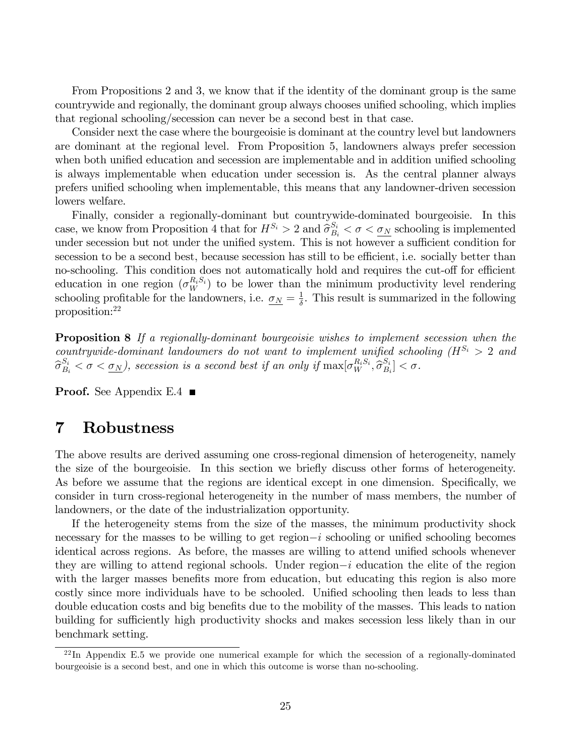From Propositions 2 and 3, we know that if the identity of the dominant group is the same countrywide and regionally, the dominant group always chooses unified schooling, which implies that regional schooling/secession can never be a second best in that case.

Consider next the case where the bourgeoisie is dominant at the country level but landowners are dominant at the regional level. From Proposition 5, landowners always prefer secession when both unified education and secession are implementable and in addition unified schooling is always implementable when education under secession is. As the central planner always prefers unified schooling when implementable, this means that any landowner-driven secession lowers welfare.

Finally, consider a regionally-dominant but countrywide-dominated bourgeoisie. In this case, we know from Proposition 4 that for $H^{S_i} > 2$ and $\widehat{\sigma}_{B_i}^{S_i} < \sigma < \underline{\sigma_N}$ schooling is implemented under secession but not under the unified system. This is not however a sufficient condition for secession to be a second best, because secession has still to be efficient, i.e. socially better than no-schooling. This condition does not automatically hold and requires the cut-off for efficient education in one region ($\sigma_W^{R_i S_i}$) to be lower than the minimum productivity level rendering schooling profitable for the landowners, i.e. $\underline{\sigma_N} = \frac{1}{\delta}$. This result is summarized in the following proposition:[22]

**Proposition 8** *If a regionally-dominant bourgeoisie wishes to implement secession when the countrywide-dominant landowners do not want to implement unified schooling ($H^{S_i} > 2$ and $\widehat{\sigma}_{B_i}^{S_i} < \sigma < \underline{\sigma_N}$), secession is a second best if an only if* $\max[\sigma_W^{R_i S_i}, \widehat{\sigma}_{B_i}^{S_i}] < \sigma$.

**Proof.** See Appendix E.4 ∎

# 7 Robustness

The above results are derived assuming one cross-regional dimension of heterogeneity, namely the size of the bourgeoisie. In this section we briefly discuss other forms of heterogeneity. As before we assume that the regions are identical except in one dimension. Specifically, we consider in turn cross-regional heterogeneity in the number of mass members, the number of landowners, or the date of the industrialization opportunity.

If the heterogeneity stems from the size of the masses, the minimum productivity shock necessary for the masses to be willing to get region$-i$ schooling or unified schooling becomes identical across regions. As before, the masses are willing to attend unified schools whenever they are willing to attend regional schools. Under region$-i$ education the elite of the region with the larger masses benefits more from education, but educating this region is also more costly since more individuals have to be schooled. Unified schooling then leads to less than double education costs and big benefits due to the mobility of the masses. This leads to nation building for sufficiently high productivity shocks and makes secession less likely than in our benchmark setting.

[22] In Appendix E.5 we provide one numerical example for which the secession of a regionally-dominated bourgeoisie is a second best, and one in which this outcome is worse than no-schooling.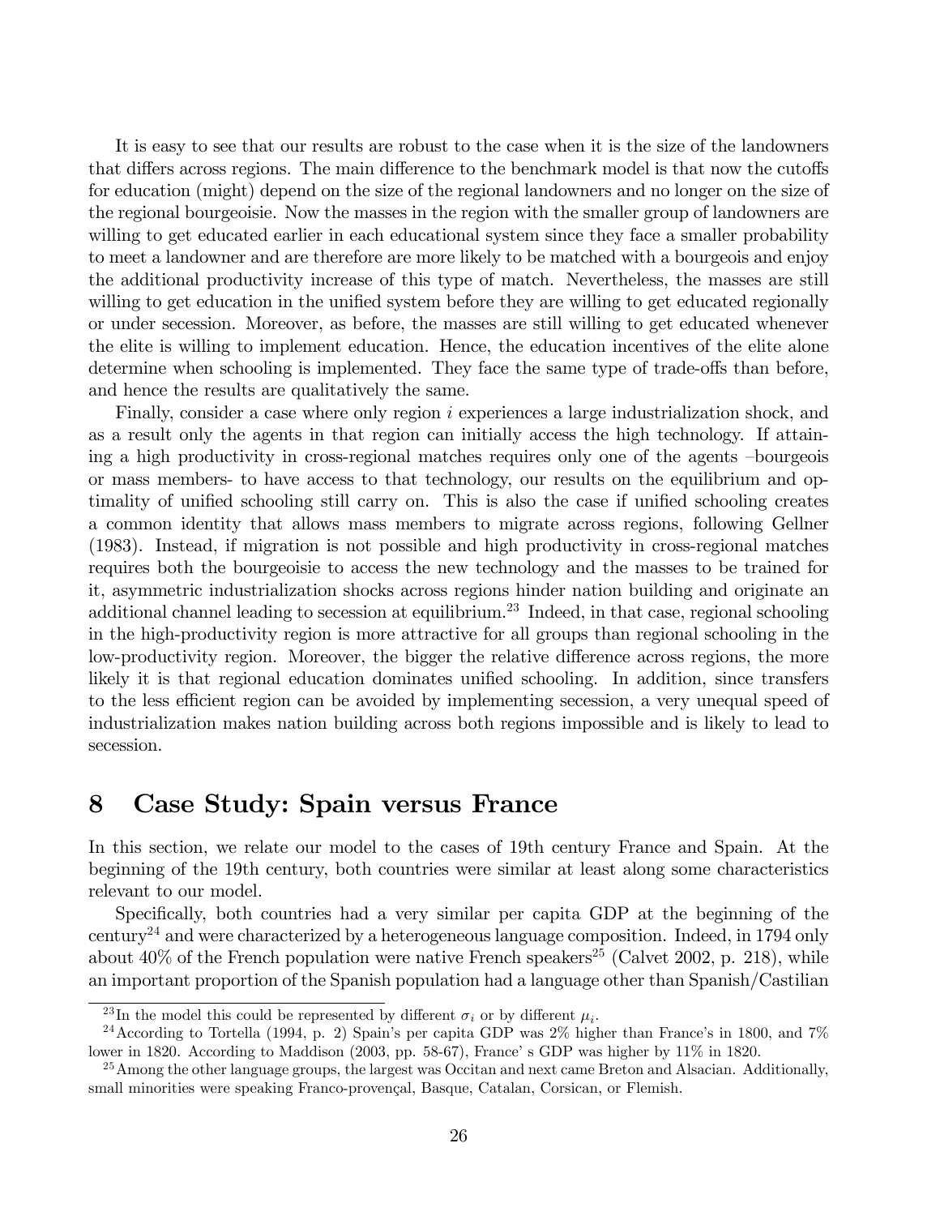It is easy to see that our results are robust to the case when it is the size of the landowners that differs across regions. The main difference to the benchmark model is that now the cutoffs for education (might) depend on the size of the regional landowners and no longer on the size of the regional bourgeoisie. Now the masses in the region with the smaller group of landowners are willing to get educated earlier in each educational system since they face a smaller probability to meet a landowner and are therefore are more likely to be matched with a bourgeois and enjoy the additional productivity increase of this type of match. Nevertheless, the masses are still willing to get education in the unified system before they are willing to get educated regionally or under secession. Moreover, as before, the masses are still willing to get educated whenever the elite is willing to implement education. Hence, the education incentives of the elite alone determine when schooling is implemented. They face the same type of trade-offs than before, and hence the results are qualitatively the same.

Finally, consider a case where only region $i$ experiences a large industrialization shock, and as a result only the agents in that region can initially access the high technology. If attaining a high productivity in cross-regional matches requires only one of the agents –bourgeois or mass members- to have access to that technology, our results on the equilibrium and optimality of unified schooling still carry on. This is also the case if unified schooling creates a common identity that allows mass members to migrate across regions, following Gellner (1983). Instead, if migration is not possible and high productivity in cross-regional matches requires both the bourgeoisie to access the new technology and the masses to be trained for it, asymmetric industrialization shocks across regions hinder nation building and originate an additional channel leading to secession at equilibrium.[23] Indeed, in that case, regional schooling in the high-productivity region is more attractive for all groups than regional schooling in the low-productivity region. Moreover, the bigger the relative difference across regions, the more likely it is that regional education dominates unified schooling. In addition, since transfers to the less efficient region can be avoided by implementing secession, a very unequal speed of industrialization makes nation building across both regions impossible and is likely to lead to secession.

# 8 Case Study: Spain versus France

In this section, we relate our model to the cases of 19th century France and Spain. At the beginning of the 19th century, both countries were similar at least along some characteristics relevant to our model.

Specifically, both countries had a very similar per capita GDP at the beginning of the century[24] and were characterized by a heterogeneous language composition. Indeed, in 1794 only about 40% of the French population were native French speakers[25] (Calvet 2002, p. 218), while an important proportion of the Spanish population had a language other than Spanish/Castilian

[23] In the model this could be represented by different $\sigma_i$ or by different $\mu_i$.

[24] According to Tortella (1994, p. 2) Spain's per capita GDP was 2% higher than France's in 1800, and 7% lower in 1820. According to Maddison (2003, pp. 58-67), France' s GDP was higher by 11% in 1820.

[25] Among the other language groups, the largest was Occitan and next came Breton and Alsacian. Additionally, small minorities were speaking Franco-provençal, Basque, Catalan, Corsican, or Flemish.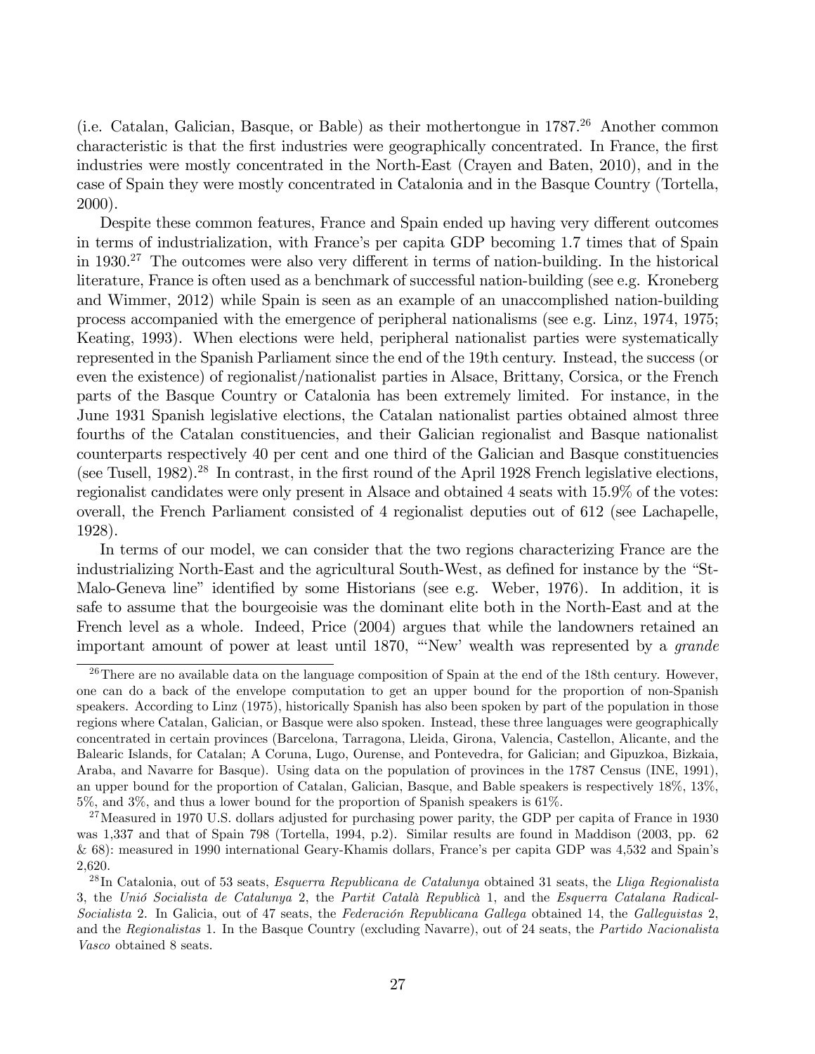(i.e. Catalan, Galician, Basque, or Bable) as their mothertongue in 1787.[26] Another common characteristic is that the first industries were geographically concentrated. In France, the first industries were mostly concentrated in the North-East (Crayen and Baten, 2010), and in the case of Spain they were mostly concentrated in Catalonia and in the Basque Country (Tortella, 2000).

Despite these common features, France and Spain ended up having very different outcomes in terms of industrialization, with France's per capita GDP becoming 1.7 times that of Spain in 1930.[27] The outcomes were also very different in terms of nation-building. In the historical literature, France is often used as a benchmark of successful nation-building (see e.g. Kroneberg and Wimmer, 2012) while Spain is seen as an example of an unaccomplished nation-building process accompanied with the emergence of peripheral nationalisms (see e.g. Linz, 1974, 1975; Keating, 1993). When elections were held, peripheral nationalist parties were systematically represented in the Spanish Parliament since the end of the 19th century. Instead, the success (or even the existence) of regionalist/nationalist parties in Alsace, Brittany, Corsica, or the French parts of the Basque Country or Catalonia has been extremely limited. For instance, in the June 1931 Spanish legislative elections, the Catalan nationalist parties obtained almost three fourths of the Catalan constituencies, and their Galician regionalist and Basque nationalist counterparts respectively 40 per cent and one third of the Galician and Basque constituencies (see Tusell, 1982).[28] In contrast, in the first round of the April 1928 French legislative elections, regionalist candidates were only present in Alsace and obtained 4 seats with 15.9% of the votes: overall, the French Parliament consisted of 4 regionalist deputies out of 612 (see Lachapelle, 1928).

In terms of our model, we can consider that the two regions characterizing France are the industrializing North-East and the agricultural South-West, as defined for instance by the "St-Malo-Geneva line" identified by some Historians (see e.g. Weber, 1976). In addition, it is safe to assume that the bourgeoisie was the dominant elite both in the North-East and at the French level as a whole. Indeed, Price (2004) argues that while the landowners retained an important amount of power at least until 1870, "'New' wealth was represented by a *grande*

[26] There are no available data on the language composition of Spain at the end of the 18th century. However, one can do a back of the envelope computation to get an upper bound for the proportion of non-Spanish speakers. According to Linz (1975), historically Spanish has also been spoken by part of the population in those regions where Catalan, Galician, or Basque were also spoken. Instead, these three languages were geographically concentrated in certain provinces (Barcelona, Tarragona, Lleida, Girona, Valencia, Castellon, Alicante, and the Balearic Islands, for Catalan; A Coruna, Lugo, Ourense, and Pontevedra, for Galician; and Gipuzkoa, Bizkaia, Araba, and Navarre for Basque). Using data on the population of provinces in the 1787 Census (INE, 1991), an upper bound for the proportion of Catalan, Galician, Basque, and Bable speakers is respectively 18%, 13%, 5%, and 3%, and thus a lower bound for the proportion of Spanish speakers is 61%.

[27] Measured in 1970 U.S. dollars adjusted for purchasing power parity, the GDP per capita of France in 1930 was 1,337 and that of Spain 798 (Tortella, 1994, p.2). Similar results are found in Maddison (2003, pp. 62 & 68): measured in 1990 international Geary-Khamis dollars, France's per capita GDP was 4,532 and Spain's 2,620.

[28] In Catalonia, out of 53 seats, *Esquerra Republicana de Catalunya* obtained 31 seats, the *Lliga Regionalista* 3, the *Unió Socialista de Catalunya* 2, the *Partit Català Republicà* 1, and the *Esquerra Catalana Radical-Socialista* 2. In Galicia, out of 47 seats, the *Federación Republicana Gallega* obtained 14, the *Galleguistas* 2, and the *Regionalistas* 1. In the Basque Country (excluding Navarre), out of 24 seats, the *Partido Nacionalista Vasco* obtained 8 seats.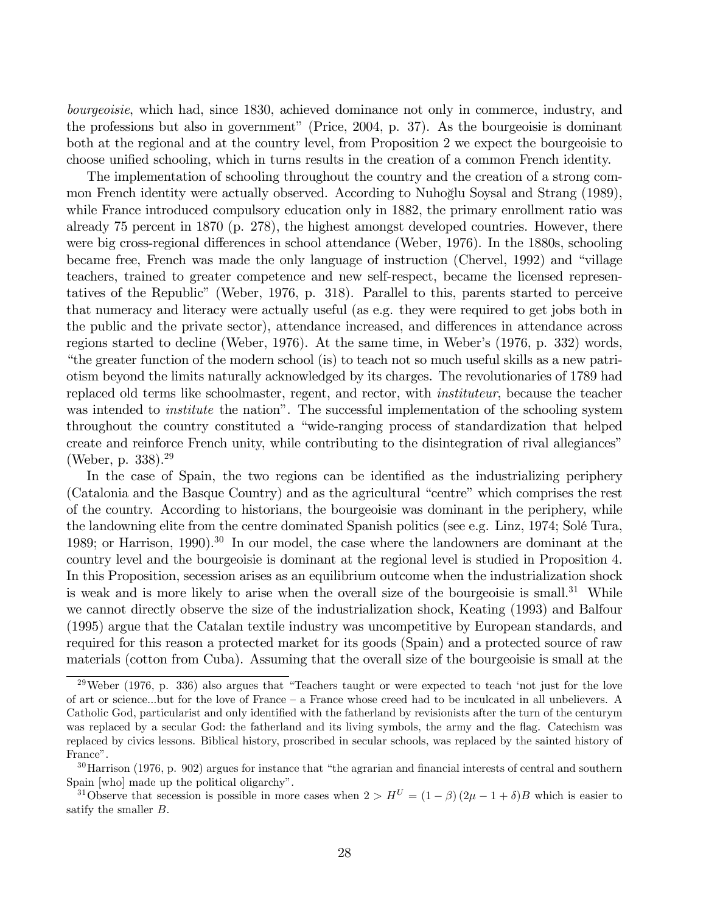*bourgeoisie*, which had, since 1830, achieved dominance not only in commerce, industry, and the professions but also in government" (Price, 2004, p. 37). As the bourgeoisie is dominant both at the regional and at the country level, from Proposition 2 we expect the bourgeoisie to choose unified schooling, which in turns results in the creation of a common French identity.

The implementation of schooling throughout the country and the creation of a strong common French identity were actually observed. According to Nuhoğlu Soysal and Strang (1989), while France introduced compulsory education only in 1882, the primary enrollment ratio was already 75 percent in 1870 (p. 278), the highest amongst developed countries. However, there were big cross-regional differences in school attendance (Weber, 1976). In the 1880s, schooling became free, French was made the only language of instruction (Chervel, 1992) and "village teachers, trained to greater competence and new self-respect, became the licensed representatives of the Republic" (Weber, 1976, p. 318). Parallel to this, parents started to perceive that numeracy and literacy were actually useful (as e.g. they were required to get jobs both in the public and the private sector), attendance increased, and differences in attendance across regions started to decline (Weber, 1976). At the same time, in Weber's (1976, p. 332) words, "the greater function of the modern school (is) to teach not so much useful skills as a new patriotism beyond the limits naturally acknowledged by its charges. The revolutionaries of 1789 had replaced old terms like schoolmaster, regent, and rector, with *instituteur*, because the teacher was intended to *institute* the nation". The successful implementation of the schooling system throughout the country constituted a "wide-ranging process of standardization that helped create and reinforce French unity, while contributing to the disintegration of rival allegiances" (Weber, p. 338).[29]

In the case of Spain, the two regions can be identified as the industrializing periphery (Catalonia and the Basque Country) and as the agricultural "centre" which comprises the rest of the country. According to historians, the bourgeoisie was dominant in the periphery, while the landowning elite from the centre dominated Spanish politics (see e.g. Linz, 1974; Solé Tura, 1989; or Harrison, 1990).[30] In our model, the case where the landowners are dominant at the country level and the bourgeoisie is dominant at the regional level is studied in Proposition 4. In this Proposition, secession arises as an equilibrium outcome when the industrialization shock is weak and is more likely to arise when the overall size of the bourgeoisie is small.[31] While we cannot directly observe the size of the industrialization shock, Keating (1993) and Balfour (1995) argue that the Catalan textile industry was uncompetitive by European standards, and required for this reason a protected market for its goods (Spain) and a protected source of raw materials (cotton from Cuba). Assuming that the overall size of the bourgeoisie is small at the

[29] Weber (1976, p. 336) also argues that "Teachers taught or were expected to teach 'not just for the love of art or science...but for the love of France – a France whose creed had to be inculcated in all unbelievers. A Catholic God, particularist and only identified with the fatherland by revisionists after the turn of the centurym was replaced by a secular God: the fatherland and its living symbols, the army and the flag. Catechism was replaced by civics lessons. Biblical history, proscribed in secular schools, was replaced by the sainted history of France".

[30] Harrison (1976, p. 902) argues for instance that "the agrarian and financial interests of central and southern Spain [who] made up the political oligarchy".

[31] Observe that secession is possible in more cases when $2 > H^U = (1-\beta)(2\mu - 1 + \delta)B$ which is easier to satisfy the smaller $B$.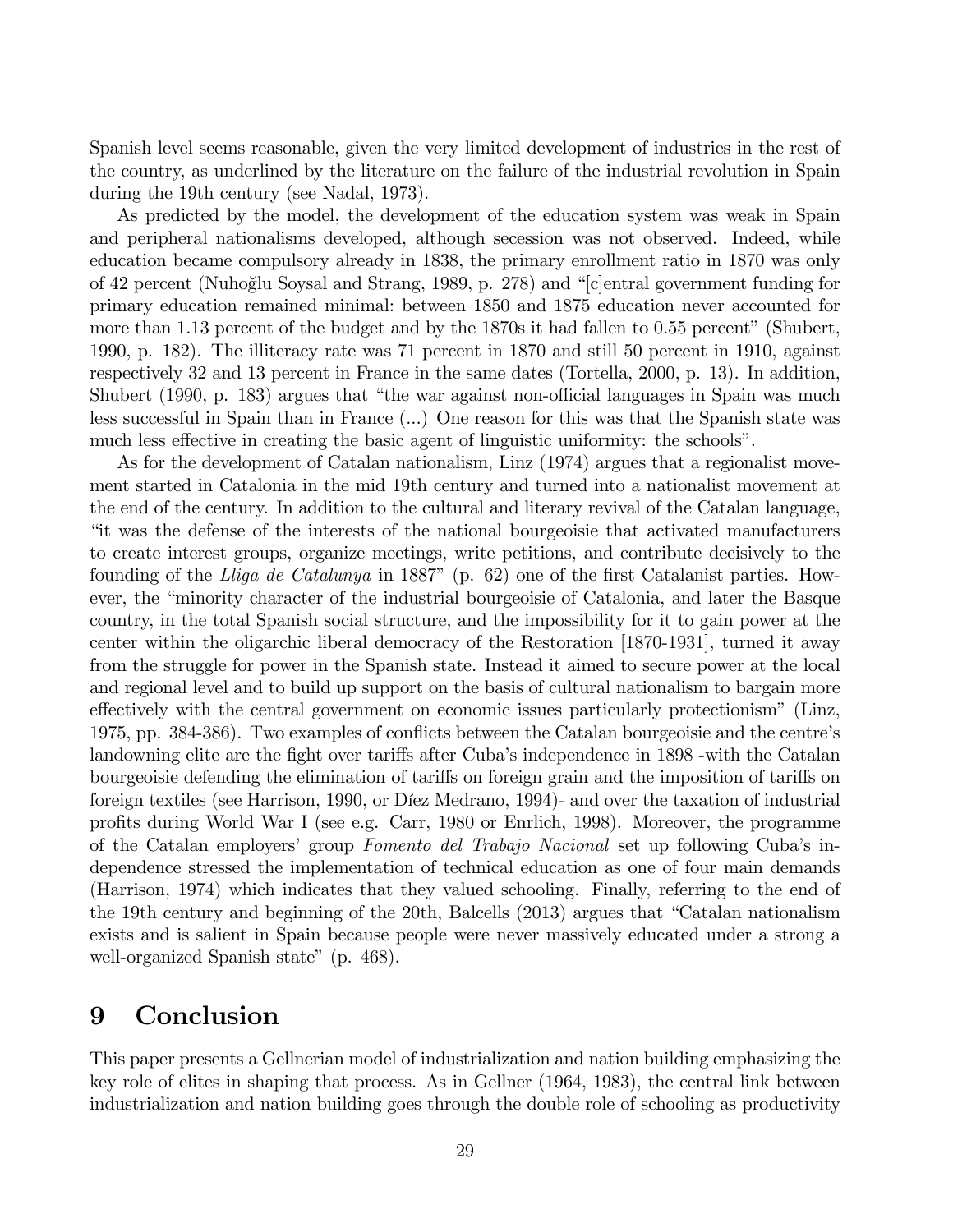Spanish level seems reasonable, given the very limited development of industries in the rest of the country, as underlined by the literature on the failure of the industrial revolution in Spain during the 19th century (see Nadal, 1973).

As predicted by the model, the development of the education system was weak in Spain and peripheral nationalisms developed, although secession was not observed. Indeed, while education became compulsory already in 1838, the primary enrollment ratio in 1870 was only of 42 percent (Nuhoğlu Soysal and Strang, 1989, p. 278) and "[c]entral government funding for primary education remained minimal: between 1850 and 1875 education never accounted for more than 1.13 percent of the budget and by the 1870s it had fallen to 0.55 percent" (Shubert, 1990, p. 182). The illiteracy rate was 71 percent in 1870 and still 50 percent in 1910, against respectively 32 and 13 percent in France in the same dates (Tortella, 2000, p. 13). In addition, Shubert (1990, p. 183) argues that "the war against non-official languages in Spain was much less successful in Spain than in France (...) One reason for this was that the Spanish state was much less effective in creating the basic agent of linguistic uniformity: the schools".

As for the development of Catalan nationalism, Linz (1974) argues that a regionalist movement started in Catalonia in the mid 19th century and turned into a nationalist movement at the end of the century. In addition to the cultural and literary revival of the Catalan language, "it was the defense of the interests of the national bourgeoisie that activated manufacturers to create interest groups, organize meetings, write petitions, and contribute decisively to the founding of the *Lliga de Catalunya* in 1887" (p. 62) one of the first Catalanist parties. However, the "minority character of the industrial bourgeoisie of Catalonia, and later the Basque country, in the total Spanish social structure, and the impossibility for it to gain power at the center within the oligarchic liberal democracy of the Restoration [1870-1931], turned it away from the struggle for power in the Spanish state. Instead it aimed to secure power at the local and regional level and to build up support on the basis of cultural nationalism to bargain more effectively with the central government on economic issues particularly protectionism" (Linz, 1975, pp. 384-386). Two examples of conflicts between the Catalan bourgeoisie and the centre's landowning elite are the fight over tariffs after Cuba's independence in 1898 -with the Catalan bourgeoisie defending the elimination of tariffs on foreign grain and the imposition of tariffs on foreign textiles (see Harrison, 1990, or Díez Medrano, 1994)- and over the taxation of industrial profits during World War I (see e.g. Carr, 1980 or Enrlich, 1998). Moreover, the programme of the Catalan employers' group *Fomento del Trabajo Nacional* set up following Cuba's independence stressed the implementation of technical education as one of four main demands (Harrison, 1974) which indicates that they valued schooling. Finally, referring to the end of the 19th century and beginning of the 20th, Balcells (2013) argues that "Catalan nationalism exists and is salient in Spain because people were never massively educated under a strong a well-organized Spanish state" (p. 468).

# 9 Conclusion

This paper presents a Gellnerian model of industrialization and nation building emphasizing the key role of elites in shaping that process. As in Gellner (1964, 1983), the central link between industrialization and nation building goes through the double role of schooling as productivity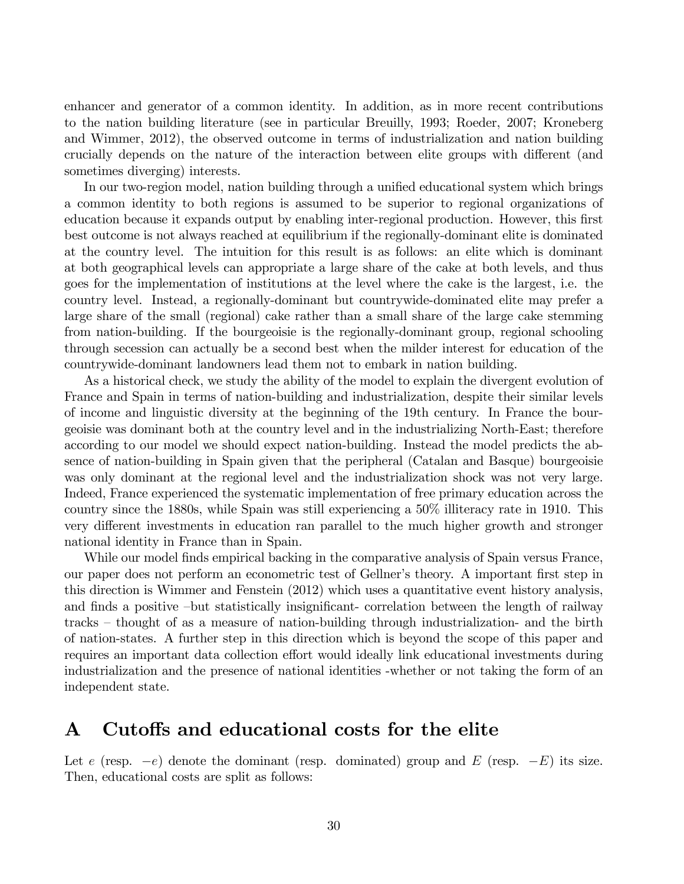enhancer and generator of a common identity. In addition, as in more recent contributions to the nation building literature (see in particular Breuilly, 1993; Roeder, 2007; Kroneberg and Wimmer, 2012), the observed outcome in terms of industrialization and nation building crucially depends on the nature of the interaction between elite groups with different (and sometimes diverging) interests.

In our two-region model, nation building through a unified educational system which brings a common identity to both regions is assumed to be superior to regional organizations of education because it expands output by enabling inter-regional production. However, this first best outcome is not always reached at equilibrium if the regionally-dominant elite is dominated at the country level. The intuition for this result is as follows: an elite which is dominant at both geographical levels can appropriate a large share of the cake at both levels, and thus goes for the implementation of institutions at the level where the cake is the largest, i.e. the country level. Instead, a regionally-dominant but countrywide-dominated elite may prefer a large share of the small (regional) cake rather than a small share of the large cake stemming from nation-building. If the bourgeoisie is the regionally-dominant group, regional schooling through secession can actually be a second best when the milder interest for education of the countrywide-dominant landowners lead them not to embark in nation building.

As a historical check, we study the ability of the model to explain the divergent evolution of France and Spain in terms of nation-building and industrialization, despite their similar levels of income and linguistic diversity at the beginning of the 19th century. In France the bourgeoisie was dominant both at the country level and in the industrializing North-East; therefore according to our model we should expect nation-building. Instead the model predicts the absence of nation-building in Spain given that the peripheral (Catalan and Basque) bourgeoisie was only dominant at the regional level and the industrialization shock was not very large. Indeed, France experienced the systematic implementation of free primary education across the country since the 1880s, while Spain was still experiencing a 50% illiteracy rate in 1910. This very different investments in education ran parallel to the much higher growth and stronger national identity in France than in Spain.

While our model finds empirical backing in the comparative analysis of Spain versus France, our paper does not perform an econometric test of Gellner's theory. A important first step in this direction is Wimmer and Fenstein (2012) which uses a quantitative event history analysis, and finds a positive –but statistically insignificant- correlation between the length of railway tracks – thought of as a measure of nation-building through industrialization- and the birth of nation-states. A further step in this direction which is beyond the scope of this paper and requires an important data collection effort would ideally link educational investments during industrialization and the presence of national identities -whether or not taking the form of an independent state.

# A Cutoffs and educational costs for the elite

Let $e$ (resp. $-e$) denote the dominant (resp. dominated) group and $E$ (resp. $-E$) its size. Then, educational costs are split as follows: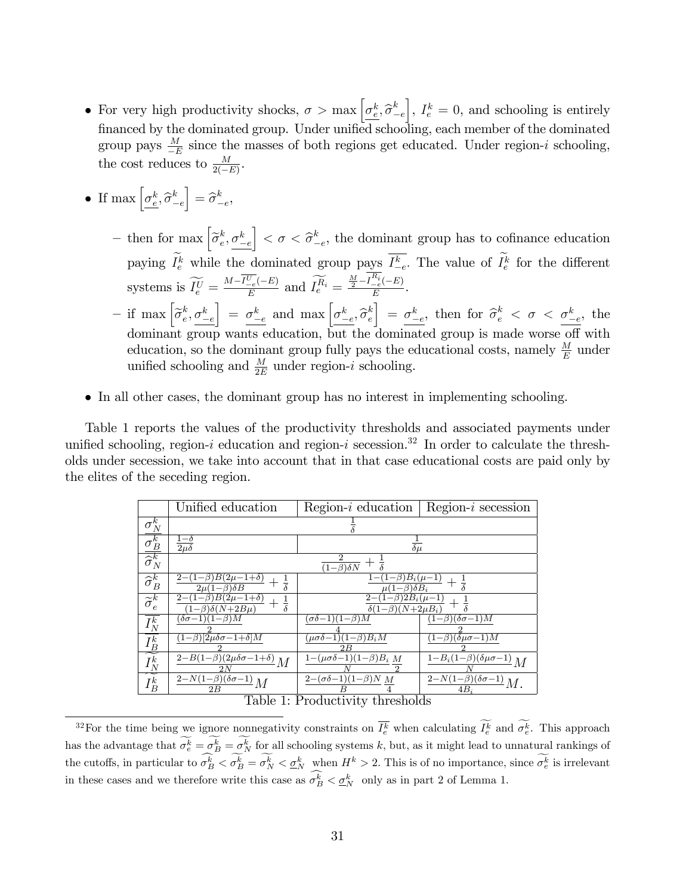- For very high productivity shocks, $\sigma > \max\left[\underline{\sigma_e^k}, \widehat{\sigma}_{-e}^k\right]$, $I_e^k = 0$, and schooling is entirely financed by the dominated group. Under unified schooling, each member of the dominated group pays $\frac{M}{-E}$ since the masses of both regions get educated. Under region-$i$ schooling, the cost reduces to $\frac{M}{2(-E)}$.

- If $\max\left[\underline{\sigma_e^k}, \widehat{\sigma}_{-e}^k\right] = \widehat{\sigma}_{-e}^k$,
  - then for $\max\left[\widetilde{\sigma}_e^k, \underline{\sigma_{-e}^k}\right] < \sigma < \widehat{\sigma}_{-e}^k$, the dominant group has to cofinance education paying $\widetilde{I_e^k}$ while the dominated group pays $\overline{I_{-e}^k}$. The value of $\widetilde{I_e^k}$ for the different systems is $\widetilde{I_e^U} = \frac{M - \overline{I_{-e}^U}(-E)}{E}$ and $\widetilde{I_e^{R_i}} = \frac{\frac{M}{2} - \overline{I_{-e}^{R_i}}(-E)}{E}$.
  - if $\max\left[\widetilde{\sigma}_e^k, \underline{\sigma_{-e}^k}\right] = \underline{\sigma_{-e}^k}$ and $\max\left[\underline{\sigma_{-e}^k}, \widehat{\sigma}_e^k\right] = \underline{\sigma_{-e}^k}$, then for $\widehat{\sigma}_e^k < \sigma < \underline{\sigma_{-e}^k}$, the dominant group wants education, but the dominated group is made worse off with education, so the dominant group fully pays the educational costs, namely $\frac{M}{E}$ under unified schooling and $\frac{M}{2E}$ under region-$i$ schooling.

- In all other cases, the dominant group has no interest in implementing schooling.

Table 1 reports the values of the productivity thresholds and associated payments under unified schooling, region-$i$ education and region-$i$ secession.[32] In order to calculate the thresholds under secession, we take into account that in that case educational costs are paid only by the elites of the seceding region.

| | Unified education | Region-$i$ education | Region-$i$ secession |
|---|---|---|---|
| $\underline{\sigma_N^k}$ | $\frac{1}{\delta}$ | | |
| $\underline{\sigma_B^k}$ | $\frac{1-\delta}{2\mu\delta}$ | $\frac{1}{\delta\mu}$ | |
| $\widehat{\sigma}_N^k$ | $\frac{2}{(1-\beta)\delta N} + \frac{1}{\delta}$ | | |
| $\widehat{\sigma}_B^k$ | $\frac{2-(1-\beta)B(2\mu-1+\delta)}{2\mu(1-\beta)\delta B} + \frac{1}{\delta}$ | $\frac{1-(1-\beta)B_i(\mu-1)}{\mu(1-\beta)\delta B_i} + \frac{1}{\delta}$ | |
| $\widetilde{\sigma}_e^k$ | $\frac{2-(1-\beta)B(2\mu-1+\delta)}{(1-\beta)\delta(N+2B\mu)} + \frac{1}{\delta}$ | $\frac{2-(1-\beta)2B_i(\mu-1)}{\delta(1-\beta)(N+2\mu B_i)} + \frac{1}{\delta}$ | |
| $\overline{I_N^k}$ | $\frac{(\delta\sigma-1)(1-\beta)M}{2}$ | $\frac{(\sigma\delta-1)(1-\beta)M}{4}$ | $\frac{(1-\beta)(\delta\sigma-1)M}{2}$ |
| $\overline{I_B^k}$ | $\frac{(1-\beta)[2\mu\delta\sigma-1+\delta]M}{2}$ | $\frac{(\mu\sigma\delta-1)(1-\beta)B_i M}{2B}$ | $\frac{(1-\beta)(\delta\mu\sigma-1)M}{2}$ |
| $\widetilde{I_N^k}$ | $\frac{2-B(1-\beta)(2\mu\delta\sigma-1+\delta)}{2N}M$ | $\frac{1-(\mu\sigma\delta-1)(1-\beta)B_i}{N}\frac{M}{2}$ | $\frac{1-B_i(1-\beta)(\delta\mu\sigma-1)}{N}M$ |
| $\widetilde{I_B^k}$ | $\frac{2-N(1-\beta)(\delta\sigma-1)}{2B}M$ | $\frac{2-(\sigma\delta-1)(1-\beta)N}{B}\frac{M}{4}$ | $\frac{2-N(1-\beta)(\delta\sigma-1)}{4B_i}M.$ |

Table 1: Productivity thresholds

[32] For the time being we ignore nonnegativity constraints on $\overline{I_e^k}$ when calculating $\widetilde{I_e^k}$ and $\widetilde{\sigma_e^k}$. This approach has the advantage that $\widetilde{\sigma_e^k} = \widetilde{\sigma_B^k} = \widetilde{\sigma_N^k}$ for all schooling systems $k$, but, as it might lead to unnatural rankings of the cutoffs, in particular to $\widehat{\sigma_B^k} < \widetilde{\sigma_B^k} = \widetilde{\sigma_N^k} < \underline{\sigma_N^k}$ when $H^k > 2$. This is of no importance, since $\widetilde{\sigma_e^k}$ is irrelevant in these cases and we therefore write this case as $\widehat{\sigma_B^k} < \underline{\sigma_N^k}$ only as in part 2 of Lemma 1.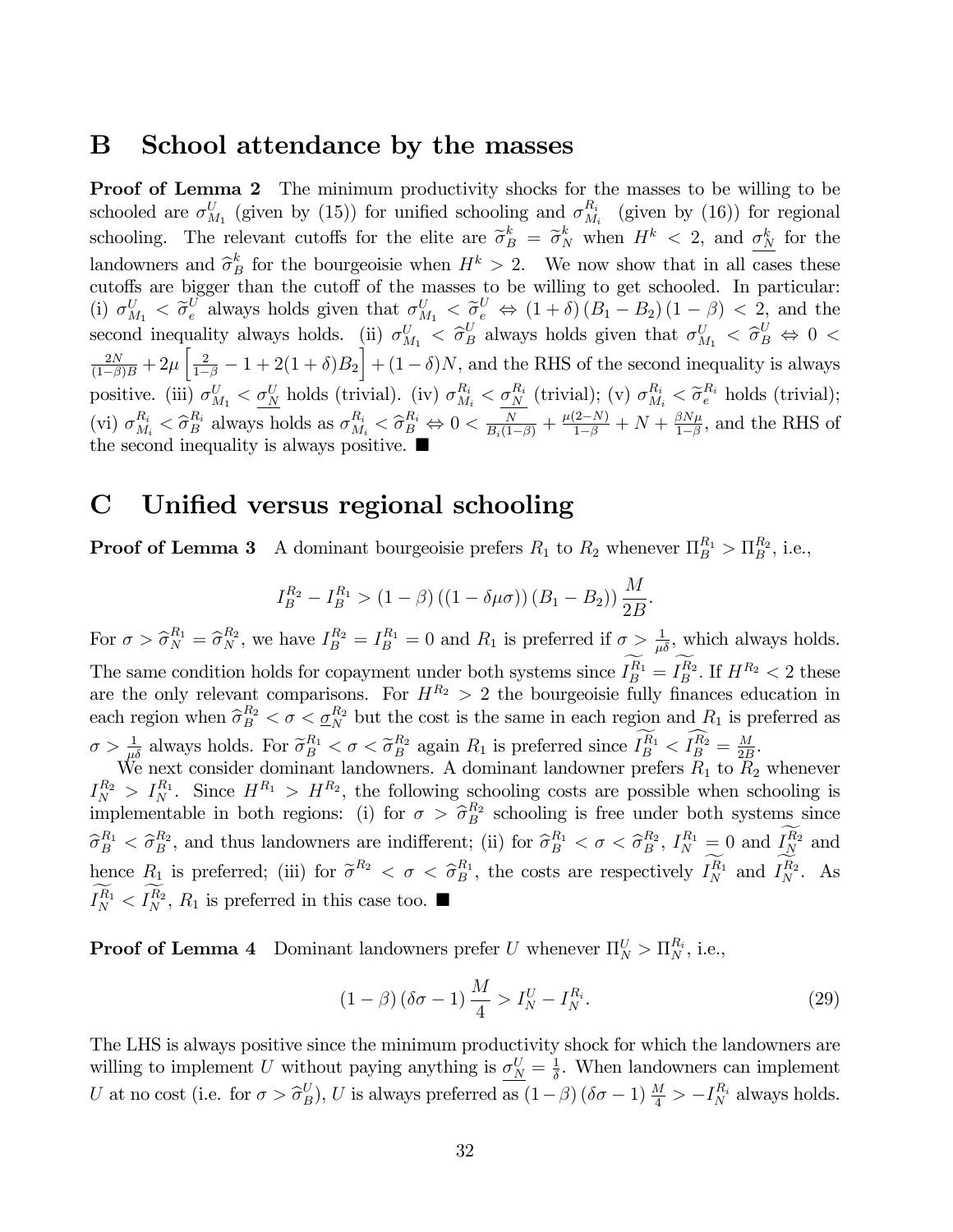## B School attendance by the masses

**Proof of Lemma 2** The minimum productivity shocks for the masses to be willing to be schooled are $\sigma_{M_1}^U$ (given by (15)) for unified schooling and $\sigma_{M_i}^{R_i}$ (given by (16)) for regional schooling. The relevant cutoffs for the elite are $\widetilde{\sigma}_B^k = \widetilde{\sigma}_N^k$ when $H^k < 2$, and $\underline{\sigma_N^k}$ for the landowners and $\widehat{\sigma}_B^k$ for the bourgeoisie when $H^k > 2$. We now show that in all cases these cutoffs are bigger than the cutoff of the masses to be willing to get schooled. In particular: (i) $\sigma_{M_1}^U < \widetilde{\sigma}_e^U$ always holds given that $\sigma_{M_1}^U < \widetilde{\sigma}_e^U \Leftrightarrow (1+\delta)(B_1 - B_2)(1-\beta) < 2$, and the second inequality always holds. (ii) $\sigma_{M_1}^U < \widehat{\sigma}_B^U$ always holds given that $\sigma_{M_1}^U < \widehat{\sigma}_B^U \Leftrightarrow 0 < \frac{2N}{(1-\beta)B} + 2\mu\left[\frac{2}{1-\beta} - 1 + 2(1+\delta)B_2\right] + (1-\delta)N$, and the RHS of the second inequality is always positive. (iii) $\sigma_{M_1}^U < \underline{\sigma_N^U}$ holds (trivial). (iv) $\sigma_{M_i}^{R_i} < \underline{\sigma_N^{R_i}}$ (trivial); (v) $\sigma_{M_i}^{R_i} < \widetilde{\sigma}_e^{R_i}$ holds (trivial); (vi) $\sigma_{M_i}^{R_i} < \widehat{\sigma}_B^{R_i}$ always holds as $\sigma_{M_i}^{R_i} < \widehat{\sigma}_B^{R_i} \Leftrightarrow 0 < \frac{N}{B_i(1-\beta)} + \frac{\mu(2-N)}{1-\beta} + N + \frac{\beta N \mu}{1-\beta}$, and the RHS of the second inequality is always positive. ■

## C Unified versus regional schooling

**Proof of Lemma 3** A dominant bourgeoisie prefers $R_1$ to $R_2$ whenever $\Pi_B^{R_1} > \Pi_B^{R_2}$, i.e.,

$$I_B^{R_2} - I_B^{R_1} > (1-\beta)\left((1-\delta\mu\sigma)\right)(B_1 - B_2)\frac{M}{2B}.$$

For $\sigma > \widehat{\sigma}_N^{R_1} = \widehat{\sigma}_N^{R_2}$, we have $I_B^{R_2} = I_B^{R_1} = 0$ and $R_1$ is preferred if $\sigma > \frac{1}{\mu\delta}$, which always holds. The same condition holds for copayment under both systems since $\widetilde{I_B^{R_1}} = \widetilde{I_B^{R_2}}$. If $H^{R_2} < 2$ these are the only relevant comparisons. For $H^{R_2} > 2$ the bourgeoisie fully finances education in each region when $\widehat{\sigma}_B^{R_2} < \sigma < \underline{\sigma_N^{R_2}}$ but the cost is the same in each region and $R_1$ is preferred as $\sigma > \frac{1}{\mu\delta}$ always holds. For $\widetilde{\sigma}_B^{R_1} < \sigma < \widetilde{\sigma}_B^{R_2}$ again $R_1$ is preferred since $\widetilde{I_B^{R_1}} < \widehat{I_B^{R_2}} = \frac{M}{2B}$.

We next consider dominant landowners. A dominant landowner prefers $R_1$ to $R_2$ whenever $I_N^{R_2} > I_N^{R_1}$. Since $H^{R_1} > H^{R_2}$, the following schooling costs are possible when schooling is implementable in both regions: (i) for $\sigma > \widehat{\sigma}_B^{R_2}$ schooling is free under both systems since $\widehat{\sigma}_B^{R_1} < \widehat{\sigma}_B^{R_2}$, and thus landowners are indifferent; (ii) for $\widehat{\sigma}_B^{R_1} < \sigma < \widehat{\sigma}_B^{R_2}$, $I_N^{R_1} = 0$ and $\widetilde{I_N^{R_2}}$ and hence $R_1$ is preferred; (iii) for $\widetilde{\sigma}^{R_2} < \sigma < \widehat{\sigma}_B^{R_1}$, the costs are respectively $\widetilde{I_N^{R_1}}$ and $\widetilde{I_N^{R_2}}$. As $\widetilde{I_N^{R_1}} < \widetilde{I_N^{R_2}}$, $R_1$ is preferred in this case too. ■

**Proof of Lemma 4** Dominant landowners prefer $U$ whenever $\Pi_N^U > \Pi_N^{R_i}$, i.e.,

$$(1-\beta)(\delta\sigma - 1)\frac{M}{4} > I_N^U - I_N^{R_i}. \tag{29}$$

The LHS is always positive since the minimum productivity shock for which the landowners are willing to implement $U$ without paying anything is $\underline{\sigma_N^U} = \frac{1}{\delta}$. When landowners can implement $U$ at no cost (i.e. for $\sigma > \widehat{\sigma}_B^U$), $U$ is always preferred as $(1-\beta)(\delta\sigma - 1)\frac{M}{4} > -I_N^{R_i}$ always holds.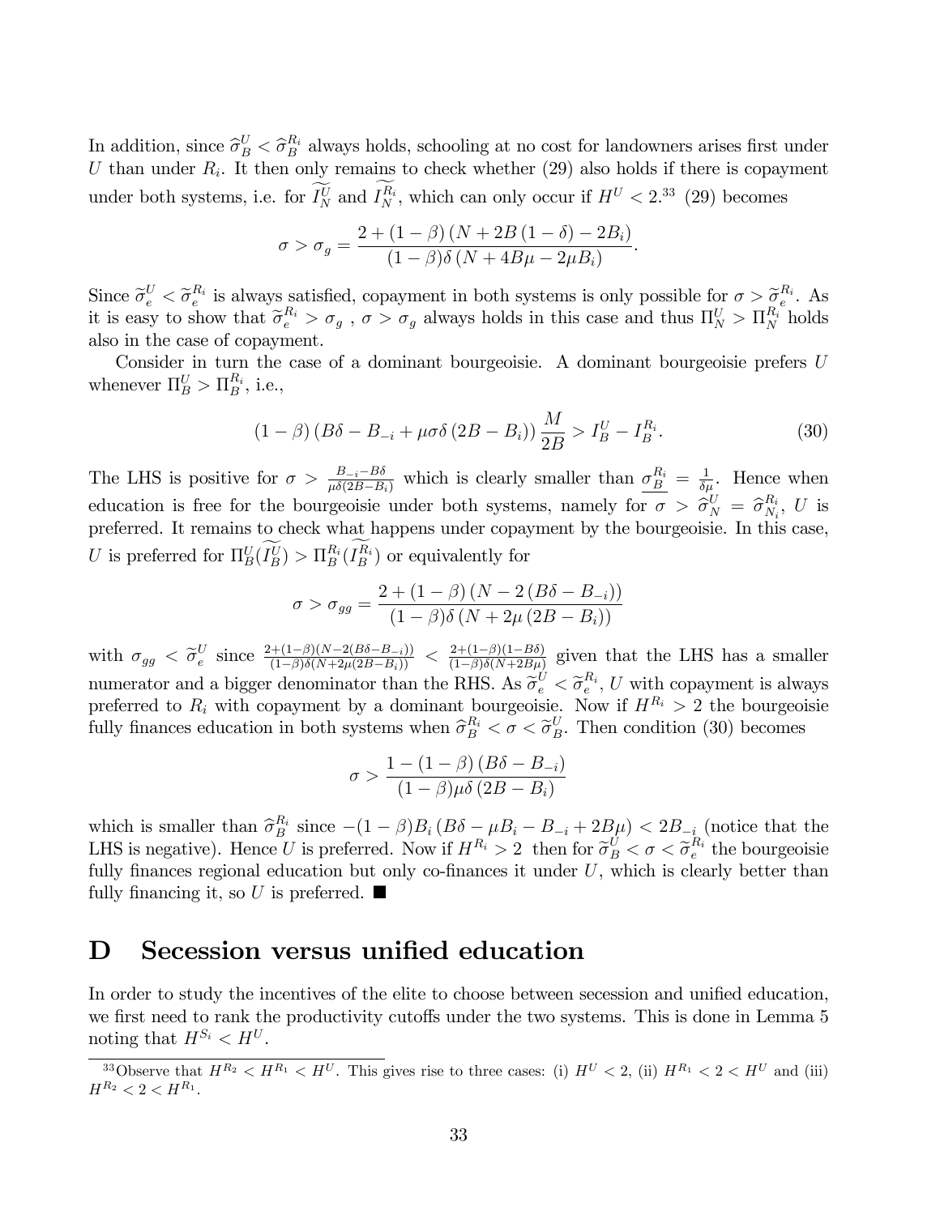In addition, since $\widehat{\sigma}_B^U < \widehat{\sigma}_B^{R_i}$ always holds, schooling at no cost for landowners arises first under $U$ than under $R_i$. It then only remains to check whether (29) also holds if there is copayment under both systems, i.e. for $\widetilde{I_N^U}$ and $\widetilde{I_N^{R_i}}$, which can only occur if $H^U < 2$.[33] (29) becomes

$$\sigma > \sigma_g = \frac{2 + (1-\beta)\left(N + 2B\left(1-\delta\right) - 2B_i\right)}{(1-\beta)\delta\left(N + 4B\mu - 2\mu B_i\right)}.$$

Since $\widetilde{\sigma}_e^U < \widetilde{\sigma}_e^{R_i}$ is always satisfied, copayment in both systems is only possible for $\sigma > \widetilde{\sigma}_e^{R_i}$. As it is easy to show that $\widetilde{\sigma}_e^{R_i} > \sigma_g$ , $\sigma > \sigma_g$ always holds in this case and thus $\Pi_N^U > \Pi_N^{R_i}$ holds also in the case of copayment.

Consider in turn the case of a dominant bourgeoisie. A dominant bourgeoisie prefers $U$ whenever $\Pi_B^U > \Pi_B^{R_i}$, i.e.,

$$(1-\beta)\left(B\delta - B_{-i} + \mu\sigma\delta\left(2B - B_i\right)\right)\frac{M}{2B} > I_B^U - I_B^{R_i}. \tag{30}$$

The LHS is positive for $\sigma > \frac{B_{-i} - B\delta}{\mu\delta(2B - B_i)}$ which is clearly smaller than $\underline{\sigma_B^{R_i}} = \frac{1}{\delta\mu}$. Hence when education is free for the bourgeoisie under both systems, namely for $\sigma > \widehat{\sigma}_N^U = \widehat{\sigma}_{N_i}^{R_i}$, $U$ is preferred. It remains to check what happens under copayment by the bourgeoisie. In this case, $U$ is preferred for $\Pi_B^U(\widetilde{I_B^U}) > \Pi_B^{R_i}(\widetilde{I_B^{R_i}})$ or equivalently for

$$\sigma > \sigma_{gg} = \frac{2 + (1-\beta)\left(N - 2\left(B\delta - B_{-i}\right)\right)}{(1-\beta)\delta\left(N + 2\mu\left(2B - B_i\right)\right)}$$

with $\sigma_{gg} < \widetilde{\sigma}_e^U$ since $\frac{2+(1-\beta)(N-2(B\delta-B_{-i}))}{(1-\beta)\delta(N+2\mu(2B-B_i))} < \frac{2+(1-\beta)(1-B\delta)}{(1-\beta)\delta(N+2B\mu)}$ given that the LHS has a smaller numerator and a bigger denominator than the RHS. As $\widetilde{\sigma}_e^U < \widetilde{\sigma}_e^{R_i}$, $U$ with copayment is always preferred to $R_i$ with copayment by a dominant bourgeoisie. Now if $H^{R_i} > 2$ the bourgeoisie fully finances education in both systems when $\widehat{\sigma}_B^{R_i} < \sigma < \widetilde{\sigma}_B^U$. Then condition (30) becomes

$$\sigma > \frac{1 - (1-\beta)\left(B\delta - B_{-i}\right)}{(1-\beta)\mu\delta\left(2B - B_i\right)}$$

which is smaller than $\widehat{\sigma}_B^{R_i}$ since $-(1-\beta)B_i\left(B\delta - \mu B_i - B_{-i} + 2B\mu\right) < 2B_{-i}$ (notice that the LHS is negative). Hence $U$ is preferred. Now if $H^{R_i} > 2$ then for $\widetilde{\sigma}_B^U < \sigma < \widetilde{\sigma}_e^{R_i}$ the bourgeoisie fully finances regional education but only co-finances it under $U$, which is clearly better than fully financing it, so $U$ is preferred. ■

# D Secession versus unified education

In order to study the incentives of the elite to choose between secession and unified education, we first need to rank the productivity cutoffs under the two systems. This is done in Lemma 5 noting that $H^{S_i} < H^U$.

[33] Observe that $H^{R_2} < H^{R_1} < H^U$. This gives rise to three cases: (i) $H^U < 2$, (ii) $H^{R_1} < 2 < H^U$ and (iii) $H^{R_2} < 2 < H^{R_1}$.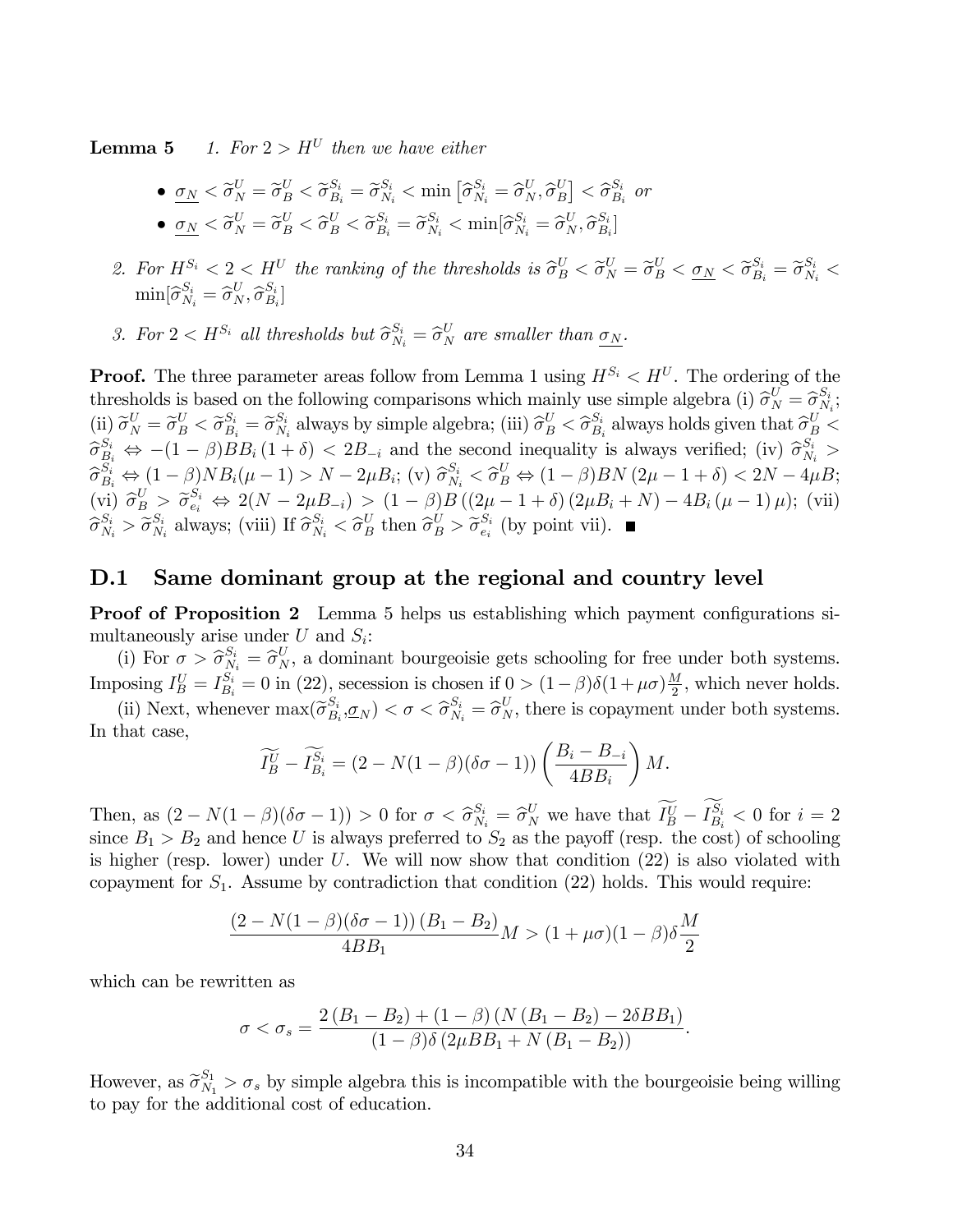**Lemma 5** *1. For $2 > H^U$ then we have either*

- $\underline{\sigma_N} < \widetilde{\sigma}_N^U = \widetilde{\sigma}_B^U < \widetilde{\sigma}_{B_i}^{S_i} = \widetilde{\sigma}_{N_i}^{S_i} < \min\left[\widehat{\sigma}_{N_i}^{S_i} = \widehat{\sigma}_N^U, \widehat{\sigma}_B^U\right] < \widehat{\sigma}_{B_i}^{S_i}$ *or*
- $\underline{\sigma_N} < \widetilde{\sigma}_N^U = \widetilde{\sigma}_B^U < \widehat{\sigma}_B^U < \widetilde{\sigma}_{B_i}^{S_i} = \widetilde{\sigma}_{N_i}^{S_i} < \min[\widehat{\sigma}_{N_i}^{S_i} = \widehat{\sigma}_N^U, \widehat{\sigma}_{B_i}^{S_i}]$

*2. For $H^{S_i} < 2 < H^U$ the ranking of the thresholds is $\widehat{\sigma}_B^U < \widetilde{\sigma}_N^U = \widetilde{\sigma}_B^U < \underline{\sigma_N} < \widetilde{\sigma}_{B_i}^{S_i} = \widetilde{\sigma}_{N_i}^{S_i} < \min[\widehat{\sigma}_{N_i}^{S_i} = \widehat{\sigma}_N^U, \widehat{\sigma}_{B_i}^{S_i}]$*

*3. For $2 < H^{S_i}$ all thresholds but $\widehat{\sigma}_{N_i}^{S_i} = \widehat{\sigma}_N^U$ are smaller than $\underline{\sigma_N}$.*

**Proof.** The three parameter areas follow from Lemma 1 using $H^{S_i} < H^U$. The ordering of the thresholds is based on the following comparisons which mainly use simple algebra (i) $\widehat{\sigma}_N^U = \widehat{\sigma}_{N_i}^{S_i}$; (ii) $\widetilde{\sigma}_N^U = \widetilde{\sigma}_B^U < \widetilde{\sigma}_{B_i}^{S_i} = \widetilde{\sigma}_{N_i}^{S_i}$ always by simple algebra; (iii) $\widehat{\sigma}_B^U < \widehat{\sigma}_{B_i}^{S_i}$ always holds given that $\widehat{\sigma}_B^U < \widehat{\sigma}_{B_i}^{S_i} \Leftrightarrow -(1-\beta)BB_i(1+\delta) < 2B_{-i}$ and the second inequality is always verified; (iv) $\widehat{\sigma}_{N_i}^{S_i} > \widehat{\sigma}_{B_i}^{S_i} \Leftrightarrow (1-\beta)NB_i(\mu-1) > N - 2\mu B_i$; (v) $\widehat{\sigma}_{N_i}^{S_i} < \widehat{\sigma}_B^U \Leftrightarrow (1-\beta)BN(2\mu - 1 + \delta) < 2N - 4\mu B$; (vi) $\widehat{\sigma}_B^U > \widetilde{\sigma}_{e_i}^{S_i} \Leftrightarrow 2(N - 2\mu B_{-i}) > (1-\beta)B\left((2\mu - 1 + \delta)(2\mu B_i + N) - 4B_i(\mu - 1)\mu\right)$; (vii) $\widehat{\sigma}_{N_i}^{S_i} > \widetilde{\sigma}_{N_i}^{S_i}$ always; (viii) If $\widehat{\sigma}_{N_i}^{S_i} < \widehat{\sigma}_B^U$ then $\widehat{\sigma}_B^U > \widetilde{\sigma}_{e_i}^{S_i}$ (by point vii). ■

## D.1 Same dominant group at the regional and country level

**Proof of Proposition 2** Lemma 5 helps us establishing which payment configurations simultaneously arise under $U$ and $S_i$:

(i) For $\sigma > \widehat{\sigma}_{N_i}^{S_i} = \widehat{\sigma}_N^U$, a dominant bourgeoisie gets schooling for free under both systems. Imposing $I_B^U = I_{B_i}^{S_i} = 0$ in (22), secession is chosen if $0 > (1-\beta)\delta(1+\mu\sigma)\frac{M}{2}$, which never holds.

(ii) Next, whenever $\max(\widetilde{\sigma}_{B_i}^{S_i}, \underline{\sigma_N}) < \sigma < \widehat{\sigma}_{N_i}^{S_i} = \widehat{\sigma}_N^U$, there is copayment under both systems. In that case,

$$\widetilde{I_B^U} - \widetilde{I_{B_i}^{S_i}} = (2 - N(1-\beta)(\delta\sigma - 1))\left(\frac{B_i - B_{-i}}{4BB_i}\right)M.$$

Then, as $(2 - N(1-\beta)(\delta\sigma - 1)) > 0$ for $\sigma < \widehat{\sigma}_{N_i}^{S_i} = \widehat{\sigma}_N^U$ we have that $\widetilde{I_B^U} - \widetilde{I_{B_i}^{S_i}} < 0$ for $i = 2$ since $B_1 > B_2$ and hence $U$ is always preferred to $S_2$ as the payoff (resp. the cost) of schooling is higher (resp. lower) under $U$. We will now show that condition (22) is also violated with copayment for $S_1$. Assume by contradiction that condition (22) holds. This would require:

$$\frac{(2 - N(1-\beta)(\delta\sigma - 1))(B_1 - B_2)}{4BB_1}M > (1+\mu\sigma)(1-\beta)\delta\frac{M}{2}$$

which can be rewritten as

$$\sigma < \sigma_s = \frac{2(B_1 - B_2) + (1-\beta)(N(B_1 - B_2) - 2\delta BB_1)}{(1-\beta)\delta(2\mu BB_1 + N(B_1 - B_2))}.$$

However, as $\widetilde{\sigma}_{N_1}^{S_1} > \sigma_s$ by simple algebra this is incompatible with the bourgeoisie being willing to pay for the additional cost of education.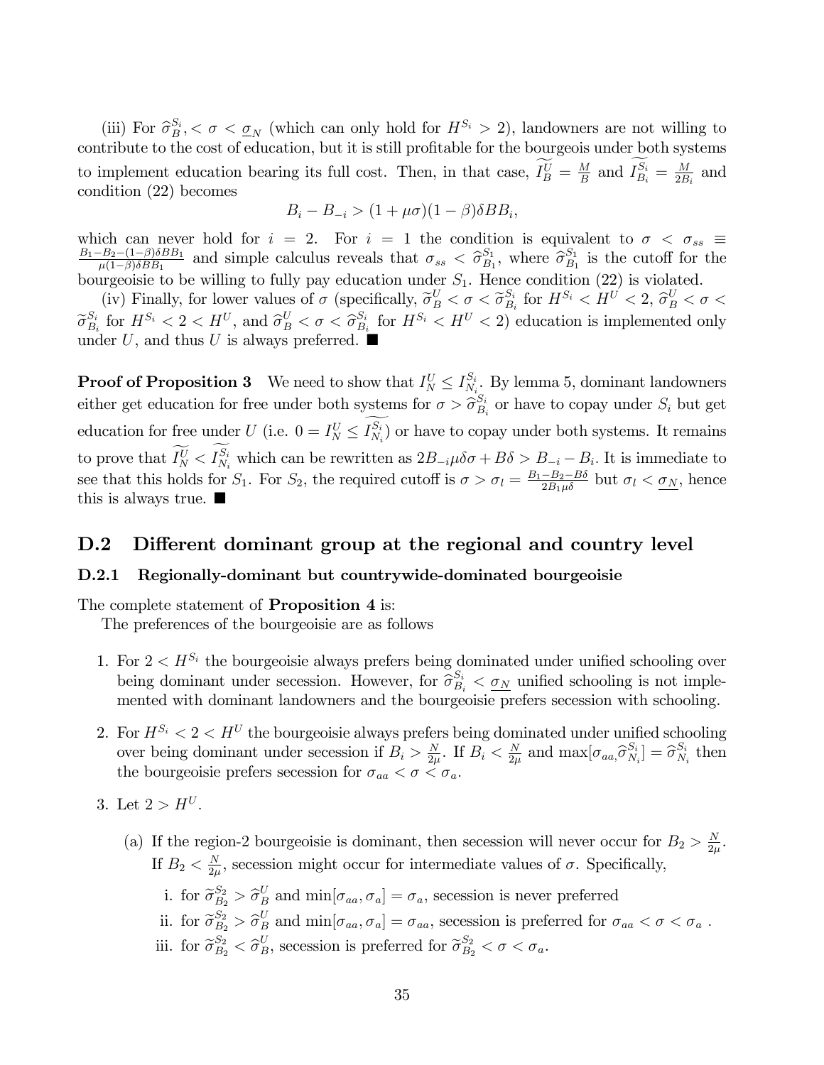(iii) For $\widehat{\sigma}_B^{S_i}, < \sigma < \underline{\sigma}_N$ (which can only hold for $H^{S_i} > 2$), landowners are not willing to contribute to the cost of education, but it is still profitable for the bourgeois under both systems to implement education bearing its full cost. Then, in that case, $\widetilde{I_B^U} = \frac{M}{B}$ and $\widetilde{I_{B_i}^{S_i}} = \frac{M}{2B_i}$ and condition (22) becomes

$$B_i - B_{-i} > (1 + \mu\sigma)(1 - \beta)\delta BB_i,$$

which can never hold for $i = 2$. For $i = 1$ the condition is equivalent to $\sigma < \sigma_{ss} \equiv \frac{B_1 - B_2 - (1-\beta)\delta BB_1}{\mu(1-\beta)\delta BB_1}$ and simple calculus reveals that $\sigma_{ss} < \widehat{\sigma}_{B_1}^{S_1}$, where $\widehat{\sigma}_{B_1}^{S_1}$ is the cutoff for the bourgeoisie to be willing to fully pay education under $S_1$. Hence condition (22) is violated.

(iv) Finally, for lower values of $\sigma$ (specifically, $\widetilde{\sigma}_B^U < \sigma < \widetilde{\sigma}_{B_i}^{S_i}$ for $H^{S_i} < H^U < 2$, $\widehat{\sigma}_B^U < \sigma < \widetilde{\sigma}_{B_i}^{S_i}$ for $H^{S_i} < 2 < H^U$, and $\widehat{\sigma}_B^U < \sigma < \widehat{\sigma}_{B_i}^{S_i}$ for $H^{S_i} < H^U < 2$) education is implemented only under $U$, and thus $U$ is always preferred. ■

**Proof of Proposition 3** We need to show that $I_N^U \leq I_{N_i}^{S_i}$. By lemma 5, dominant landowners either get education for free under both systems for $\sigma > \widehat{\sigma}_{B_i}^{S_i}$ or have to copay under $S_i$ but get education for free under $U$ (i.e. $0 = I_N^U \leq \widetilde{I_{N_i}^{S_i}}$) or have to copay under both systems. It remains to prove that $\widetilde{I_N^U} < \widetilde{I_{N_i}^{S_i}}$ which can be rewritten as $2B_{-i}\mu\delta\sigma + B\delta > B_{-i} - B_i$. It is immediate to see that this holds for $S_1$. For $S_2$, the required cutoff is $\sigma > \sigma_l = \frac{B_1 - B_2 - B\delta}{2B_1\mu\delta}$ but $\sigma_l < \underline{\sigma_N}$, hence this is always true. ■

## D.2 Different dominant group at the regional and country level

### D.2.1 Regionally-dominant but countrywide-dominated bourgeoisie

The complete statement of **Proposition 4** is:

The preferences of the bourgeoisie are as follows

1. For $2 < H^{S_i}$ the bourgeoisie always prefers being dominated under unified schooling over being dominant under secession. However, for $\widehat{\sigma}_{B_i}^{S_i} < \underline{\sigma_N}$ unified schooling is not implemented with dominant landowners and the bourgeoisie prefers secession with schooling.

2. For $H^{S_i} < 2 < H^U$ the bourgeoisie always prefers being dominated under unified schooling over being dominant under secession if $B_i > \frac{N}{2\mu}$. If $B_i < \frac{N}{2\mu}$ and $\max[\sigma_{aa,}\widehat{\sigma}_{N_i}^{S_i}] = \widehat{\sigma}_{N_i}^{S_i}$ then the bourgeoisie prefers secession for $\sigma_{aa} < \sigma < \sigma_a$.

3. Let $2 > H^U$.

   (a) If the region-2 bourgeoisie is dominant, then secession will never occur for $B_2 > \frac{N}{2\mu}$. If $B_2 < \frac{N}{2\mu}$, secession might occur for intermediate values of $\sigma$. Specifically,

      i. for $\widetilde{\sigma}_{B_2}^{S_2} > \widehat{\sigma}_B^U$ and $\min[\sigma_{aa}, \sigma_a] = \sigma_a$, secession is never preferred

      ii. for $\widetilde{\sigma}_{B_2}^{S_2} > \widehat{\sigma}_B^U$ and $\min[\sigma_{aa}, \sigma_a] = \sigma_{aa}$, secession is preferred for $\sigma_{aa} < \sigma < \sigma_a$ .

      iii. for $\widetilde{\sigma}_{B_2}^{S_2} < \widehat{\sigma}_B^U$, secession is preferred for $\widetilde{\sigma}_{B_2}^{S_2} < \sigma < \sigma_a$.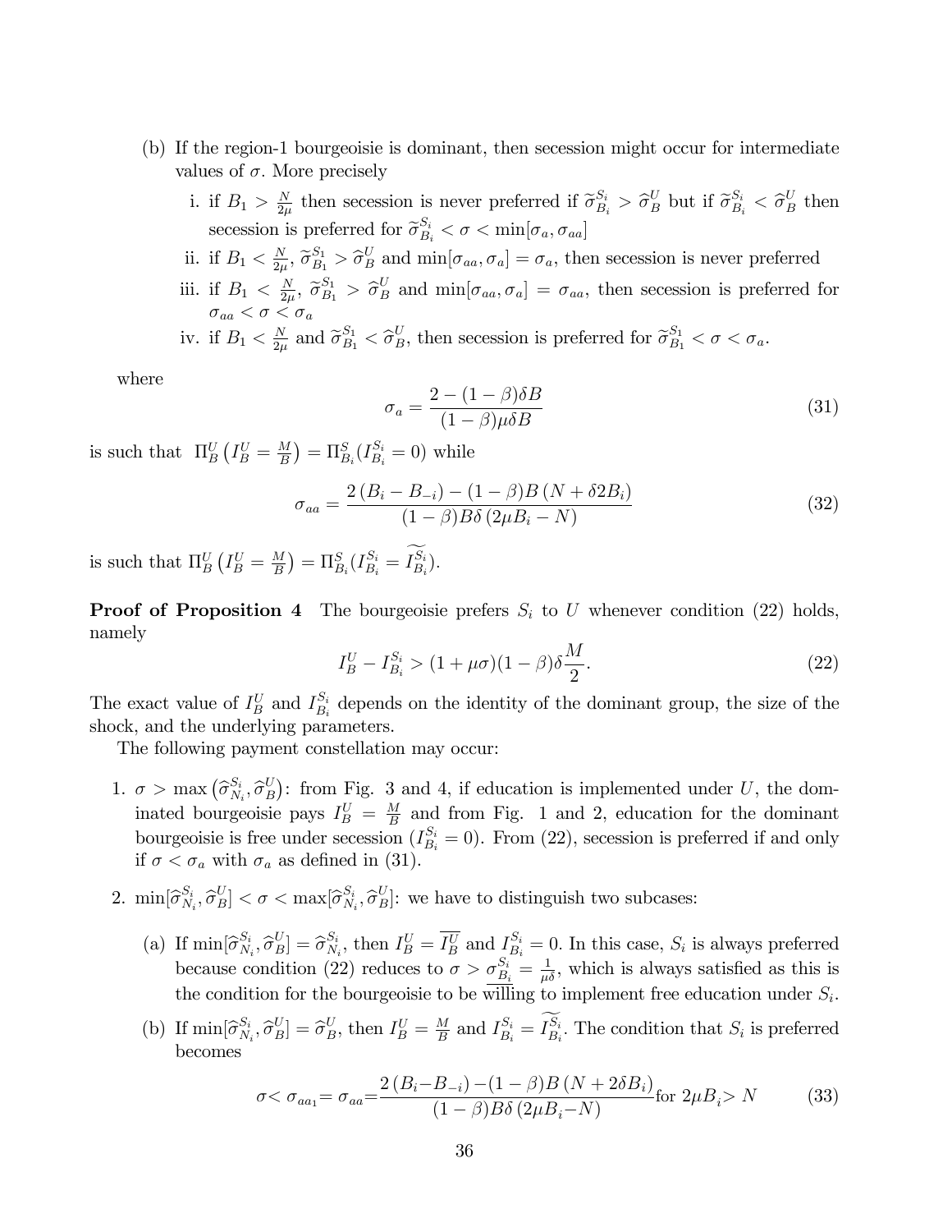(b) If the region-1 bourgeoisie is dominant, then secession might occur for intermediate values of $\sigma$. More precisely

  i. if $B_1 > \frac{N}{2\mu}$ then secession is never preferred if $\widetilde{\sigma}^{S_i}_{B_i} > \widehat{\sigma}^U_B$ but if $\widetilde{\sigma}^{S_i}_{B_i} < \widehat{\sigma}^U_B$ then secession is preferred for $\widetilde{\sigma}^{S_i}_{B_i} < \sigma < \min[\sigma_a, \sigma_{aa}]$

  ii. if $B_1 < \frac{N}{2\mu}$, $\widetilde{\sigma}^{S_1}_{B_1} > \widehat{\sigma}^U_B$ and $\min[\sigma_{aa}, \sigma_a] = \sigma_a$, then secession is never preferred

  iii. if $B_1 < \frac{N}{2\mu}$, $\widetilde{\sigma}^{S_1}_{B_1} > \widehat{\sigma}^U_B$ and $\min[\sigma_{aa}, \sigma_a] = \sigma_{aa}$, then secession is preferred for $\sigma_{aa} < \sigma < \sigma_a$

  iv. if $B_1 < \frac{N}{2\mu}$ and $\widetilde{\sigma}^{S_1}_{B_1} < \widehat{\sigma}^U_B$, then secession is preferred for $\widetilde{\sigma}^{S_1}_{B_1} < \sigma < \sigma_a$.

where

$$\sigma_a = \frac{2 - (1-\beta)\delta B}{(1-\beta)\mu\delta B} \tag{31}$$

is such that $\Pi^U_B\left(I^U_B = \frac{M}{B}\right) = \Pi^S_{B_i}(I^{S_i}_{B_i} = 0)$ while

$$\sigma_{aa} = \frac{2\left(B_i - B_{-i}\right) - (1-\beta)B\left(N + \delta 2B_i\right)}{(1-\beta)B\delta\left(2\mu B_i - N\right)} \tag{32}$$

is such that $\Pi^U_B\left(I^U_B = \frac{M}{B}\right) = \Pi^S_{B_i}(I^{S_i}_{B_i} = \widetilde{I^{S_i}_{B_i}})$.

**Proof of Proposition 4** The bourgeoisie prefers $S_i$ to $U$ whenever condition (22) holds, namely

$$I^U_B - I^{S_i}_{B_i} > (1+\mu\sigma)(1-\beta)\delta\frac{M}{2}. \tag{22}$$

The exact value of $I^U_B$ and $I^{S_i}_{B_i}$ depends on the identity of the dominant group, the size of the shock, and the underlying parameters.

The following payment constellation may occur:

1. $\sigma > \max\left(\widehat{\sigma}^{S_i}_{N_i}, \widehat{\sigma}^U_B\right)$: from Fig. 3 and 4, if education is implemented under $U$, the dominated bourgeoisie pays $I^U_B = \frac{M}{B}$ and from Fig. 1 and 2, education for the dominant bourgeoisie is free under secession ($I^{S_i}_{B_i} = 0$). From (22), secession is preferred if and only if $\sigma < \sigma_a$ with $\sigma_a$ as defined in (31).

2. $\min[\widehat{\sigma}^{S_i}_{N_i}, \widehat{\sigma}^U_B] < \sigma < \max[\widehat{\sigma}^{S_i}_{N_i}, \widehat{\sigma}^U_B]$: we have to distinguish two subcases:

   (a) If $\min[\widehat{\sigma}^{S_i}_{N_i}, \widehat{\sigma}^U_B] = \widehat{\sigma}^{S_i}_{N_i}$, then $I^U_B = \overline{I^U_B}$ and $I^{S_i}_{B_i} = 0$. In this case, $S_i$ is always preferred because condition (22) reduces to $\sigma > \underline{\sigma^{S_i}_{B_i}} = \frac{1}{\mu\delta}$, which is always satisfied as this is the condition for the bourgeoisie to be willing to implement free education under $S_i$.

   (b) If $\min[\widehat{\sigma}^{S_i}_{N_i}, \widehat{\sigma}^U_B] = \widehat{\sigma}^U_B$, then $I^U_B = \frac{M}{B}$ and $I^{S_i}_{B_i} = \widetilde{I^{S_i}_{B_i}}$. The condition that $S_i$ is preferred becomes

$$\sigma < \sigma_{aa_1} = \sigma_{aa} = \frac{2\left(B_i - B_{-i}\right) - (1-\beta)B\left(N + 2\delta B_i\right)}{(1-\beta)B\delta\left(2\mu B_i - N\right)} \text{for } 2\mu B_i > N \tag{33}$$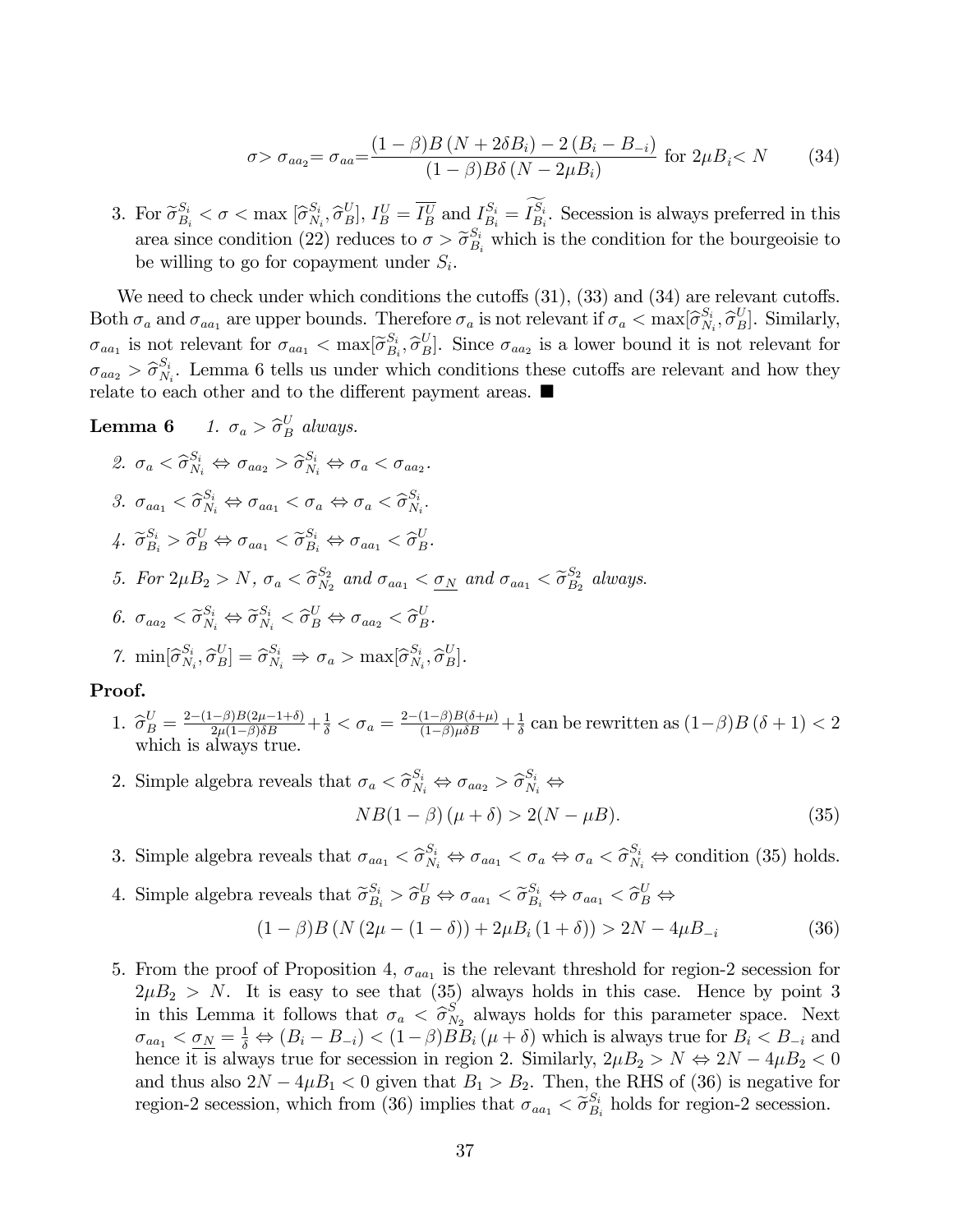$$\sigma > \sigma_{aa_2} = \sigma_{aa} = \frac{(1-\beta)B\left(N + 2\delta B_i\right) - 2\left(B_i - B_{-i}\right)}{(1-\beta)B\delta\left(N - 2\mu B_i\right)} \text{ for } 2\mu B_i < N \tag{34}$$

3. For $\widetilde{\sigma}_{B_i}^{S_i} < \sigma < \max\left[\widehat{\sigma}_{N_i}^{S_i}, \widehat{\sigma}_B^U\right]$, $I_B^U = \overline{I_B^U}$ and $I_{B_i}^{S_i} = \widetilde{I_{B_i}^{S_i}}$. Secession is always preferred in this area since condition (22) reduces to $\sigma > \widetilde{\sigma}_{B_i}^{S_i}$ which is the condition for the bourgeoisie to be willing to go for copayment under $S_i$.

We need to check under which conditions the cutoffs (31), (33) and (34) are relevant cutoffs. Both $\sigma_a$ and $\sigma_{aa_1}$ are upper bounds. Therefore $\sigma_a$ is not relevant if $\sigma_a < \max[\widehat{\sigma}_{N_i}^{S_i}, \widehat{\sigma}_B^U]$. Similarly, $\sigma_{aa_1}$ is not relevant for $\sigma_{aa_1} < \max[\widetilde{\sigma}_{B_i}^{S_i}, \widehat{\sigma}_B^U]$. Since $\sigma_{aa_2}$ is a lower bound it is not relevant for $\sigma_{aa_2} > \widehat{\sigma}_{N_i}^{S_i}$. Lemma 6 tells us under which conditions these cutoffs are relevant and how they relate to each other and to the different payment areas. ■

**Lemma 6**

1. *$\sigma_a > \widehat{\sigma}_B^U$ always.*
2. *$\sigma_a < \widehat{\sigma}_{N_i}^{S_i} \Leftrightarrow \sigma_{aa_2} > \widehat{\sigma}_{N_i}^{S_i} \Leftrightarrow \sigma_a < \sigma_{aa_2}$.*
3. *$\sigma_{aa_1} < \widehat{\sigma}_{N_i}^{S_i} \Leftrightarrow \sigma_{aa_1} < \sigma_a \Leftrightarrow \sigma_a < \widehat{\sigma}_{N_i}^{S_i}$.*
4. *$\widetilde{\sigma}_{B_i}^{S_i} > \widehat{\sigma}_B^U \Leftrightarrow \sigma_{aa_1} < \widetilde{\sigma}_{B_i}^{S_i} \Leftrightarrow \sigma_{aa_1} < \widehat{\sigma}_B^U$.*
5. *For $2\mu B_2 > N$, $\sigma_a < \widehat{\sigma}_{N_2}^{S_2}$ and $\sigma_{aa_1} < \underline{\sigma_N}$ and $\sigma_{aa_1} < \widetilde{\sigma}_{B_2}^{S_2}$ always.*
6. *$\sigma_{aa_2} < \widetilde{\sigma}_{N_i}^{S_i} \Leftrightarrow \widetilde{\sigma}_{N_i}^{S_i} < \widehat{\sigma}_B^U \Leftrightarrow \sigma_{aa_2} < \widehat{\sigma}_B^U$.*
7. *$\min[\widehat{\sigma}_{N_i}^{S_i}, \widehat{\sigma}_B^U] = \widehat{\sigma}_{N_i}^{S_i} \Rightarrow \sigma_a > \max[\widehat{\sigma}_{N_i}^{S_i}, \widehat{\sigma}_B^U]$.*

**Proof.**

1. $\widehat{\sigma}_B^U = \frac{2-(1-\beta)B(2\mu-1+\delta)}{2\mu(1-\beta)\delta B} + \frac{1}{\delta} < \sigma_a = \frac{2-(1-\beta)B(\delta+\mu)}{(1-\beta)\mu\delta B} + \frac{1}{\delta}$ can be rewritten as $(1-\beta)B\left(\delta+1\right) < 2$ which is always true.

2. Simple algebra reveals that $\sigma_a < \widehat{\sigma}_{N_i}^{S_i} \Leftrightarrow \sigma_{aa_2} > \widehat{\sigma}_{N_i}^{S_i} \Leftrightarrow$
$$NB(1-\beta)\left(\mu+\delta\right) > 2(N-\mu B). \tag{35}$$

3. Simple algebra reveals that $\sigma_{aa_1} < \widehat{\sigma}_{N_i}^{S_i} \Leftrightarrow \sigma_{aa_1} < \sigma_a \Leftrightarrow \sigma_a < \widehat{\sigma}_{N_i}^{S_i} \Leftrightarrow$ condition (35) holds.

4. Simple algebra reveals that $\widetilde{\sigma}_{B_i}^{S_i} > \widehat{\sigma}_B^U \Leftrightarrow \sigma_{aa_1} < \widetilde{\sigma}_{B_i}^{S_i} \Leftrightarrow \sigma_{aa_1} < \widehat{\sigma}_B^U \Leftrightarrow$
$$(1-\beta)B\left(N\left(2\mu-(1-\delta)\right)+2\mu B_i\left(1+\delta\right)\right) > 2N - 4\mu B_{-i} \tag{36}$$

5. From the proof of Proposition 4, $\sigma_{aa_1}$ is the relevant threshold for region-2 secession for $2\mu B_2 > N$. It is easy to see that (35) always holds in this case. Hence by point 3 in this Lemma it follows that $\sigma_a < \widehat{\sigma}_{N_2}^{S}$ always holds for this parameter space. Next $\sigma_{aa_1} < \underline{\sigma_N} = \frac{1}{\delta} \Leftrightarrow (B_i - B_{-i}) < (1-\beta)BB_i\left(\mu+\delta\right)$ which is always true for $B_i < B_{-i}$ and hence it is always true for secession in region 2. Similarly, $2\mu B_2 > N \Leftrightarrow 2N - 4\mu B_2 < 0$ and thus also $2N - 4\mu B_1 < 0$ given that $B_1 > B_2$. Then, the RHS of (36) is negative for region-2 secession, which from (36) implies that $\sigma_{aa_1} < \widetilde{\sigma}_{B_i}^{S_i}$ holds for region-2 secession.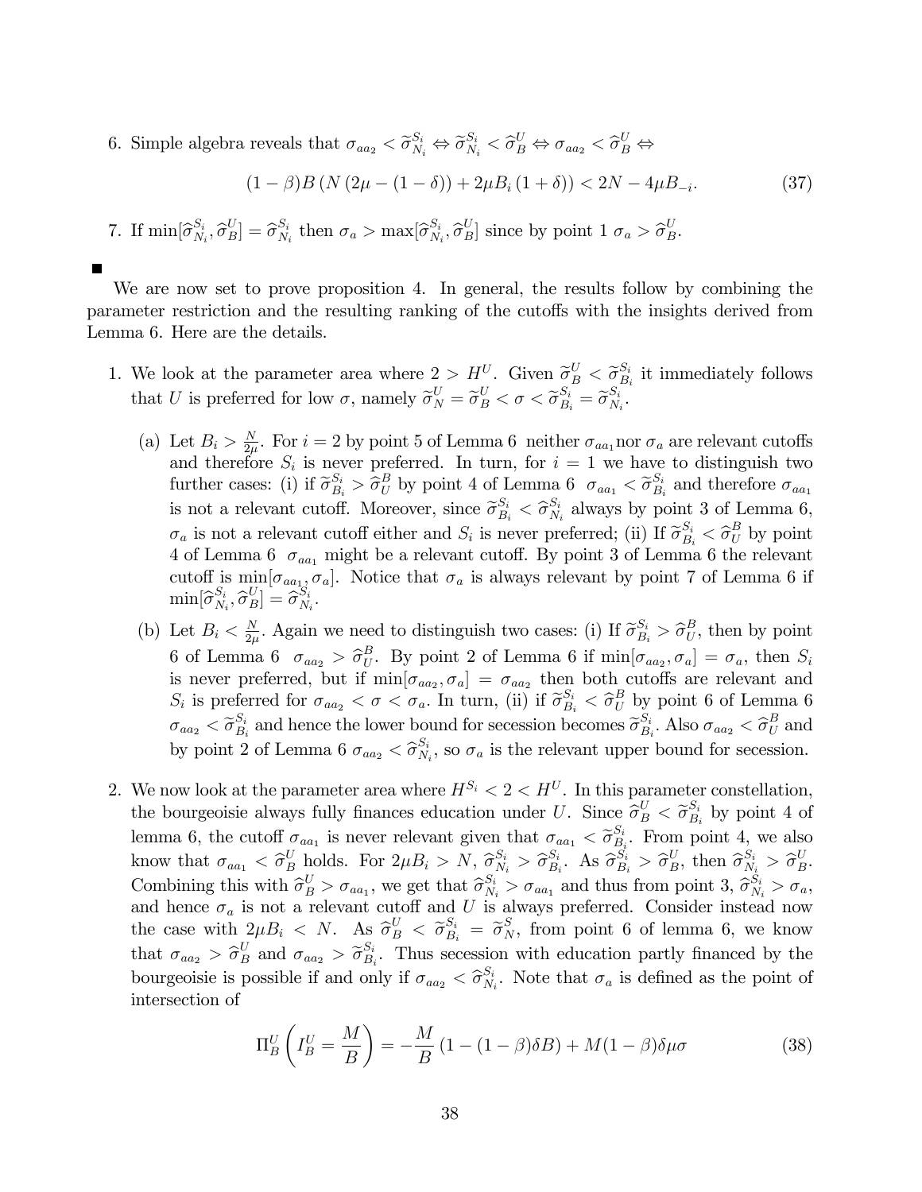6. Simple algebra reveals that $\sigma_{aa_2} < \widetilde{\sigma}_{N_i}^{S_i} \Leftrightarrow \widetilde{\sigma}_{N_i}^{S_i} < \widehat{\sigma}_B^U \Leftrightarrow \sigma_{aa_2} < \widehat{\sigma}_B^U \Leftrightarrow$

$$(1-\beta)B\left(N\left(2\mu-(1-\delta)\right)+2\mu B_i\left(1+\delta\right)\right) < 2N - 4\mu B_{-i}. \tag{37}$$

7. If $\min[\widehat{\sigma}_{N_i}^{S_i}, \widehat{\sigma}_B^U] = \widehat{\sigma}_{N_i}^{S_i}$ then $\sigma_a > \max[\widehat{\sigma}_{N_i}^{S_i}, \widehat{\sigma}_B^U]$ since by point 1 $\sigma_a > \widehat{\sigma}_B^U$.

■

We are now set to prove proposition 4. In general, the results follow by combining the parameter restriction and the resulting ranking of the cutoffs with the insights derived from Lemma 6. Here are the details.

1. We look at the parameter area where $2 > H^U$. Given $\widetilde{\sigma}_B^U < \widetilde{\sigma}_{B_i}^{S_i}$ it immediately follows that $U$ is preferred for low $\sigma$, namely $\widetilde{\sigma}_N^U = \widetilde{\sigma}_B^U < \sigma < \widetilde{\sigma}_{B_i}^{S_i} = \widetilde{\sigma}_{N_i}^{S_i}$.

   (a) Let $B_i > \frac{N}{2\mu}$. For $i = 2$ by point 5 of Lemma 6 neither $\sigma_{aa_1}$ nor $\sigma_a$ are relevant cutoffs and therefore $S_i$ is never preferred. In turn, for $i = 1$ we have to distinguish two further cases: (i) if $\widetilde{\sigma}_{B_i}^{S_i} > \widehat{\sigma}_U^B$ by point 4 of Lemma 6 $\sigma_{aa_1} < \widetilde{\sigma}_{B_i}^{S_i}$ and therefore $\sigma_{aa_1}$ is not a relevant cutoff. Moreover, since $\widetilde{\sigma}_{B_i}^{S_i} < \widehat{\sigma}_{N_i}^{S_i}$ always by point 3 of Lemma 6, $\sigma_a$ is not a relevant cutoff either and $S_i$ is never preferred; (ii) If $\widetilde{\sigma}_{B_i}^{S_i} < \widehat{\sigma}_U^B$ by point 4 of Lemma 6 $\sigma_{aa_1}$ might be a relevant cutoff. By point 3 of Lemma 6 the relevant cutoff is $\min[\sigma_{aa_1}, \sigma_a]$. Notice that $\sigma_a$ is always relevant by point 7 of Lemma 6 if $\min[\widehat{\sigma}_{N_i}^{S_i}, \widehat{\sigma}_B^U] = \widehat{\sigma}_{N_i}^{S_i}$.

   (b) Let $B_i < \frac{N}{2\mu}$. Again we need to distinguish two cases: (i) If $\widetilde{\sigma}_{B_i}^{S_i} > \widehat{\sigma}_U^B$, then by point 6 of Lemma 6 $\sigma_{aa_2} > \widehat{\sigma}_U^B$. By point 2 of Lemma 6 if $\min[\sigma_{aa_2}, \sigma_a] = \sigma_a$, then $S_i$ is never preferred, but if $\min[\sigma_{aa_2}, \sigma_a] = \sigma_{aa_2}$ then both cutoffs are relevant and $S_i$ is preferred for $\sigma_{aa_2} < \sigma < \sigma_a$. In turn, (ii) if $\widetilde{\sigma}_{B_i}^{S_i} < \widehat{\sigma}_U^B$ by point 6 of Lemma 6 $\sigma_{aa_2} < \widetilde{\sigma}_{B_i}^{S_i}$ and hence the lower bound for secession becomes $\widetilde{\sigma}_{B_i}^{S_i}$. Also $\sigma_{aa_2} < \widehat{\sigma}_U^B$ and by point 2 of Lemma 6 $\sigma_{aa_2} < \widehat{\sigma}_{N_i}^{S_i}$, so $\sigma_a$ is the relevant upper bound for secession.

2. We now look at the parameter area where $H^{S_i} < 2 < H^U$. In this parameter constellation, the bourgeoisie always fully finances education under $U$. Since $\widehat{\sigma}_B^U < \widetilde{\sigma}_{B_i}^{S_i}$ by point 4 of lemma 6, the cutoff $\sigma_{aa_1}$ is never relevant given that $\sigma_{aa_1} < \widetilde{\sigma}_{B_i}^{S_i}$. From point 4, we also know that $\sigma_{aa_1} < \widehat{\sigma}_B^U$ holds. For $2\mu B_i > N$, $\widehat{\sigma}_{N_i}^{S_i} > \widehat{\sigma}_{B_i}^{S_i}$. As $\widehat{\sigma}_{B_i}^{S_i} > \widehat{\sigma}_B^U$, then $\widehat{\sigma}_{N_i}^{S_i} > \widehat{\sigma}_B^U$. Combining this with $\widehat{\sigma}_B^U > \sigma_{aa_1}$, we get that $\widehat{\sigma}_{N_i}^{S_i} > \sigma_{aa_1}$ and thus from point 3, $\widehat{\sigma}_{N_i}^{S_i} > \sigma_a$, and hence $\sigma_a$ is not a relevant cutoff and $U$ is always preferred. Consider instead now the case with $2\mu B_i < N$. As $\widehat{\sigma}_B^U < \widetilde{\sigma}_{B_i}^{S_i} = \widetilde{\sigma}_N^S$, from point 6 of lemma 6, we know that $\sigma_{aa_2} > \widehat{\sigma}_B^U$ and $\sigma_{aa_2} > \widetilde{\sigma}_{B_i}^{S_i}$. Thus secession with education partly financed by the bourgeoisie is possible if and only if $\sigma_{aa_2} < \widehat{\sigma}_{N_i}^{S_i}$. Note that $\sigma_a$ is defined as the point of intersection of

$$\Pi_B^U\left(I_B^U = \frac{M}{B}\right) = -\frac{M}{B}\left(1-(1-\beta)\delta B\right) + M(1-\beta)\delta\mu\sigma \tag{38}$$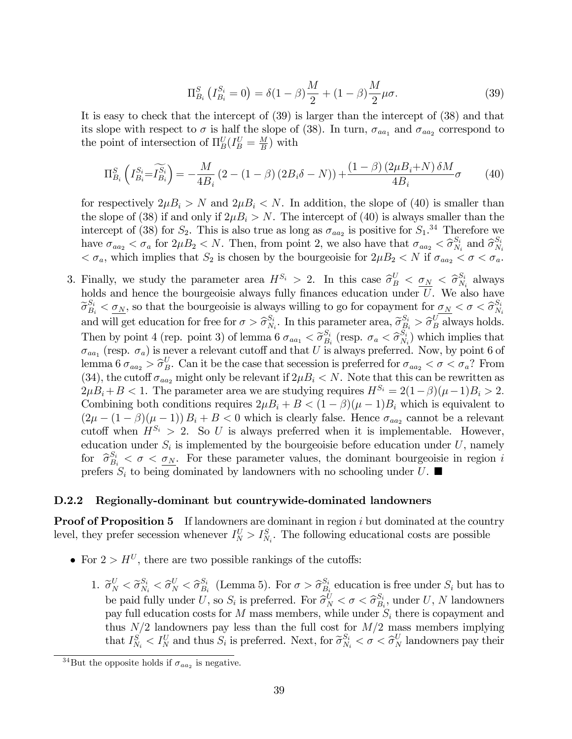$$\Pi^S_{B_i}\left(I^{S_i}_{B_i}=0\right) = \delta(1-\beta)\frac{M}{2} + (1-\beta)\frac{M}{2}\mu\sigma. \tag{39}$$

It is easy to check that the intercept of (39) is larger than the intercept of (38) and that its slope with respect to $\sigma$ is half the slope of (38). In turn, $\sigma_{aa_1}$ and $\sigma_{aa_2}$ correspond to the point of intersection of $\Pi^U_B(I^U_B = \frac{M}{B})$ with

$$\Pi^S_{B_i}\left(I^{S_i}_{B_i}=\widetilde{I^{S_i}_{B_i}}\right) = -\frac{M}{4B_i}\left(2-(1-\beta)\left(2B_i\delta - N\right)\right) + \frac{(1-\beta)\left(2\mu B_i + N\right)\delta M}{4B_i}\sigma \tag{40}$$

for respectively $2\mu B_i > N$ and $2\mu B_i < N$. In addition, the slope of (40) is smaller than the slope of (38) if and only if $2\mu B_i > N$. The intercept of (40) is always smaller than the intercept of (38) for $S_2$. This is also true as long as $\sigma_{aa_2}$ is positive for $S_1$.[34] Therefore we have $\sigma_{aa_2} < \sigma_a$ for $2\mu B_2 < N$. Then, from point 2, we also have that $\sigma_{aa_2} < \widehat{\sigma}^{S_i}_{N_i}$ and $\widehat{\sigma}^{S_i}_{N_i} < \sigma_a$, which implies that $S_2$ is chosen by the bourgeoisie for $2\mu B_2 < N$ if $\sigma_{aa_2} < \sigma < \sigma_a$.

3. Finally, we study the parameter area $H^{S_i} > 2$. In this case $\widehat{\sigma}^U_B < \underline{\sigma_N} < \widehat{\sigma}^{S_i}_{N_i}$ always holds and hence the bourgeoisie always fully finances education under $U$. We also have $\widetilde{\sigma}^{S_i}_{B_i} < \underline{\sigma_N}$, so that the bourgeoisie is always willing to go for copayment for $\underline{\sigma_N} < \sigma < \widehat{\sigma}^{S_i}_{N_i}$ and will get education for free for $\sigma > \widehat{\sigma}^{S_i}_{N_i}$. In this parameter area, $\widetilde{\sigma}^{S_i}_{B_i} > \widehat{\sigma}^U_B$ always holds. Then by point 4 (rep. point 3) of lemma 6 $\sigma_{aa_1} < \widetilde{\sigma}^{S_i}_{B_i}$ (resp. $\sigma_a < \widehat{\sigma}^{S_i}_{N_i}$) which implies that $\sigma_{aa_1}$ (resp. $\sigma_a$) is never a relevant cutoff and that $U$ is always preferred. Now, by point 6 of lemma 6 $\sigma_{aa_2} > \widehat{\sigma}^U_B$. Can it be the case that secession is preferred for $\sigma_{aa_2} < \sigma < \sigma_a$? From (34), the cutoff $\sigma_{aa_2}$ might only be relevant if $2\mu B_i < N$. Note that this can be rewritten as $2\mu B_i + B < 1$. The parameter area we are studying requires $H^{S_i} = 2(1-\beta)(\mu-1)B_i > 2$. Combining both conditions requires $2\mu B_i + B < (1-\beta)(\mu-1)B_i$ which is equivalent to $(2\mu - (1-\beta)(\mu-1))B_i + B < 0$ which is clearly false. Hence $\sigma_{aa_2}$ cannot be a relevant cutoff when $H^{S_i} > 2$. So $U$ is always preferred when it is implementable. However, education under $S_i$ is implemented by the bourgeoisie before education under $U$, namely for $\widehat{\sigma}^{S_i}_{B_i} < \sigma < \underline{\sigma_N}$. For these parameter values, the dominant bourgeoisie in region $i$ prefers $S_i$ to being dominated by landowners with no schooling under $U$. ■

### D.2.2 Regionally-dominant but countrywide-dominated landowners

**Proof of Proposition 5** If landowners are dominant in region $i$ but dominated at the country level, they prefer secession whenever $I^U_N > I^S_{N_i}$. The following educational costs are possible

- For $2 > H^U$, there are two possible rankings of the cutoffs:

  1. $\widetilde{\sigma}^U_N < \widetilde{\sigma}^{S_i}_{N_i} < \widehat{\sigma}^U_N < \widehat{\sigma}^{S_i}_{B_i}$ (Lemma 5). For $\sigma > \widehat{\sigma}^{S_i}_{B_i}$ education is free under $S_i$ but has to be paid fully under $U$, so $S_i$ is preferred. For $\widehat{\sigma}^U_N < \sigma < \widehat{\sigma}^{S_i}_{B_i}$, under $U$, $N$ landowners pay full education costs for $M$ mass members, while under $S_i$ there is copayment and thus $N/2$ landowners pay less than the full cost for $M/2$ mass members implying that $I^S_{N_i} < I^U_N$ and thus $S_i$ is preferred. Next, for $\widetilde{\sigma}^{S_i}_{N_i} < \sigma < \widehat{\sigma}^U_N$ landowners pay their

[34] But the opposite holds if $\sigma_{aa_2}$ is negative.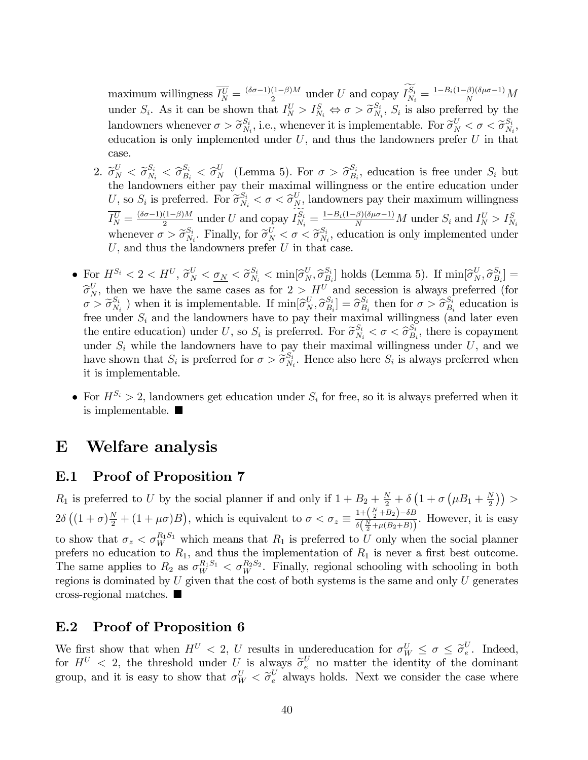maximum willingness $\overline{I_N^U} = \frac{(\delta\sigma-1)(1-\beta)M}{2}$ under $U$ and copay $\widetilde{I_{N_i}^{S_i}} = \frac{1-B_i(1-\beta)(\delta\mu\sigma-1)}{N}M$ under $S_i$. As it can be shown that $I_N^U > I_{N_i}^S \Leftrightarrow \sigma > \widetilde{\sigma}_{N_i}^{S_i}$, $S_i$ is also preferred by the landowners whenever $\sigma > \widetilde{\sigma}_{N_i}^{S_i}$, i.e., whenever it is implementable. For $\widetilde{\sigma}_N^U < \sigma < \widetilde{\sigma}_{N_i}^{S_i}$, education is only implemented under $U$, and thus the landowners prefer $U$ in that case.

2. $\widetilde{\sigma}_N^U < \widetilde{\sigma}_{N_i}^{S_i} < \widehat{\sigma}_{B_i}^{S_i} < \widehat{\sigma}_N^U$ (Lemma 5). For $\sigma > \widehat{\sigma}_{B_i}^{S_i}$, education is free under $S_i$ but the landowners either pay their maximal willingness or the entire education under $U$, so $S_i$ is preferred. For $\widetilde{\sigma}_{N_i}^{S_i} < \sigma < \widehat{\sigma}_N^U$, landowners pay their maximum willingness $\overline{I_N^U} = \frac{(\delta\sigma-1)(1-\beta)M}{2}$ under $U$ and copay $\widetilde{I_{N_i}^{S_i}} = \frac{1-B_i(1-\beta)(\delta\mu\sigma-1)}{N}M$ under $S_i$ and $I_N^U > I_{N_i}^S$ whenever $\sigma > \widetilde{\sigma}_{N_i}^{S_i}$. Finally, for $\widetilde{\sigma}_N^U < \sigma < \widetilde{\sigma}_{N_i}^{S_i}$, education is only implemented under $U$, and thus the landowners prefer $U$ in that case.

- For $H^{S_i} < 2 < H^U$, $\widetilde{\sigma}_N^U < \underline{\sigma_N} < \widetilde{\sigma}_{N_i}^{S_i} < \min[\widehat{\sigma}_N^U, \widehat{\sigma}_{B_i}^{S_i}]$ holds (Lemma 5). If $\min[\widehat{\sigma}_N^U, \widehat{\sigma}_{B_i}^{S_i}] = \widehat{\sigma}_N^U$, then we have the same cases as for $2 > H^U$ and secession is always preferred (for $\sigma > \widetilde{\sigma}_{N_i}^{S_i}$ ) when it is implementable. If $\min[\widehat{\sigma}_N^U, \widehat{\sigma}_{B_i}^{S_i}] = \widehat{\sigma}_{B_i}^{S_i}$ then for $\sigma > \widehat{\sigma}_{B_i}^{S_i}$ education is free under $S_i$ and the landowners have to pay their maximal willingness (and later even the entire education) under $U$, so $S_i$ is preferred. For $\widetilde{\sigma}_{N_i}^{S_i} < \sigma < \widehat{\sigma}_{B_i}^{S_i}$, there is copayment under $S_i$ while the landowners have to pay their maximal willingness under $U$, and we have shown that $S_i$ is preferred for $\sigma > \widetilde{\sigma}_{N_i}^{S_i}$. Hence also here $S_i$ is always preferred when it is implementable.
- For $H^{S_i} > 2$, landowners get education under $S_i$ for free, so it is always preferred when it is implementable. ■

# E Welfare analysis

## E.1 Proof of Proposition 7

$R_1$ is preferred to $U$ by the social planner if and only if $1 + B_2 + \frac{N}{2} + \delta\left(1 + \sigma\left(\mu B_1 + \frac{N}{2}\right)\right) > 2\delta\left((1+\sigma)\frac{N}{2} + (1+\mu\sigma)B\right)$, which is equivalent to $\sigma < \sigma_z \equiv \frac{1+\left(\frac{N}{2}+B_2\right)-\delta B}{\delta\left(\frac{N}{2}+\mu(B_2+B)\right)}$. However, it is easy to show that $\sigma_z < \sigma_W^{R_1 S_1}$ which means that $R_1$ is preferred to $U$ only when the social planner prefers no education to $R_1$, and thus the implementation of $R_1$ is never a first best outcome. The same applies to $R_2$ as $\sigma_W^{R_1 S_1} < \sigma_W^{R_2 S_2}$. Finally, regional schooling with schooling in both regions is dominated by $U$ given that the cost of both systems is the same and only $U$ generates cross-regional matches. ■

## E.2 Proof of Proposition 6

We first show that when $H^U < 2$, $U$ results in undereducation for $\sigma_W^U \leq \sigma \leq \widetilde{\sigma}_e^U$. Indeed, for $H^U < 2$, the threshold under $U$ is always $\widetilde{\sigma}_e^U$ no matter the identity of the dominant group, and it is easy to show that $\sigma_W^U < \widetilde{\sigma}_e^U$ always holds. Next we consider the case where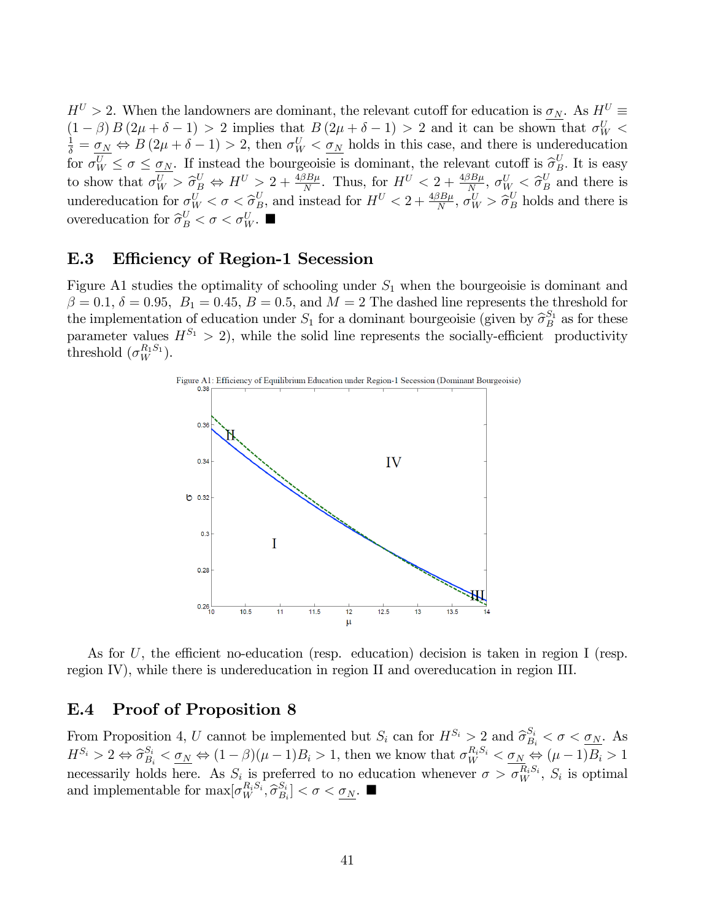$H^U > 2$. When the landowners are dominant, the relevant cutoff for education is $\underline{\sigma_N}$. As $H^U \equiv (1-\beta)\,B\,(2\mu+\delta-1) > 2$ implies that $B\,(2\mu+\delta-1) > 2$ and it can be shown that $\sigma_W^U < \frac{1}{\delta} = \underline{\sigma_N} \Leftrightarrow B\,(2\mu+\delta-1) > 2$, then $\sigma_W^U < \underline{\sigma_N}$ holds in this case, and there is undereducation for $\sigma_W^U \leq \sigma \leq \underline{\sigma_N}$. If instead the bourgeoisie is dominant, the relevant cutoff is $\widehat{\sigma}_B^U$. It is easy to show that $\sigma_W^U > \widehat{\sigma}_B^U \Leftrightarrow H^U > 2 + \frac{4\beta B\mu}{N}$. Thus, for $H^U < 2 + \frac{4\beta B\mu}{N}$, $\sigma_W^U < \widehat{\sigma}_B^U$ and there is undereducation for $\sigma_W^U < \sigma < \widehat{\sigma}_B^U$, and instead for $H^U < 2 + \frac{4\beta B\mu}{N}$, $\sigma_W^U > \widehat{\sigma}_B^U$ holds and there is overeducation for $\widehat{\sigma}_B^U < \sigma < \sigma_W^U$. ■

## E.3 Efficiency of Region-1 Secession

Figure A1 studies the optimality of schooling under $S_1$ when the bourgeoisie is dominant and $\beta = 0.1$, $\delta = 0.95$, $B_1 = 0.45$, $B = 0.5$, and $M = 2$ The dashed line represents the threshold for the implementation of education under $S_1$ for a dominant bourgeoisie (given by $\widehat{\sigma}_B^{S_1}$ as for these parameter values $H^{S_1} > 2$), while the solid line represents the socially-efficient productivity threshold ($\sigma_W^{R_1 S_1}$).

Figure A1: Efficiency of Equilibrium Education under Region-1 Secession (Dominant Bourgeoisie)

As for $U$, the efficient no-education (resp. education) decision is taken in region I (resp. region IV), while there is undereducation in region II and overeducation in region III.

## E.4 Proof of Proposition 8

From Proposition 4, $U$ cannot be implemented but $S_i$ can for $H^{S_i} > 2$ and $\widehat{\sigma}_{B_i}^{S_i} < \sigma < \underline{\sigma_N}$. As $H^{S_i} > 2 \Leftrightarrow \widehat{\sigma}_{B_i}^{S_i} < \underline{\sigma_N} \Leftrightarrow (1-\beta)(\mu-1)B_i > 1$, then we know that $\sigma_W^{R_i S_i} < \underline{\sigma_N} \Leftrightarrow (\mu-1)B_i > 1$ necessarily holds here. As $S_i$ is preferred to no education whenever $\sigma > \sigma_W^{R_i S_i}$, $S_i$ is optimal and implementable for $\max[\sigma_W^{R_i S_i}, \widehat{\sigma}_{B_i}^{S_i}] < \sigma < \underline{\sigma_N}$. ■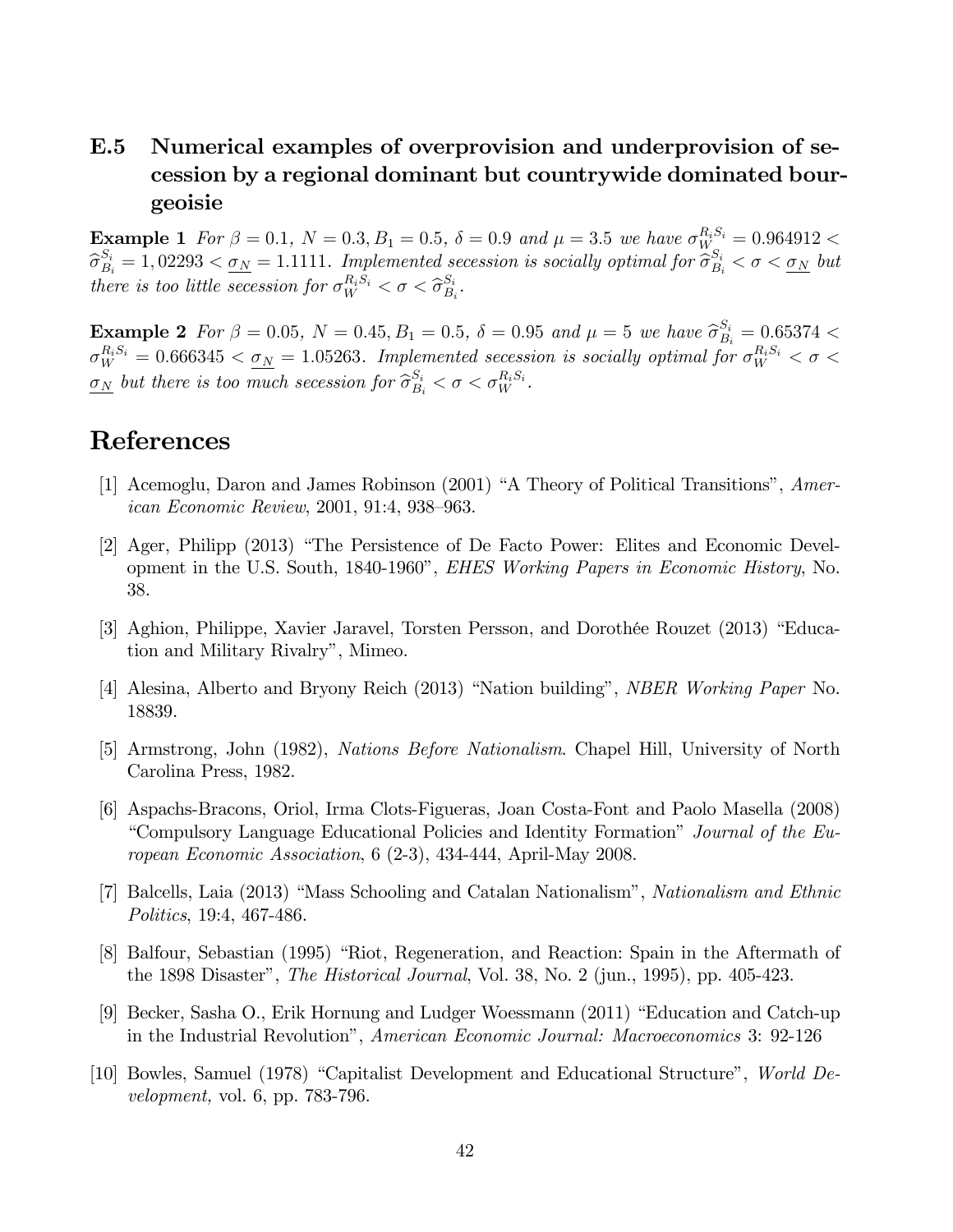## E.5 Numerical examples of overprovision and underprovision of secession by a regional dominant but countrywide dominated bourgeoisie

**Example 1** *For* $\beta = 0.1$*,* $N = 0.3, B_1 = 0.5$*,* $\delta = 0.9$ *and* $\mu = 3.5$ *we have* $\sigma_W^{R_i S_i} = 0.964912 < \widehat{\sigma}_{B_i}^{S_i} = 1,02293 < \underline{\sigma_N} = 1.1111$*. Implemented secession is socially optimal for* $\widehat{\sigma}_{B_i}^{S_i} < \sigma < \underline{\sigma_N}$ *but there is too little secession for* $\sigma_W^{R_i S_i} < \sigma < \widehat{\sigma}_{B_i}^{S_i}$*.*

**Example 2** *For* $\beta = 0.05$*,* $N = 0.45, B_1 = 0.5$*,* $\delta = 0.95$ *and* $\mu = 5$ *we have* $\widehat{\sigma}_{B_i}^{S_i} = 0.65374 < \sigma_W^{R_i S_i} = 0.666345 < \underline{\sigma_N} = 1.05263$*. Implemented secession is socially optimal for* $\sigma_W^{R_i S_i} < \sigma < \underline{\sigma_N}$ *but there is too much secession for* $\widehat{\sigma}_{B_i}^{S_i} < \sigma < \sigma_W^{R_i S_i}$*.*

# References

[1] Acemoglu, Daron and James Robinson (2001) "A Theory of Political Transitions", *American Economic Review*, 2001, 91:4, 938–963.

[2] Ager, Philipp (2013) "The Persistence of De Facto Power: Elites and Economic Development in the U.S. South, 1840-1960", *EHES Working Papers in Economic History*, No. 38.

[3] Aghion, Philippe, Xavier Jaravel, Torsten Persson, and Dorothée Rouzet (2013) "Education and Military Rivalry", Mimeo.

[4] Alesina, Alberto and Bryony Reich (2013) "Nation building", *NBER Working Paper* No. 18839.

[5] Armstrong, John (1982), *Nations Before Nationalism*. Chapel Hill, University of North Carolina Press, 1982.

[6] Aspachs-Bracons, Oriol, Irma Clots-Figueras, Joan Costa-Font and Paolo Masella (2008) "Compulsory Language Educational Policies and Identity Formation" *Journal of the European Economic Association*, 6 (2-3), 434-444, April-May 2008.

[7] Balcells, Laia (2013) "Mass Schooling and Catalan Nationalism", *Nationalism and Ethnic Politics*, 19:4, 467-486.

[8] Balfour, Sebastian (1995) "Riot, Regeneration, and Reaction: Spain in the Aftermath of the 1898 Disaster", *The Historical Journal*, Vol. 38, No. 2 (jun., 1995), pp. 405-423.

[9] Becker, Sasha O., Erik Hornung and Ludger Woessmann (2011) "Education and Catch-up in the Industrial Revolution", *American Economic Journal: Macroeconomics* 3: 92-126

[10] Bowles, Samuel (1978) "Capitalist Development and Educational Structure", *World Development,* vol. 6, pp. 783-796.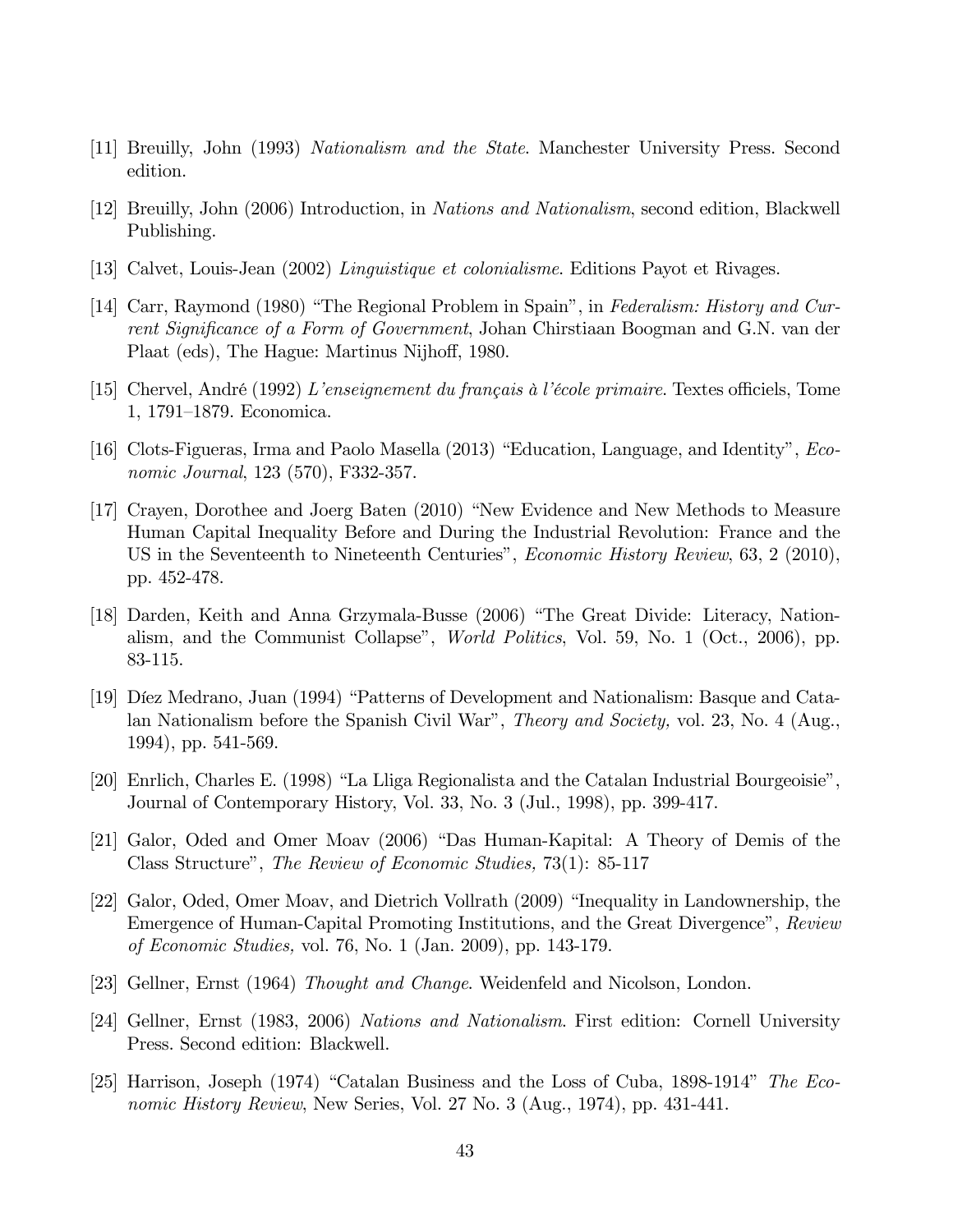[11] Breuilly, John (1993) *Nationalism and the State*. Manchester University Press. Second edition.

[12] Breuilly, John (2006) Introduction, in *Nations and Nationalism*, second edition, Blackwell Publishing.

[13] Calvet, Louis-Jean (2002) *Linguistique et colonialisme*. Editions Payot et Rivages.

[14] Carr, Raymond (1980) "The Regional Problem in Spain", in *Federalism: History and Current Significance of a Form of Government*, Johan Chirstiaan Boogman and G.N. van der Plaat (eds), The Hague: Martinus Nijhoff, 1980.

[15] Chervel, André (1992) *L'enseignement du français à l'école primaire*. Textes officiels, Tome 1, 1791–1879. Economica.

[16] Clots-Figueras, Irma and Paolo Masella (2013) "Education, Language, and Identity", *Economic Journal*, 123 (570), F332-357.

[17] Crayen, Dorothee and Joerg Baten (2010) "New Evidence and New Methods to Measure Human Capital Inequality Before and During the Industrial Revolution: France and the US in the Seventeenth to Nineteenth Centuries", *Economic History Review*, 63, 2 (2010), pp. 452-478.

[18] Darden, Keith and Anna Grzymala-Busse (2006) "The Great Divide: Literacy, Nationalism, and the Communist Collapse", *World Politics*, Vol. 59, No. 1 (Oct., 2006), pp. 83-115.

[19] Díez Medrano, Juan (1994) "Patterns of Development and Nationalism: Basque and Catalan Nationalism before the Spanish Civil War", *Theory and Society,* vol. 23, No. 4 (Aug., 1994), pp. 541-569.

[20] Enrlich, Charles E. (1998) "La Lliga Regionalista and the Catalan Industrial Bourgeoisie", Journal of Contemporary History, Vol. 33, No. 3 (Jul., 1998), pp. 399-417.

[21] Galor, Oded and Omer Moav (2006) "Das Human-Kapital: A Theory of Demis of the Class Structure", *The Review of Economic Studies,* 73(1): 85-117

[22] Galor, Oded, Omer Moav, and Dietrich Vollrath (2009) "Inequality in Landownership, the Emergence of Human-Capital Promoting Institutions, and the Great Divergence", *Review of Economic Studies,* vol. 76, No. 1 (Jan. 2009), pp. 143-179.

[23] Gellner, Ernst (1964) *Thought and Change*. Weidenfeld and Nicolson, London.

[24] Gellner, Ernst (1983, 2006) *Nations and Nationalism*. First edition: Cornell University Press. Second edition: Blackwell.

[25] Harrison, Joseph (1974) "Catalan Business and the Loss of Cuba, 1898-1914" *The Economic History Review*, New Series, Vol. 27 No. 3 (Aug., 1974), pp. 431-441.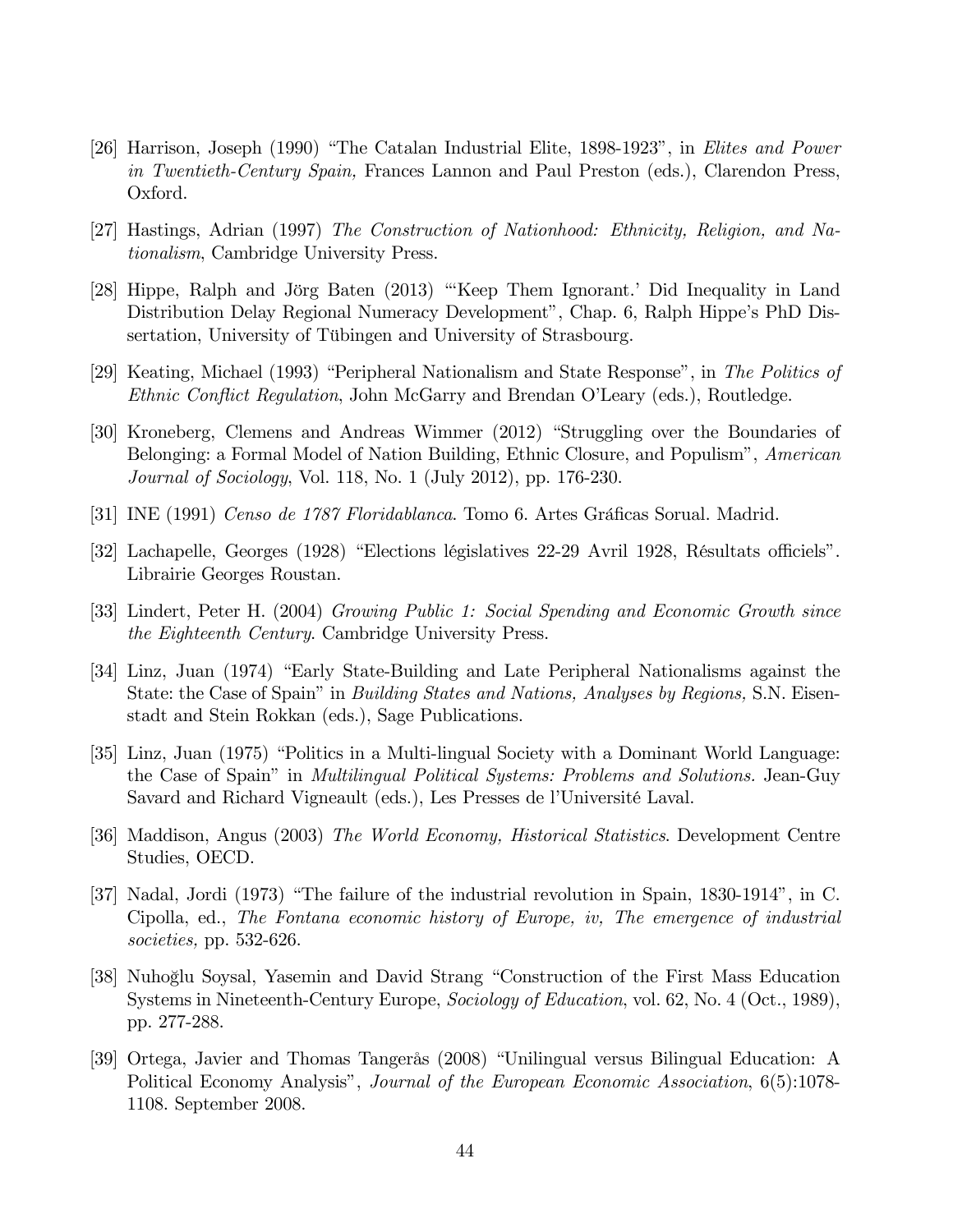[26] Harrison, Joseph (1990) "The Catalan Industrial Elite, 1898-1923", in *Elites and Power in Twentieth-Century Spain,* Frances Lannon and Paul Preston (eds.), Clarendon Press, Oxford.

[27] Hastings, Adrian (1997) *The Construction of Nationhood: Ethnicity, Religion, and Nationalism*, Cambridge University Press.

[28] Hippe, Ralph and Jörg Baten (2013) "'Keep Them Ignorant.' Did Inequality in Land Distribution Delay Regional Numeracy Development", Chap. 6, Ralph Hippe's PhD Dissertation, University of Tübingen and University of Strasbourg.

[29] Keating, Michael (1993) "Peripheral Nationalism and State Response", in *The Politics of Ethnic Conflict Regulation*, John McGarry and Brendan O'Leary (eds.), Routledge.

[30] Kroneberg, Clemens and Andreas Wimmer (2012) "Struggling over the Boundaries of Belonging: a Formal Model of Nation Building, Ethnic Closure, and Populism", *American Journal of Sociology*, Vol. 118, No. 1 (July 2012), pp. 176-230.

[31] INE (1991) *Censo de 1787 Floridablanca*. Tomo 6. Artes Gráficas Sorual. Madrid.

[32] Lachapelle, Georges (1928) "Elections législatives 22-29 Avril 1928, Résultats officiels". Librairie Georges Roustan.

[33] Lindert, Peter H. (2004) *Growing Public 1: Social Spending and Economic Growth since the Eighteenth Century*. Cambridge University Press.

[34] Linz, Juan (1974) "Early State-Building and Late Peripheral Nationalisms against the State: the Case of Spain" in *Building States and Nations, Analyses by Regions,* S.N. Eisenstadt and Stein Rokkan (eds.), Sage Publications.

[35] Linz, Juan (1975) "Politics in a Multi-lingual Society with a Dominant World Language: the Case of Spain" in *Multilingual Political Systems: Problems and Solutions.* Jean-Guy Savard and Richard Vigneault (eds.), Les Presses de l'Université Laval.

[36] Maddison, Angus (2003) *The World Economy, Historical Statistics*. Development Centre Studies, OECD.

[37] Nadal, Jordi (1973) "The failure of the industrial revolution in Spain, 1830-1914", in C. Cipolla, ed., *The Fontana economic history of Europe, iv, The emergence of industrial societies,* pp. 532-626.

[38] Nuhoğlu Soysal, Yasemin and David Strang "Construction of the First Mass Education Systems in Nineteenth-Century Europe, *Sociology of Education*, vol. 62, No. 4 (Oct., 1989), pp. 277-288.

[39] Ortega, Javier and Thomas Tangerås (2008) "Unilingual versus Bilingual Education: A Political Economy Analysis", *Journal of the European Economic Association*, 6(5):1078-1108. September 2008.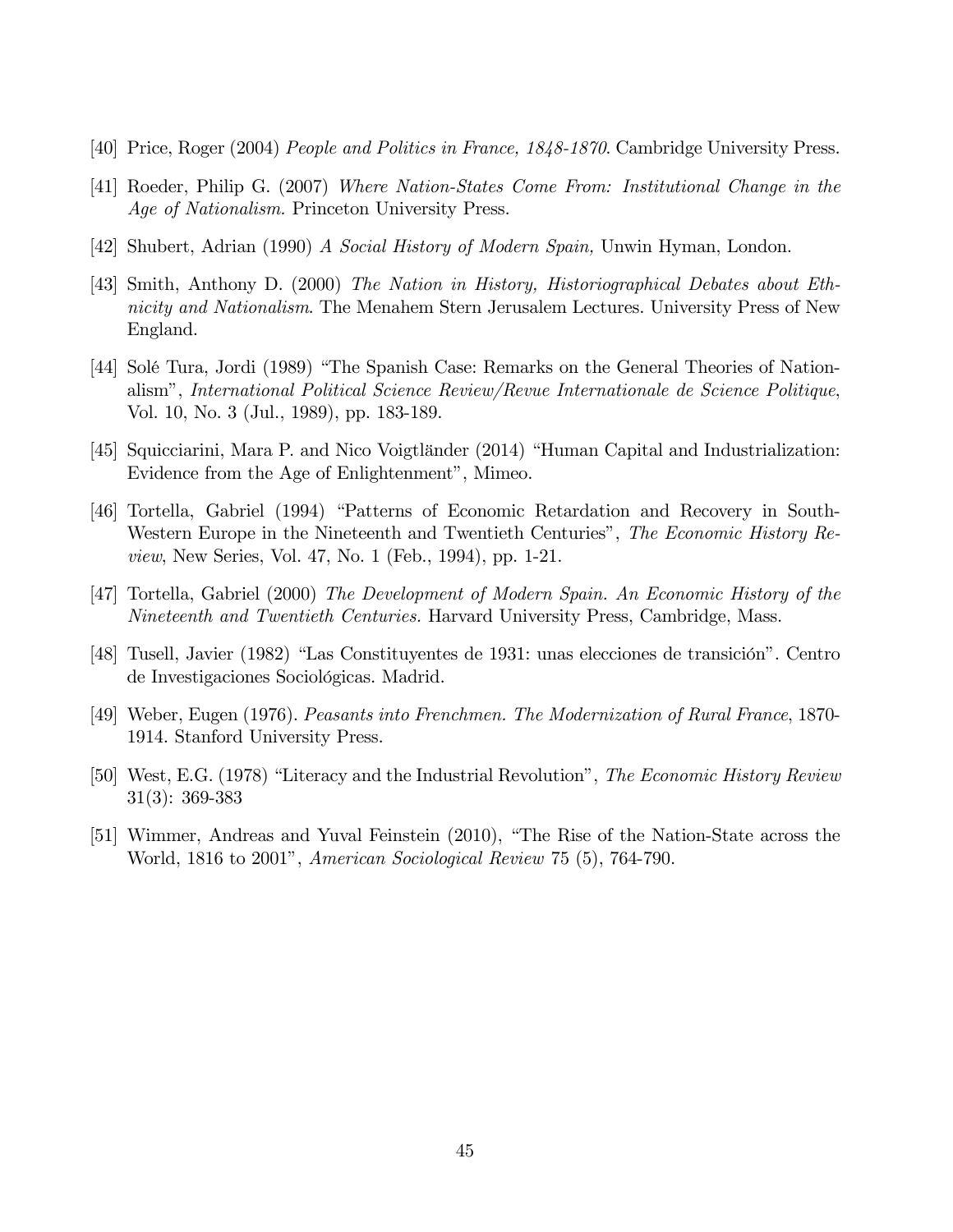[40] Price, Roger (2004) *People and Politics in France, 1848-1870*. Cambridge University Press.

[41] Roeder, Philip G. (2007) *Where Nation-States Come From: Institutional Change in the Age of Nationalism.* Princeton University Press.

[42] Shubert, Adrian (1990) *A Social History of Modern Spain,* Unwin Hyman, London.

[43] Smith, Anthony D. (2000) *The Nation in History, Historiographical Debates about Ethnicity and Nationalism*. The Menahem Stern Jerusalem Lectures. University Press of New England.

[44] Solé Tura, Jordi (1989) "The Spanish Case: Remarks on the General Theories of Nationalism", *International Political Science Review/Revue Internationale de Science Politique*, Vol. 10, No. 3 (Jul., 1989), pp. 183-189.

[45] Squicciarini, Mara P. and Nico Voigtländer (2014) "Human Capital and Industrialization: Evidence from the Age of Enlightenment", Mimeo.

[46] Tortella, Gabriel (1994) "Patterns of Economic Retardation and Recovery in South-Western Europe in the Nineteenth and Twentieth Centuries", *The Economic History Review*, New Series, Vol. 47, No. 1 (Feb., 1994), pp. 1-21.

[47] Tortella, Gabriel (2000) *The Development of Modern Spain. An Economic History of the Nineteenth and Twentieth Centuries.* Harvard University Press, Cambridge, Mass.

[48] Tusell, Javier (1982) "Las Constituyentes de 1931: unas elecciones de transición". Centro de Investigaciones Sociológicas. Madrid.

[49] Weber, Eugen (1976). *Peasants into Frenchmen. The Modernization of Rural France*, 1870-1914. Stanford University Press.

[50] West, E.G. (1978) "Literacy and the Industrial Revolution", *The Economic History Review* 31(3): 369-383

[51] Wimmer, Andreas and Yuval Feinstein (2010), "The Rise of the Nation-State across the World, 1816 to 2001", *American Sociological Review* 75 (5), 764-790.